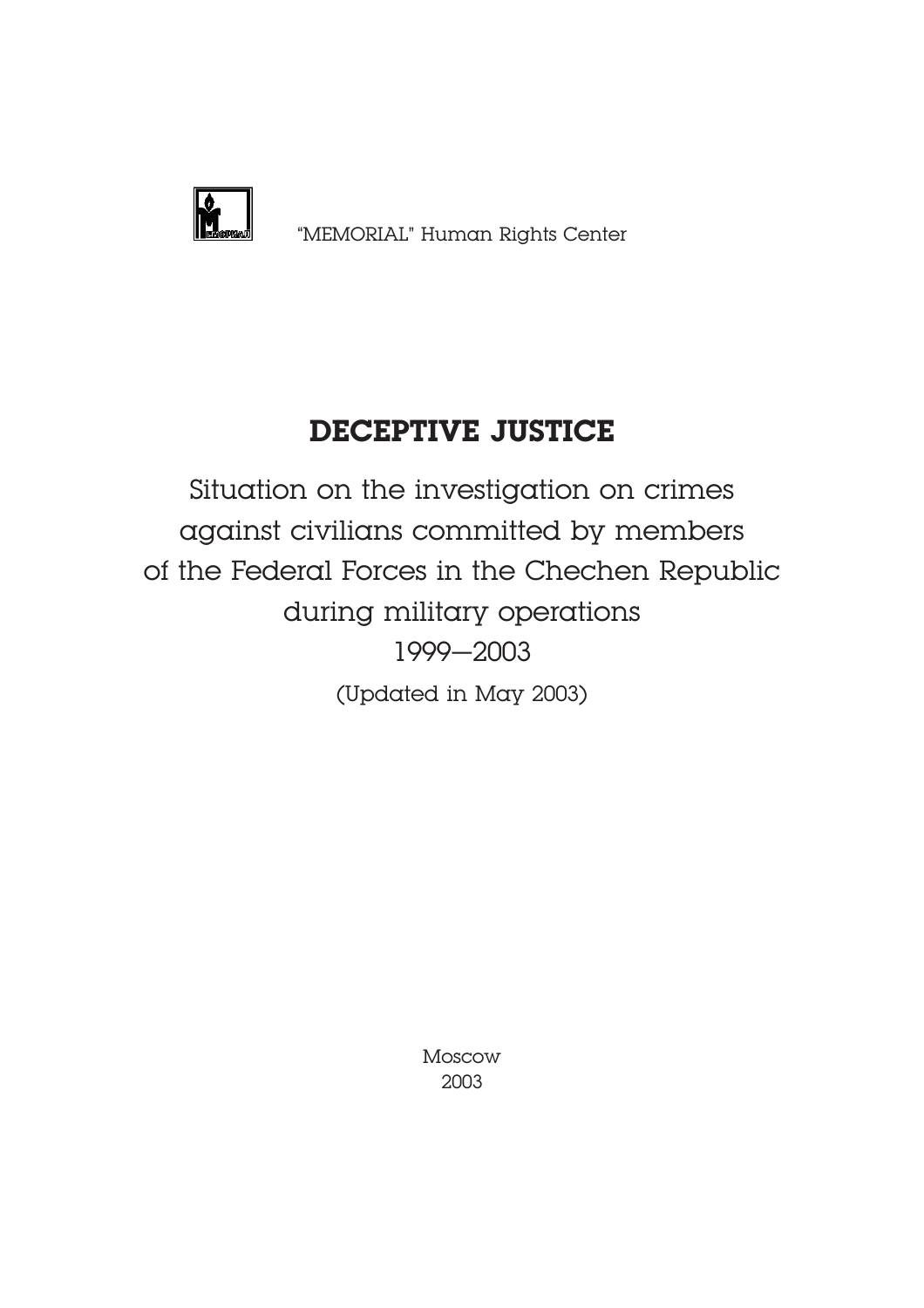"MEMORIAL" Human Rights Center

# DECEPTIVE JUSTICE

Situation on the investigation on crimes against civilians committed by members of the Federal Forces in the Chechen Republic during military operations

1999—2003

(Updated in May 2003)

Moscow
2003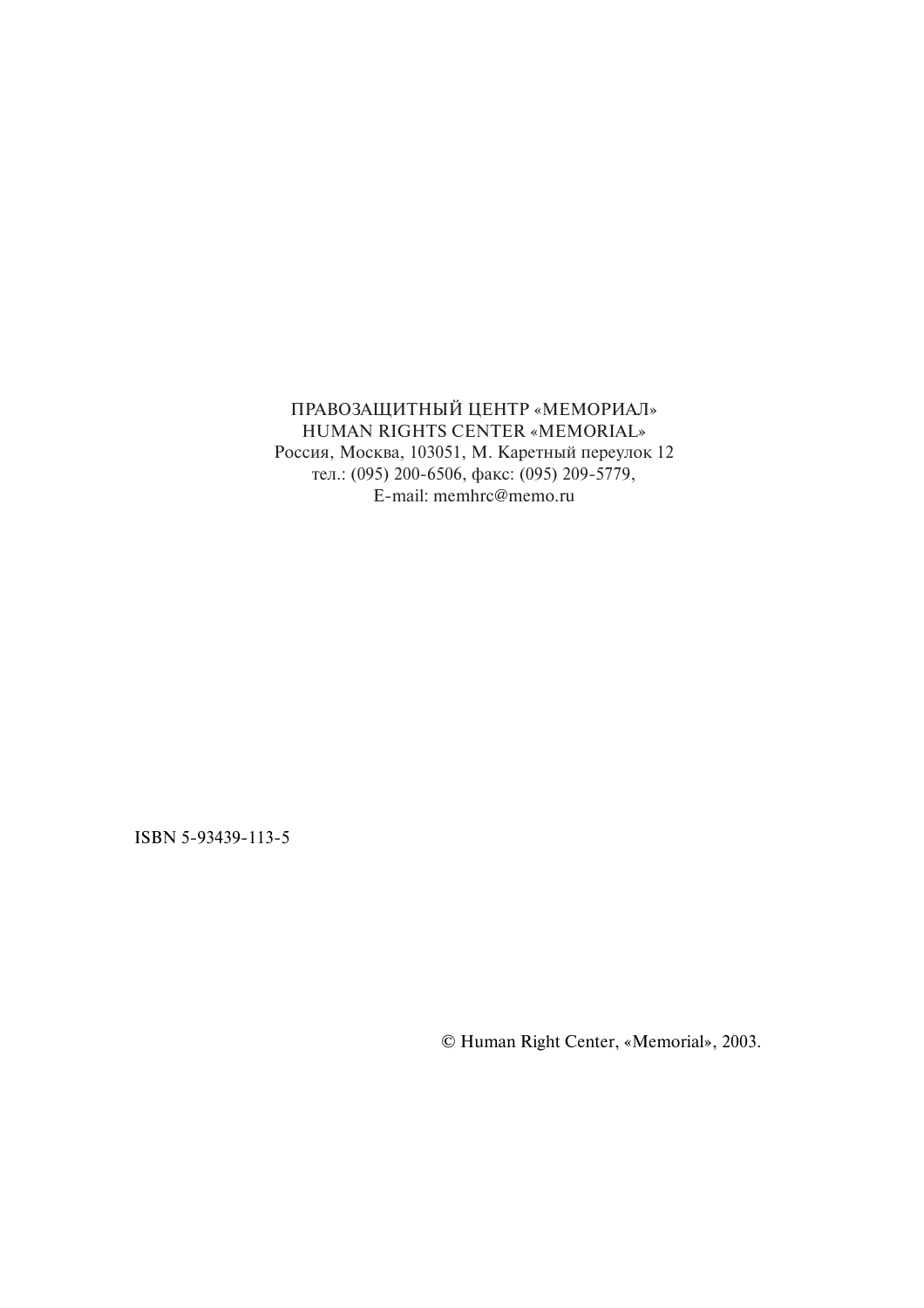ПРАВОЗАЩИТНЫЙ ЦЕНТР «МЕМОРИАЛ»
HUMAN RIGHTS CENTER «MEMORIAL»
Россия, Москва, 103051, М. Каретный переулок 12
тел.: (095) 200-6506, факс: (095) 209-5779,
E-mail: memhrc@memo.ru

ISBN 5-93439-113-5

© Human Right Center, «Memorial», 2003.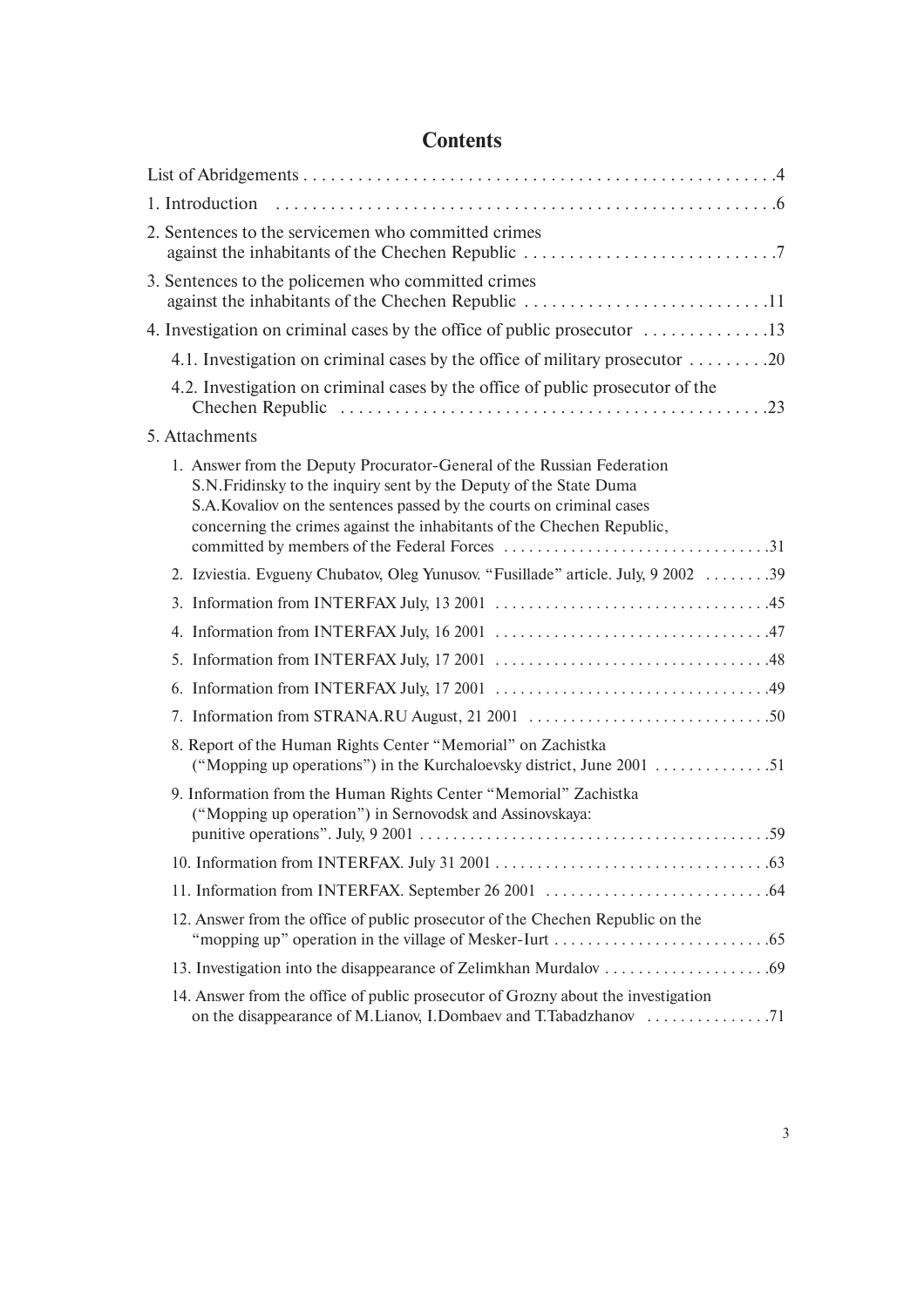# Contents

List of Abridgements . . . . . . . . . . . . . . . . . . . . . . . . . . . . . . . . . . . . . . . . . . . . . . . . . . . . .4

1. Introduction . . . . . . . . . . . . . . . . . . . . . . . . . . . . . . . . . . . . . . . . . . . . . . . . . . . . . .6

2. Sentences to the servicemen who committed crimes against the inhabitants of the Chechen Republic . . . . . . . . . . . . . . . . . . . . . . . . . . . .7

3. Sentences to the policemen who committed crimes against the inhabitants of the Chechen Republic . . . . . . . . . . . . . . . . . . . . . . . . . . .11

4. Investigation on criminal cases by the office of public prosecutor . . . . . . . . . . . . .13

   4.1. Investigation on criminal cases by the office of military prosecutor . . . . . . . . .20

   4.2. Investigation on criminal cases by the office of public prosecutor of the Chechen Republic . . . . . . . . . . . . . . . . . . . . . . . . . . . . . . . . . . . . . . . . . . . . . . .23

5. Attachments

   1. Answer from the Deputy Procurator-General of the Russian Federation S.N.Fridinsky to the inquiry sent by the Deputy of the State Duma S.A.Kovaliov on the sentences passed by the courts on criminal cases concerning the crimes against the inhabitants of the Chechen Republic, committed by members of the Federal Forces . . . . . . . . . . . . . . . . . . . . . . . . . . . . . . .31

   2. Izviestia. Evgueny Chubatov, Oleg Yunusov. "Fusillade" article. July, 9 2002 . . . . . . . .39

   3. Information from INTERFAX July, 13 2001 . . . . . . . . . . . . . . . . . . . . . . . . . . . . . . . .45

   4. Information from INTERFAX July, 16 2001 . . . . . . . . . . . . . . . . . . . . . . . . . . . . . . . .47

   5. Information from INTERFAX July, 17 2001 . . . . . . . . . . . . . . . . . . . . . . . . . . . . . . . .48

   6. Information from INTERFAX July, 17 2001 . . . . . . . . . . . . . . . . . . . . . . . . . . . . . . . .49

   7. Information from STRANA.RU August, 21 2001 . . . . . . . . . . . . . . . . . . . . . . . . . . . .50

   8. Report of the Human Rights Center "Memorial" on Zachistka ("Mopping up operations") in the Kurchaloevsky district, June 2001 . . . . . . . . . . . . .51

   9. Information from the Human Rights Center "Memorial" Zachistka ("Mopping up operation") in Sernovodsk and Assinovskaya: punitive operations". July, 9 2001 . . . . . . . . . . . . . . . . . . . . . . . . . . . . . . . . . . . . . . . . .59

   10. Information from INTERFAX. July 31 2001 . . . . . . . . . . . . . . . . . . . . . . . . . . . . . . . .63

   11. Information from INTERFAX. September 26 2001 . . . . . . . . . . . . . . . . . . . . . . . . . . .64

   12. Answer from the office of public prosecutor of the Chechen Republic on the "mopping up" operation in the village of Mesker-Iurt . . . . . . . . . . . . . . . . . . . . . . . . . .65

   13. Investigation into the disappearance of Zelimkhan Murdalov . . . . . . . . . . . . . . . . . . . .69

   14. Answer from the office of public prosecutor of Grozny about the investigation on the disappearance of M.Lianov, I.Dombaev and T.Tabadzhanov . . . . . . . . . . . . . . .71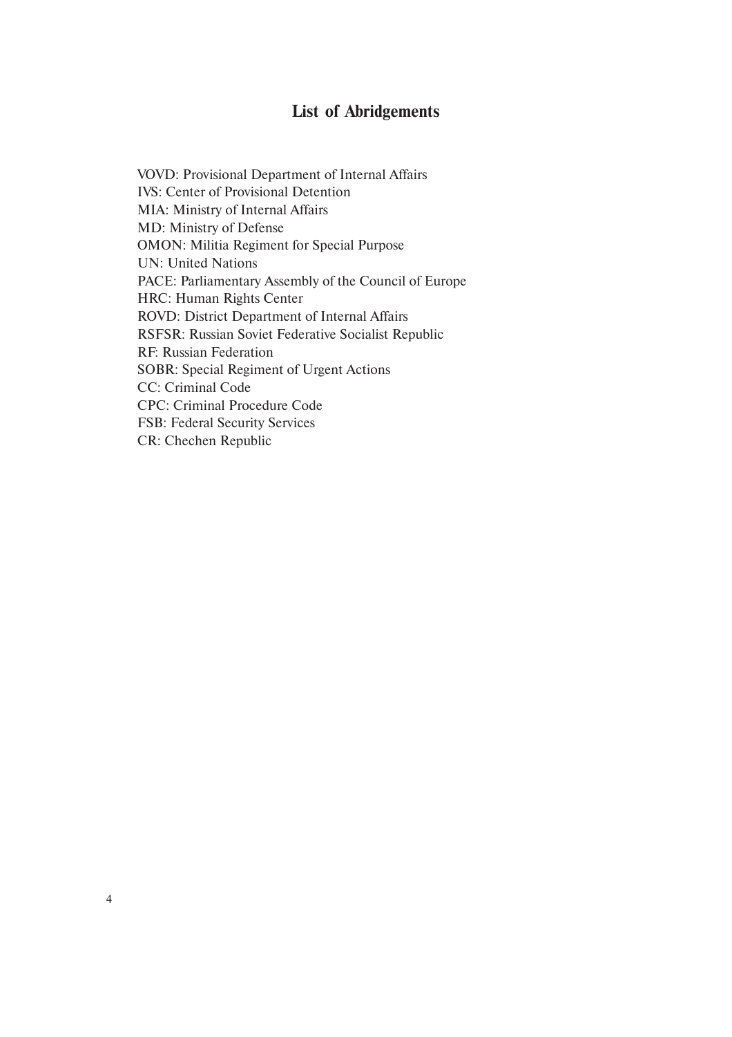## List of Abridgements

VOVD: Provisional Department of Internal Affairs
IVS: Center of Provisional Detention
MIA: Ministry of Internal Affairs
MD: Ministry of Defense
OMON: Militia Regiment for Special Purpose
UN: United Nations
PACE: Parliamentary Assembly of the Council of Europe
HRC: Human Rights Center
ROVD: District Department of Internal Affairs
RSFSR: Russian Soviet Federative Socialist Republic
RF: Russian Federation
SOBR: Special Regiment of Urgent Actions
CC: Criminal Code
CPC: Criminal Procedure Code
FSB: Federal Security Services
CR: Chechen Republic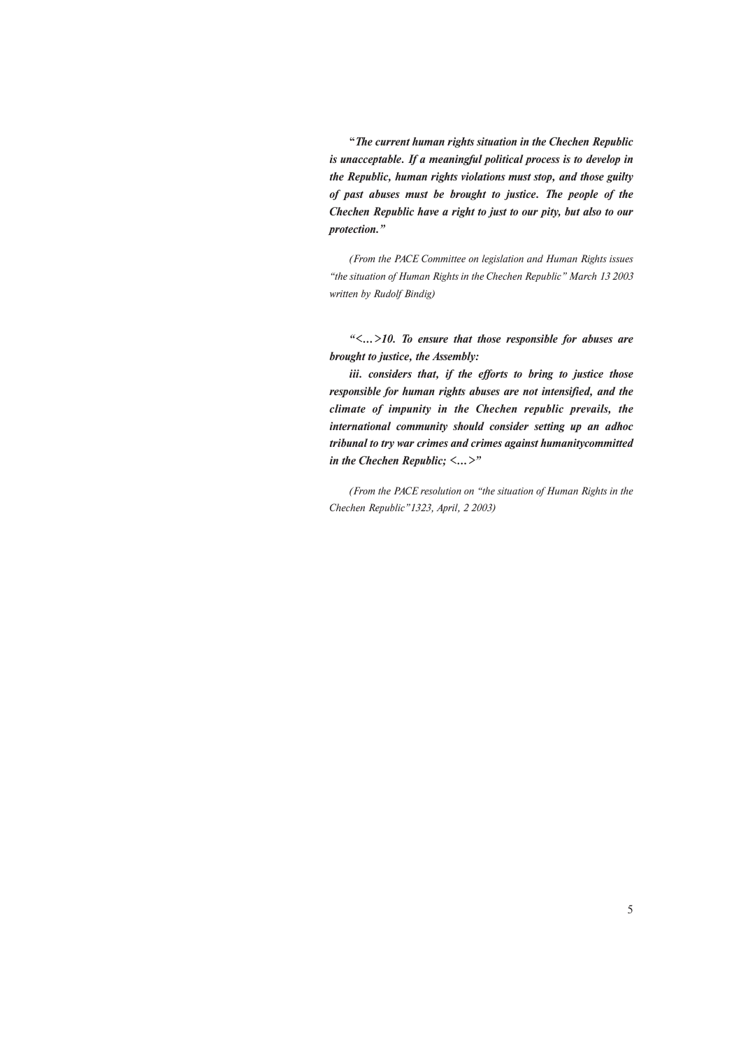"***The current human rights situation in the Chechen Republic is unacceptable. If a meaningful political process is to develop in the Republic, human rights violations must stop, and those guilty of past abuses must be brought to justice. The people of the Chechen Republic have a right to just to our pity, but also to our protection."***

*(From the PACE Committee on legislation and Human Rights issues "the situation of Human Rights in the Chechen Republic" March 13 2003 written by Rudolf Bindig)*

***"<…>10. To ensure that those responsible for abuses are brought to justice, the Assembly:***

***iii. considers that, if the efforts to bring to justice those responsible for human rights abuses are not intensified, and the climate of impunity in the Chechen republic prevails, the international community should consider setting up an adhoc tribunal to try war crimes and crimes against humanitycommitted in the Chechen Republic; <…>"***

*(From the PACE resolution on "the situation of Human Rights in the Chechen Republic"1323, April, 2 2003)*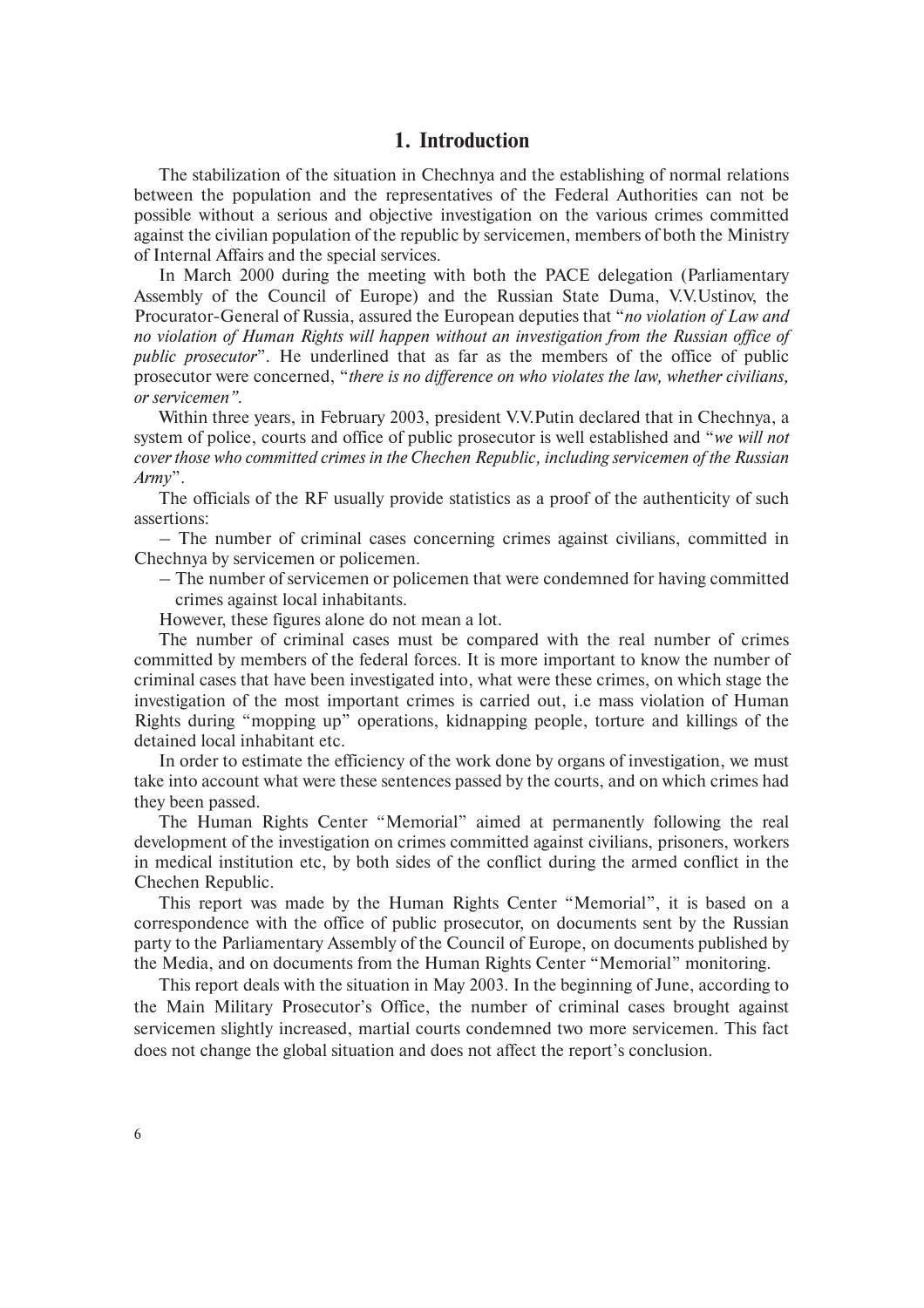# 1. Introduction

The stabilization of the situation in Chechnya and the establishing of normal relations between the population and the representatives of the Federal Authorities can not be possible without a serious and objective investigation on the various crimes committed against the civilian population of the republic by servicemen, members of both the Ministry of Internal Affairs and the special services.

In March 2000 during the meeting with both the PACE delegation (Parliamentary Assembly of the Council of Europe) and the Russian State Duma, V.V.Ustinov, the Procurator-General of Russia, assured the European deputies that "*no violation of Law and no violation of Human Rights will happen without an investigation from the Russian office of public prosecutor*". He underlined that as far as the members of the office of public prosecutor were concerned, "*there is no difference on who violates the law, whether civilians, or servicemen".*

Within three years, in February 2003, president V.V.Putin declared that in Chechnya, a system of police, courts and office of public prosecutor is well established and "*we will not cover those who committed crimes in the Chechen Republic, including servicemen of the Russian Army*".

The officials of the RF usually provide statistics as a proof of the authenticity of such assertions:

– The number of criminal cases concerning crimes against civilians, committed in Chechnya by servicemen or policemen.

– The number of servicemen or policemen that were condemned for having committed crimes against local inhabitants.

However, these figures alone do not mean a lot.

The number of criminal cases must be compared with the real number of crimes committed by members of the federal forces. It is more important to know the number of criminal cases that have been investigated into, what were these crimes, on which stage the investigation of the most important crimes is carried out, i.e mass violation of Human Rights during "mopping up" operations, kidnapping people, torture and killings of the detained local inhabitant etc.

In order to estimate the efficiency of the work done by organs of investigation, we must take into account what were these sentences passed by the courts, and on which crimes had they been passed.

The Human Rights Center "Memorial" aimed at permanently following the real development of the investigation on crimes committed against civilians, prisoners, workers in medical institution etc, by both sides of the conflict during the armed conflict in the Chechen Republic.

This report was made by the Human Rights Center "Memorial", it is based on a correspondence with the office of public prosecutor, on documents sent by the Russian party to the Parliamentary Assembly of the Council of Europe, on documents published by the Media, and on documents from the Human Rights Center "Memorial" monitoring.

This report deals with the situation in May 2003. In the beginning of June, according to the Main Military Prosecutor's Office, the number of criminal cases brought against servicemen slightly increased, martial courts condemned two more servicemen. This fact does not change the global situation and does not affect the report's conclusion.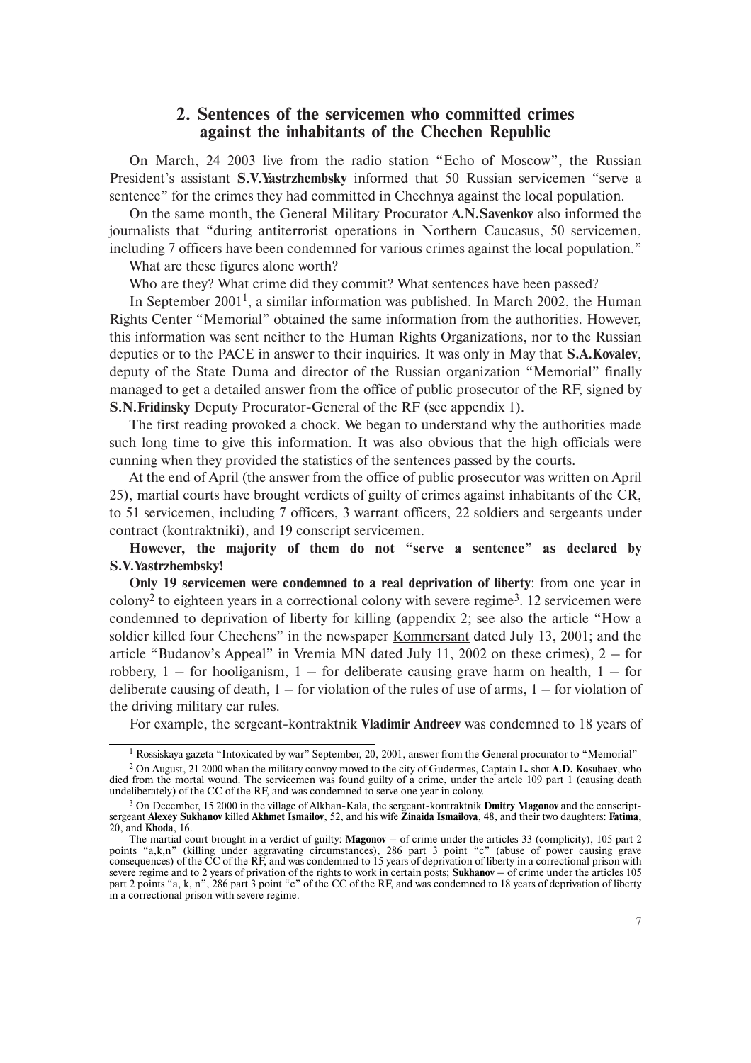## 2. Sentences of the servicemen who committed crimes against the inhabitants of the Chechen Republic

On March, 24 2003 live from the radio station "Echo of Moscow", the Russian President's assistant **S.V.Yastrzhembsky** informed that 50 Russian servicemen "serve a sentence" for the crimes they had committed in Chechnya against the local population.

On the same month, the General Military Procurator **A.N.Savenkov** also informed the journalists that "during antiterrorist operations in Northern Caucasus, 50 servicemen, including 7 officers have been condemned for various crimes against the local population."

What are these figures alone worth?

Who are they? What crime did they commit? What sentences have been passed?

In September 2001[1], a similar information was published. In March 2002, the Human Rights Center "Memorial" obtained the same information from the authorities. However, this information was sent neither to the Human Rights Organizations, nor to the Russian deputies or to the PACE in answer to their inquiries. It was only in May that **S.A.Kovalev**, deputy of the State Duma and director of the Russian organization "Memorial" finally managed to get a detailed answer from the office of public prosecutor of the RF, signed by **S.N.Fridinsky** Deputy Procurator-General of the RF (see appendix 1).

The first reading provoked a chock. We began to understand why the authorities made such long time to give this information. It was also obvious that the high officials were cunning when they provided the statistics of the sentences passed by the courts.

At the end of April (the answer from the office of public prosecutor was written on April 25), martial courts have brought verdicts of guilty of crimes against inhabitants of the CR, to 51 servicemen, including 7 officers, 3 warrant officers, 22 soldiers and sergeants under contract (kontraktniki), and 19 conscript servicemen.

**However, the majority of them do not "serve a sentence" as declared by S.V.Yastrzhembsky!**

**Only 19 servicemen were condemned to a real deprivation of liberty**: from one year in colony[2] to eighteen years in a correctional colony with severe regime[3]. 12 servicemen were condemned to deprivation of liberty for killing (appendix 2; see also the article "How a soldier killed four Chechens" in the newspaper Kommersant dated July 13, 2001; and the article "Budanov's Appeal" in Vremia MN dated July 11, 2002 on these crimes), 2 – for robbery, 1 – for hooliganism, 1 – for deliberate causing grave harm on health, 1 – for deliberate causing of death, 1 – for violation of the rules of use of arms, 1 – for violation of the driving military car rules.

For example, the sergeant-kontraktnik **Vladimir Andreev** was condemned to 18 years of

---

[1] Rossiskaya gazeta "Intoxicated by war" September, 20, 2001, answer from the General procurator to "Memorial"

[2] On August, 21 2000 when the military convoy moved to the city of Gudermes, Captain **L.** shot **A.D. Kosubaev**, who died from the mortal wound. The servicemen was found guilty of a crime, under the artcle 109 part 1 (causing death undeliberately) of the CC of the RF, and was condemned to serve one year in colony.

[3] On December, 15 2000 in the village of Alkhan-Kala, the sergeant-kontraktnik **Dmitry Magonov** and the conscript-sergeant **Alexey Sukhanov** killed **Akhmet Ismailov**, 52, and his wife **Zinaida Ismailova**, 48, and their two daughters: **Fatima**, 20, and **Khoda**, 16.

The martial court brought in a verdict of guilty: **Magonov** – of crime under the articles 33 (complicity), 105 part 2 points "a,k,n" (killing under aggravating circumstances), 286 part 3 point "c" (abuse of power causing grave consequences) of the CC of the RF, and was condemned to 15 years of deprivation of liberty in a correctional prison with severe regime and to 2 years of privation of the rights to work in certain posts; **Sukhanov** – of crime under the articles 105 part 2 points "a, k, n", 286 part 3 point "c" of the CC of the RF, and was condemned to 18 years of deprivation of liberty in a correctional prison with severe regime.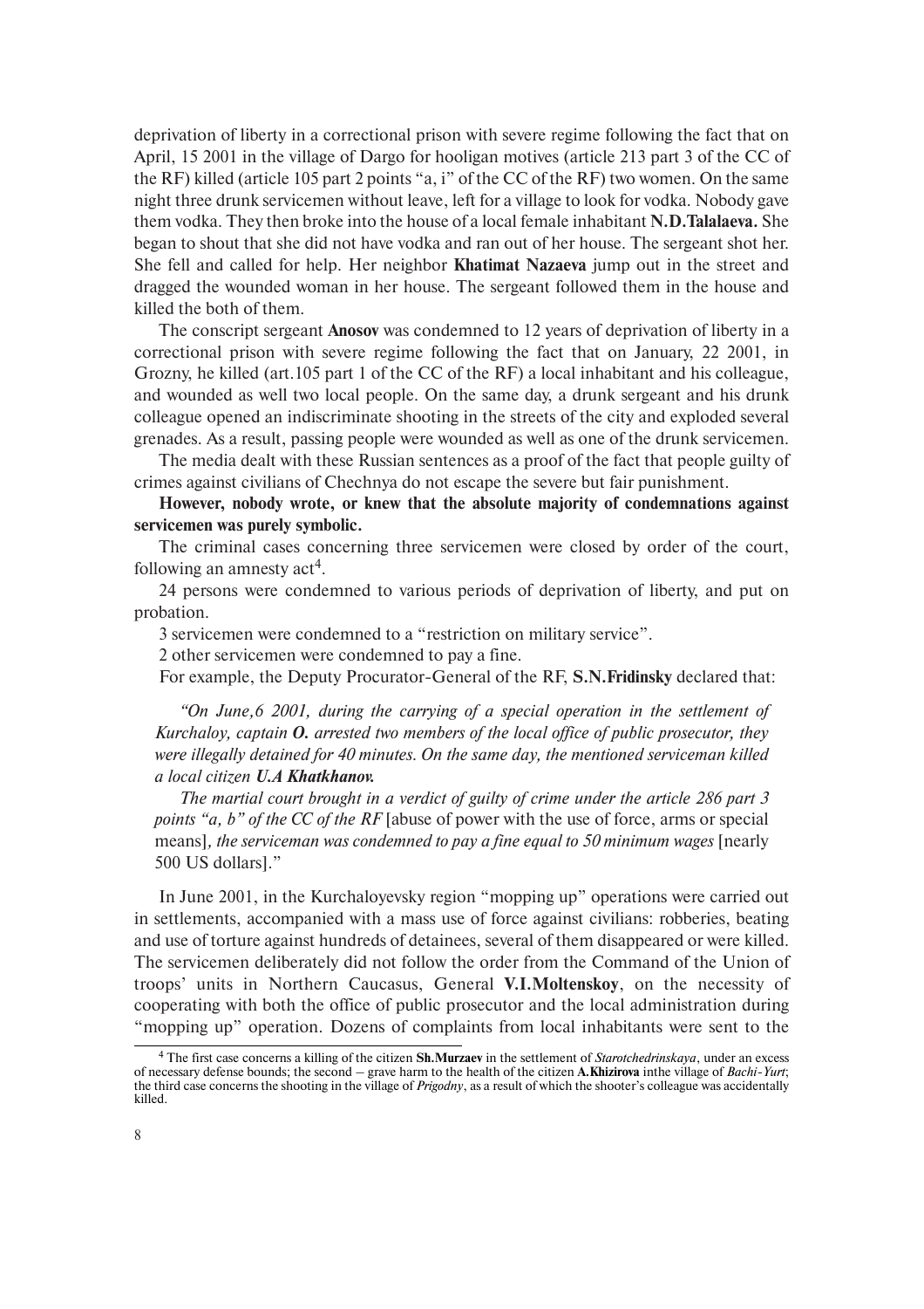deprivation of liberty in a correctional prison with severe regime following the fact that on April, 15 2001 in the village of Dargo for hooligan motives (article 213 part 3 of the CC of the RF) killed (article 105 part 2 points "a, i" of the CC of the RF) two women. On the same night three drunk servicemen without leave, left for a village to look for vodka. Nobody gave them vodka. They then broke into the house of a local female inhabitant **N.D.Talalaeva.** She began to shout that she did not have vodka and ran out of her house. The sergeant shot her. She fell and called for help. Her neighbor **Khatimat Nazaeva** jump out in the street and dragged the wounded woman in her house. The sergeant followed them in the house and killed the both of them.

The conscript sergeant **Anosov** was condemned to 12 years of deprivation of liberty in a correctional prison with severe regime following the fact that on January, 22 2001, in Grozny, he killed (art.105 part 1 of the CC of the RF) a local inhabitant and his colleague, and wounded as well two local people. On the same day, a drunk sergeant and his drunk colleague opened an indiscriminate shooting in the streets of the city and exploded several grenades. As a result, passing people were wounded as well as one of the drunk servicemen.

The media dealt with these Russian sentences as a proof of the fact that people guilty of crimes against civilians of Chechnya do not escape the severe but fair punishment.

**However, nobody wrote, or knew that the absolute majority of condemnations against servicemen was purely symbolic.**

The criminal cases concerning three servicemen were closed by order of the court, following an amnesty act[4].

24 persons were condemned to various periods of deprivation of liberty, and put on probation.

3 servicemen were condemned to a "restriction on military service".

2 other servicemen were condemned to pay a fine.

For example, the Deputy Procurator-General of the RF, **S.N.Fridinsky** declared that:

> *"On June,6 2001, during the carrying of a special operation in the settlement of Kurchaloy, captain **O.** arrested two members of the local office of public prosecutor, they were illegally detained for 40 minutes. On the same day, the mentioned serviceman killed a local citizen **U.A Khatkhanov.***
>
> *The martial court brought in a verdict of guilty of crime under the article 286 part 3 points "a, b" of the CC of the RF* [abuse of power with the use of force, arms or special means]*, the serviceman was condemned to pay a fine equal to 50 minimum wages* [nearly 500 US dollars]."

In June 2001, in the Kurchaloyevsky region "mopping up" operations were carried out in settlements, accompanied with a mass use of force against civilians: robberies, beating and use of torture against hundreds of detainees, several of them disappeared or were killed. The servicemen deliberately did not follow the order from the Command of the Union of troops' units in Northern Caucasus, General **V.I.Moltenskoy**, on the necessity of cooperating with both the office of public prosecutor and the local administration during "mopping up" operation. Dozens of complaints from local inhabitants were sent to the

---

[4] The first case concerns a killing of the citizen **Sh.Murzaev** in the settlement of *Starotchedrinskaya*, under an excess of necessary defense bounds; the second – grave harm to the health of the citizen **A.Khizirova** inthe village of *Bachi-Yurt*; the third case concerns the shooting in the village of *Prigodny*, as a result of which the shooter's colleague was accidentally killed.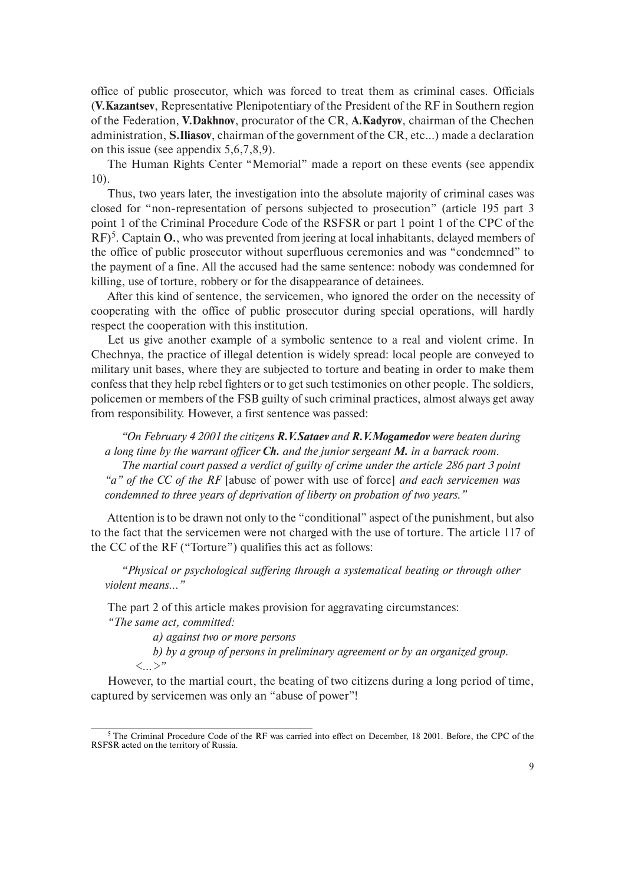office of public prosecutor, which was forced to treat them as criminal cases. Officials (**V.Kazantsev**, Representative Plenipotentiary of the President of the RF in Southern region of the Federation, **V.Dakhnov**, procurator of the CR, **A.Kadyrov**, chairman of the Chechen administration, **S.Iliasov**, chairman of the government of the CR, etc...) made a declaration on this issue (see appendix 5,6,7,8,9).

The Human Rights Center "Memorial" made a report on these events (see appendix 10).

Thus, two years later, the investigation into the absolute majority of criminal cases was closed for "non-representation of persons subjected to prosecution" (article 195 part 3 point 1 of the Criminal Procedure Code of the RSFSR or part 1 point 1 of the CPC of the RF)[5]. Captain **O.**, who was prevented from jeering at local inhabitants, delayed members of the office of public prosecutor without superfluous ceremonies and was "condemned" to the payment of a fine. All the accused had the same sentence: nobody was condemned for killing, use of torture, robbery or for the disappearance of detainees.

After this kind of sentence, the servicemen, who ignored the order on the necessity of cooperating with the office of public prosecutor during special operations, will hardly respect the cooperation with this institution.

Let us give another example of a symbolic sentence to a real and violent crime. In Chechnya, the practice of illegal detention is widely spread: local people are conveyed to military unit bases, where they are subjected to torture and beating in order to make them confess that they help rebel fighters or to get such testimonies on other people. The soldiers, policemen or members of the FSB guilty of such criminal practices, almost always get away from responsibility. However, a first sentence was passed:

> *"On February 4 2001 the citizens **R.V.Sataev** and **R.V.Mogamedov** were beaten during a long time by the warrant officer **Ch.** and the junior sergeant **M.** in a barrack room.*
>
> *The martial court passed a verdict of guilty of crime under the article 286 part 3 point "a" of the CC of the RF* [abuse of power with use of force] *and each servicemen was condemned to three years of deprivation of liberty on probation of two years."*

Attention is to be drawn not only to the "conditional" aspect of the punishment, but also to the fact that the servicemen were not charged with the use of torture. The article 117 of the CC of the RF ("Torture") qualifies this act as follows:

> *"Physical or psychological suffering through a systematical beating or through other violent means..."*

The part 2 of this article makes provision for aggravating circumstances:

*"The same act, committed:*

*a) against two or more persons*

*b) by a group of persons in preliminary agreement or by an organized group.*

*<...>"*

However, to the martial court, the beating of two citizens during a long period of time, captured by servicemen was only an "abuse of power"!

---

[5] The Criminal Procedure Code of the RF was carried into effect on December, 18 2001. Before, the CPC of the RSFSR acted on the territory of Russia.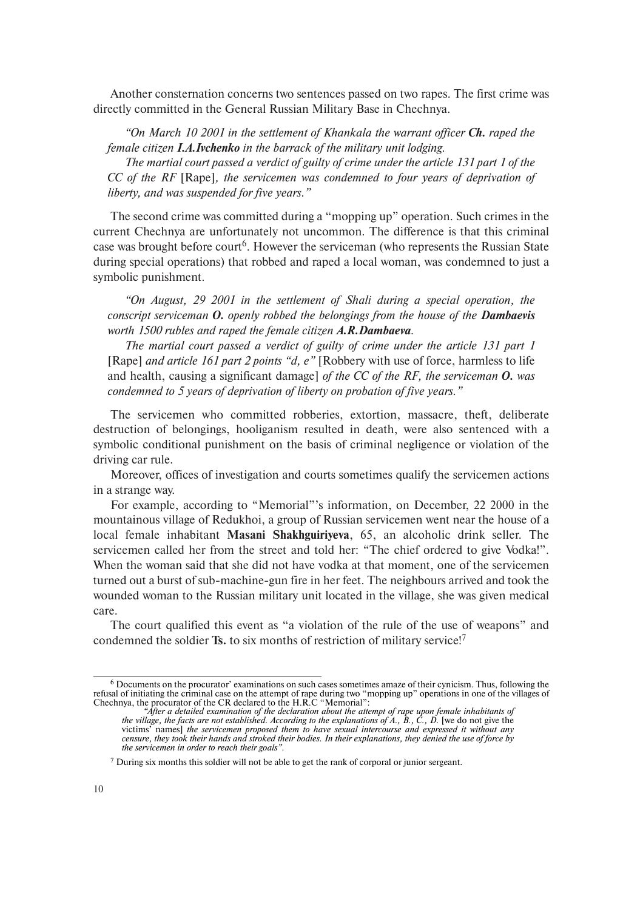Another consternation concerns two sentences passed on two rapes. The first crime was directly committed in the General Russian Military Base in Chechnya.

> *"On March 10 2001 in the settlement of Khankala the warrant officer **Ch.** raped the female citizen **I.A.Ivchenko** in the barrack of the military unit lodging.*
>
> *The martial court passed a verdict of guilty of crime under the article 131 part 1 of the CC of the RF* [Rape]*, the servicemen was condemned to four years of deprivation of liberty, and was suspended for five years."*

The second crime was committed during a "mopping up" operation. Such crimes in the current Chechnya are unfortunately not uncommon. The difference is that this criminal case was brought before court[6]. However the serviceman (who represents the Russian State during special operations) that robbed and raped a local woman, was condemned to just a symbolic punishment.

> *"On August, 29 2001 in the settlement of Shali during a special operation, the conscript serviceman **O.** openly robbed the belongings from the house of the **Dambaevis** worth 1500 rubles and raped the female citizen **A.R.Dambaeva**.*
>
> *The martial court passed a verdict of guilty of crime under the article 131 part 1* [Rape] *and article 161 part 2 points "d, e"* [Robbery with use of force, harmless to life and health, causing a significant damage] *of the CC of the RF, the serviceman **O.** was condemned to 5 years of deprivation of liberty on probation of five years."*

The servicemen who committed robberies, extortion, massacre, theft, deliberate destruction of belongings, hooliganism resulted in death, were also sentenced with a symbolic conditional punishment on the basis of criminal negligence or violation of the driving car rule.

Moreover, offices of investigation and courts sometimes qualify the servicemen actions in a strange way.

For example, according to "Memorial"'s information, on December, 22 2000 in the mountainous village of Redukhoi, a group of Russian servicemen went near the house of a local female inhabitant **Masani Shakhguiriyeva**, 65, an alcoholic drink seller. The servicemen called her from the street and told her: "The chief ordered to give Vodka!". When the woman said that she did not have vodka at that moment, one of the servicemen turned out a burst of sub-machine-gun fire in her feet. The neighbours arrived and took the wounded woman to the Russian military unit located in the village, she was given medical care.

The court qualified this event as "a violation of the rule of the use of weapons" and condemned the soldier **Ts.** to six months of restriction of military service![7]

---

[6] Documents on the procurator' examinations on such cases sometimes amaze of their cynicism. Thus, following the refusal of initiating the criminal case on the attempt of rape during two "mopping up" operations in one of the villages of Chechnya, the procurator of the CR declared to the H.R.C "Memorial":

> *"After a detailed examination of the declaration about the attempt of rape upon female inhabitants of the village, the facts are not established. According to the explanations of A., B., C., D.* [we do not give the victims' names] *the servicemen proposed them to have sexual intercourse and expressed it without any censure, they took their hands and stroked their bodies. In their explanations, they denied the use of force by the servicemen in order to reach their goals".*

[7] During six months this soldier will not be able to get the rank of corporal or junior sergeant.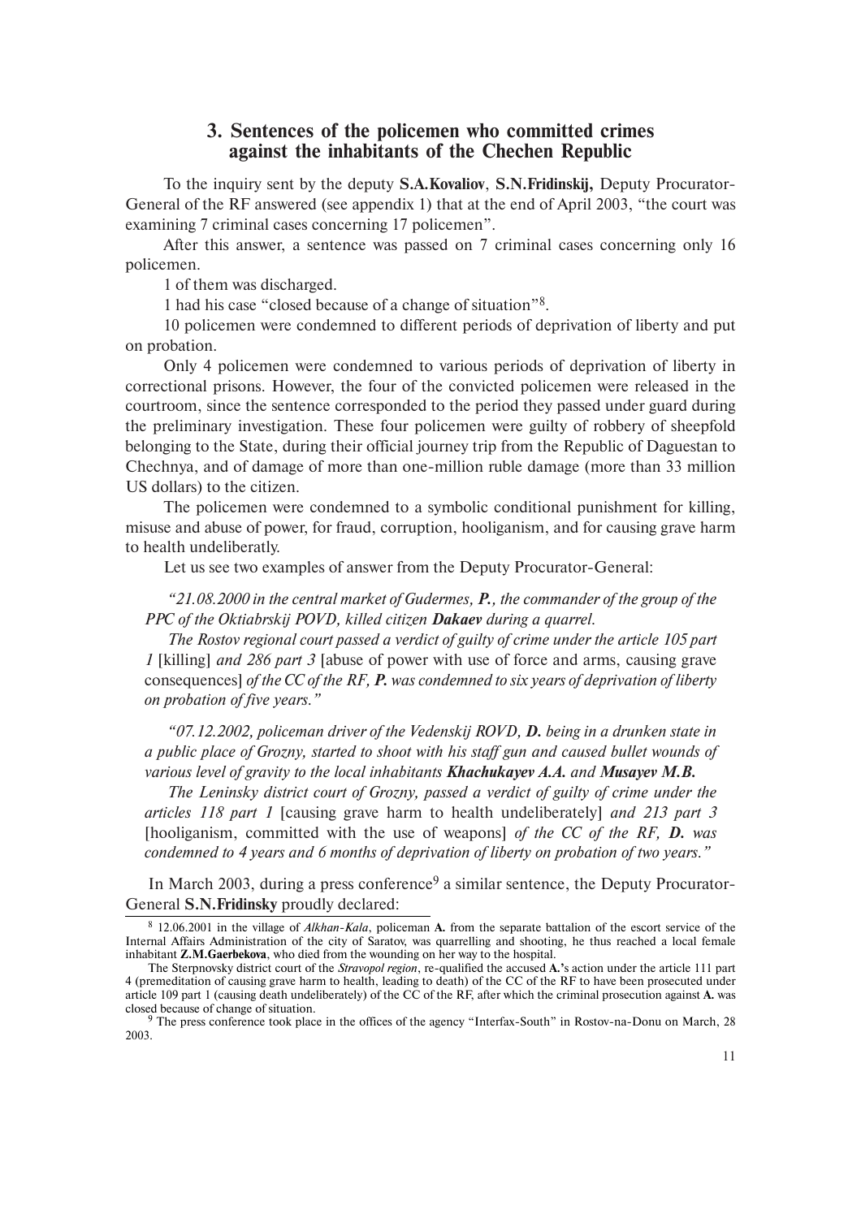## 3. Sentences of the policemen who committed crimes against the inhabitants of the Chechen Republic

To the inquiry sent by the deputy **S.A.Kovaliov**, **S.N.Fridinskij,** Deputy Procurator-General of the RF answered (see appendix 1) that at the end of April 2003, “the court was examining 7 criminal cases concerning 17 policemen”.

After this answer, a sentence was passed on 7 criminal cases concerning only 16 policemen.

1 of them was discharged.

1 had his case “closed because of a change of situation”[8].

10 policemen were condemned to different periods of deprivation of liberty and put on probation.

Only 4 policemen were condemned to various periods of deprivation of liberty in correctional prisons. However, the four of the convicted policemen were released in the courtroom, since the sentence corresponded to the period they passed under guard during the preliminary investigation. These four policemen were guilty of robbery of sheepfold belonging to the State, during their official journey trip from the Republic of Daguestan to Chechnya, and of damage of more than one-million ruble damage (more than 33 million US dollars) to the citizen.

The policemen were condemned to a symbolic conditional punishment for killing, misuse and abuse of power, for fraud, corruption, hooliganism, and for causing grave harm to health undeliberatly.

Let us see two examples of answer from the Deputy Procurator-General:

*“21.08.2000 in the central market of Gudermes, **P.**, the commander of the group of the PPC of the Oktiabrskij POVD, killed citizen **Dakaev** during a quarrel.*

*The Rostov regional court passed a verdict of guilty of crime under the article 105 part 1* [killing] *and 286 part 3* [abuse of power with use of force and arms, causing grave consequences] *of the CC of the RF, **P.** was condemned to six years of deprivation of liberty on probation of five years.”*

*“07.12.2002, policeman driver of the Vedenskij ROVD, **D.** being in a drunken state in a public place of Grozny, started to shoot with his staff gun and caused bullet wounds of various level of gravity to the local inhabitants **Khachukayev A.A.** and **Musayev M.B.***

*The Leninsky district court of Grozny, passed a verdict of guilty of crime under the articles 118 part 1* [causing grave harm to health undeliberately] *and 213 part 3* [hooliganism, committed with the use of weapons] *of the CC of the RF, **D.** was condemned to 4 years and 6 months of deprivation of liberty on probation of two years.”*

In March 2003, during a press conference[9] a similar sentence, the Deputy Procurator-General **S.N.Fridinsky** proudly declared:

---

[8] 12.06.2001 in the village of *Alkhan-Kala*, policeman **A.** from the separate battalion of the escort service of the Internal Affairs Administration of the city of Saratov, was quarrelling and shooting, he thus reached a local female inhabitant **Z.M.Gaerbekova**, who died from the wounding on her way to the hospital.

The Sterpnovsky district court of the *Stravopol region*, re-qualified the accused **A.**’s action under the article 111 part 4 (premeditation of causing grave harm to health, leading to death) of the CC of the RF to have been prosecuted under article 109 part 1 (causing death undeliberately) of the CC of the RF, after which the criminal prosecution against **A.** was closed because of change of situation.

[9] The press conference took place in the offices of the agency “Interfax-South” in Rostov-na-Donu on March, 28 2003.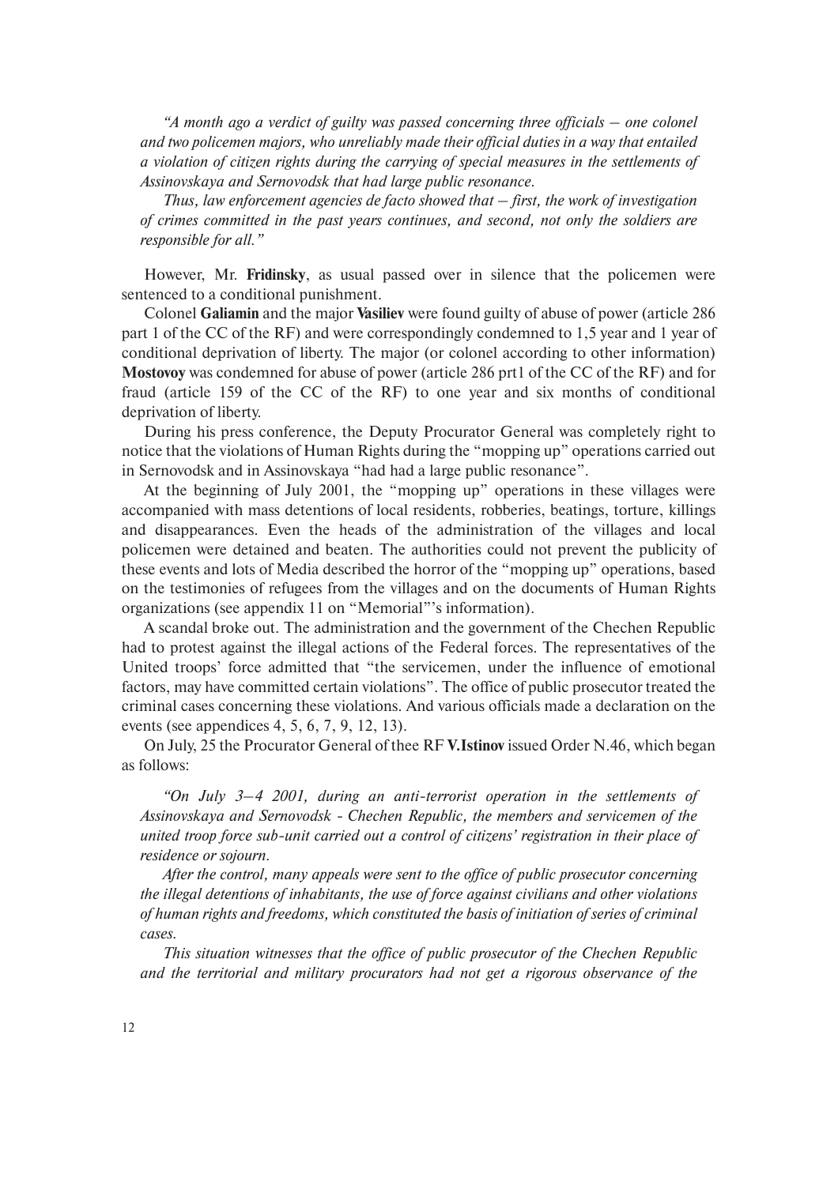*"A month ago a verdict of guilty was passed concerning three officials – one colonel and two policemen majors, who unreliably made their official duties in a way that entailed a violation of citizen rights during the carrying of special measures in the settlements of Assinovskaya and Sernovodsk that had large public resonance.*

*Thus, law enforcement agencies de facto showed that – first, the work of investigation of crimes committed in the past years continues, and second, not only the soldiers are responsible for all."*

However, Mr. **Fridinsky**, as usual passed over in silence that the policemen were sentenced to a conditional punishment.

Colonel **Galiamin** and the major **Vasiliev** were found guilty of abuse of power (article 286 part 1 of the CC of the RF) and were correspondingly condemned to 1,5 year and 1 year of conditional deprivation of liberty. The major (or colonel according to other information) **Mostovoy** was condemned for abuse of power (article 286 prt1 of the CC of the RF) and for fraud (article 159 of the CC of the RF) to one year and six months of conditional deprivation of liberty.

During his press conference, the Deputy Procurator General was completely right to notice that the violations of Human Rights during the "mopping up" operations carried out in Sernovodsk and in Assinovskaya "had had a large public resonance".

At the beginning of July 2001, the "mopping up" operations in these villages were accompanied with mass detentions of local residents, robberies, beatings, torture, killings and disappearances. Even the heads of the administration of the villages and local policemen were detained and beaten. The authorities could not prevent the publicity of these events and lots of Media described the horror of the "mopping up" operations, based on the testimonies of refugees from the villages and on the documents of Human Rights organizations (see appendix 11 on "Memorial"'s information).

A scandal broke out. The administration and the government of the Chechen Republic had to protest against the illegal actions of the Federal forces. The representatives of the United troops' force admitted that "the servicemen, under the influence of emotional factors, may have committed certain violations". The office of public prosecutor treated the criminal cases concerning these violations. And various officials made a declaration on the events (see appendices 4, 5, 6, 7, 9, 12, 13).

On July, 25 the Procurator General of thee RF **V.Istinov** issued Order N.46, which began as follows:

*"On July 3–4 2001, during an anti-terrorist operation in the settlements of Assinovskaya and Sernovodsk - Chechen Republic, the members and servicemen of the united troop force sub-unit carried out a control of citizens' registration in their place of residence or sojourn.*

*After the control, many appeals were sent to the office of public prosecutor concerning the illegal detentions of inhabitants, the use of force against civilians and other violations of human rights and freedoms, which constituted the basis of initiation of series of criminal cases.*

*This situation witnesses that the office of public prosecutor of the Chechen Republic and the territorial and military procurators had not get a rigorous observance of the*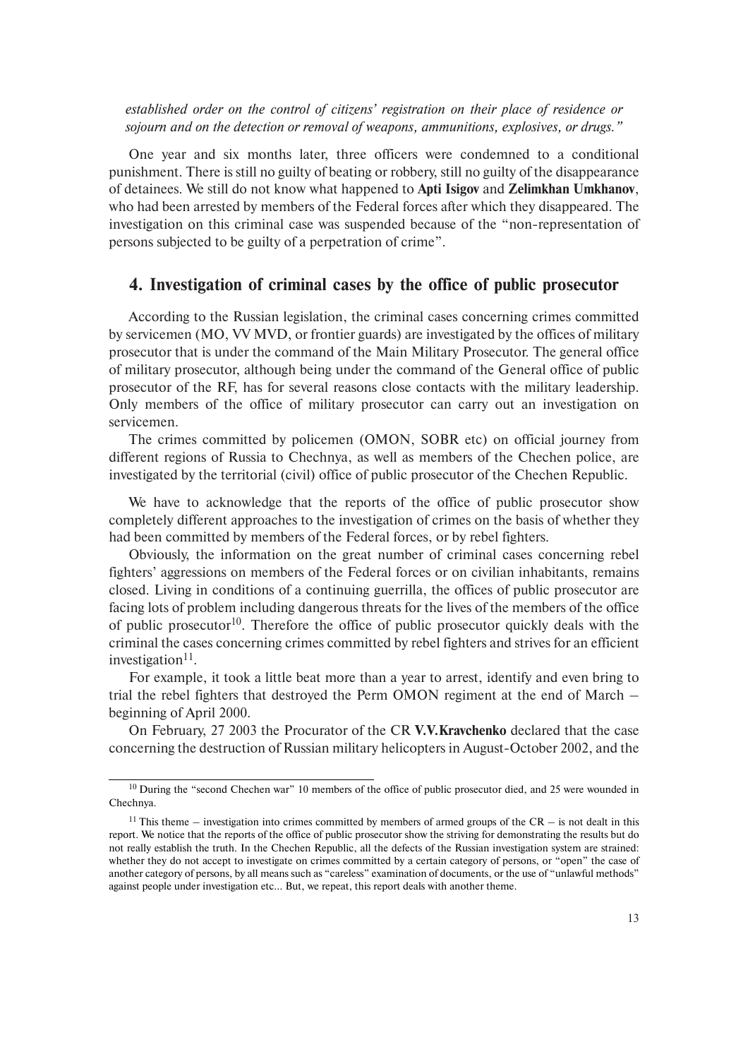*established order on the control of citizens' registration on their place of residence or sojourn and on the detection or removal of weapons, ammunitions, explosives, or drugs."*

One year and six months later, three officers were condemned to a conditional punishment. There is still no guilty of beating or robbery, still no guilty of the disappearance of detainees. We still do not know what happened to **Apti Isigov** and **Zelimkhan Umkhanov**, who had been arrested by members of the Federal forces after which they disappeared. The investigation on this criminal case was suspended because of the "non-representation of persons subjected to be guilty of a perpetration of crime".

## 4. Investigation of criminal cases by the office of public prosecutor

According to the Russian legislation, the criminal cases concerning crimes committed by servicemen (MO, VV MVD, or frontier guards) are investigated by the offices of military prosecutor that is under the command of the Main Military Prosecutor. The general office of military prosecutor, although being under the command of the General office of public prosecutor of the RF, has for several reasons close contacts with the military leadership. Only members of the office of military prosecutor can carry out an investigation on servicemen.

The crimes committed by policemen (OMON, SOBR etc) on official journey from different regions of Russia to Chechnya, as well as members of the Chechen police, are investigated by the territorial (civil) office of public prosecutor of the Chechen Republic.

We have to acknowledge that the reports of the office of public prosecutor show completely different approaches to the investigation of crimes on the basis of whether they had been committed by members of the Federal forces, or by rebel fighters.

Obviously, the information on the great number of criminal cases concerning rebel fighters' aggressions on members of the Federal forces or on civilian inhabitants, remains closed. Living in conditions of a continuing guerrilla, the offices of public prosecutor are facing lots of problem including dangerous threats for the lives of the members of the office of public prosecutor[10]. Therefore the office of public prosecutor quickly deals with the criminal the cases concerning crimes committed by rebel fighters and strives for an efficient investigation[11].

For example, it took a little beat more than a year to arrest, identify and even bring to trial the rebel fighters that destroyed the Perm OMON regiment at the end of March – beginning of April 2000.

On February, 27 2003 the Procurator of the CR **V.V.Kravchenko** declared that the case concerning the destruction of Russian military helicopters in August-October 2002, and the

---

[10] During the "second Chechen war" 10 members of the office of public prosecutor died, and 25 were wounded in Chechnya.

[11] This theme – investigation into crimes committed by members of armed groups of the CR – is not dealt in this report. We notice that the reports of the office of public prosecutor show the striving for demonstrating the results but do not really establish the truth. In the Chechen Republic, all the defects of the Russian investigation system are strained: whether they do not accept to investigate on crimes committed by a certain category of persons, or "open" the case of another category of persons, by all means such as "careless" examination of documents, or the use of "unlawful methods" against people under investigation etc... But, we repeat, this report deals with another theme.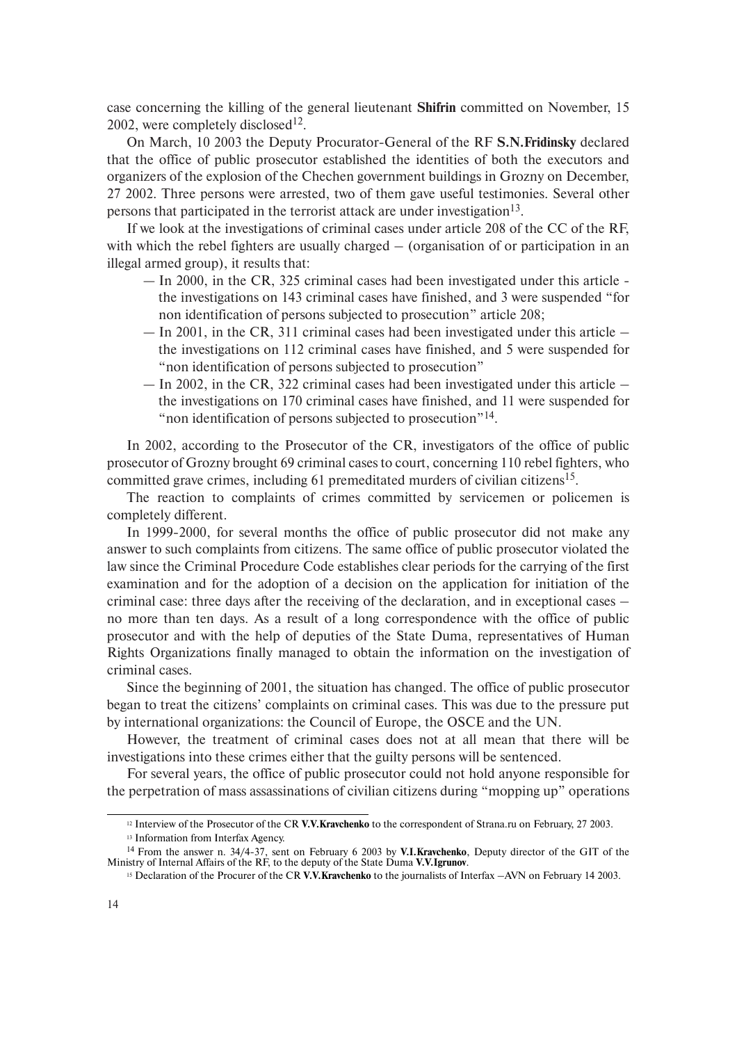case concerning the killing of the general lieutenant **Shifrin** committed on November, 15 2002, were completely disclosed[12].

On March, 10 2003 the Deputy Procurator-General of the RF **S.N.Fridinsky** declared that the office of public prosecutor established the identities of both the executors and organizers of the explosion of the Chechen government buildings in Grozny on December, 27 2002. Three persons were arrested, two of them gave useful testimonies. Several other persons that participated in the terrorist attack are under investigation[13].

If we look at the investigations of criminal cases under article 208 of the CC of the RF, with which the rebel fighters are usually charged – (organisation of or participation in an illegal armed group), it results that:

- In 2000, in the CR, 325 criminal cases had been investigated under this article - the investigations on 143 criminal cases have finished, and 3 were suspended "for non identification of persons subjected to prosecution" article 208;
- In 2001, in the CR, 311 criminal cases had been investigated under this article – the investigations on 112 criminal cases have finished, and 5 were suspended for "non identification of persons subjected to prosecution"
- In 2002, in the CR, 322 criminal cases had been investigated under this article – the investigations on 170 criminal cases have finished, and 11 were suspended for "non identification of persons subjected to prosecution"[14].

In 2002, according to the Prosecutor of the CR, investigators of the office of public prosecutor of Grozny brought 69 criminal cases to court, concerning 110 rebel fighters, who committed grave crimes, including 61 premeditated murders of civilian citizens[15].

The reaction to complaints of crimes committed by servicemen or policemen is completely different.

In 1999-2000, for several months the office of public prosecutor did not make any answer to such complaints from citizens. The same office of public prosecutor violated the law since the Criminal Procedure Code establishes clear periods for the carrying of the first examination and for the adoption of a decision on the application for initiation of the criminal case: three days after the receiving of the declaration, and in exceptional cases – no more than ten days. As a result of a long correspondence with the office of public prosecutor and with the help of deputies of the State Duma, representatives of Human Rights Organizations finally managed to obtain the information on the investigation of criminal cases.

Since the beginning of 2001, the situation has changed. The office of public prosecutor began to treat the citizens' complaints on criminal cases. This was due to the pressure put by international organizations: the Council of Europe, the OSCE and the UN.

However, the treatment of criminal cases does not at all mean that there will be investigations into these crimes either that the guilty persons will be sentenced.

For several years, the office of public prosecutor could not hold anyone responsible for the perpetration of mass assassinations of civilian citizens during "mopping up" operations

---

[12] Interview of the Prosecutor of the CR **V.V.Kravchenko** to the correspondent of Strana.ru on February, 27 2003.

[13] Information from Interfax Agency.

[14] From the answer n. 34/4-37, sent on February 6 2003 by **V.I.Kravchenko**, Deputy director of the GIT of the Ministry of Internal Affairs of the RF, to the deputy of the State Duma **V.V.Igrunov**.

[15] Declaration of the Procurer of the CR **V.V.Kravchenko** to the journalists of Interfax –AVN on February 14 2003.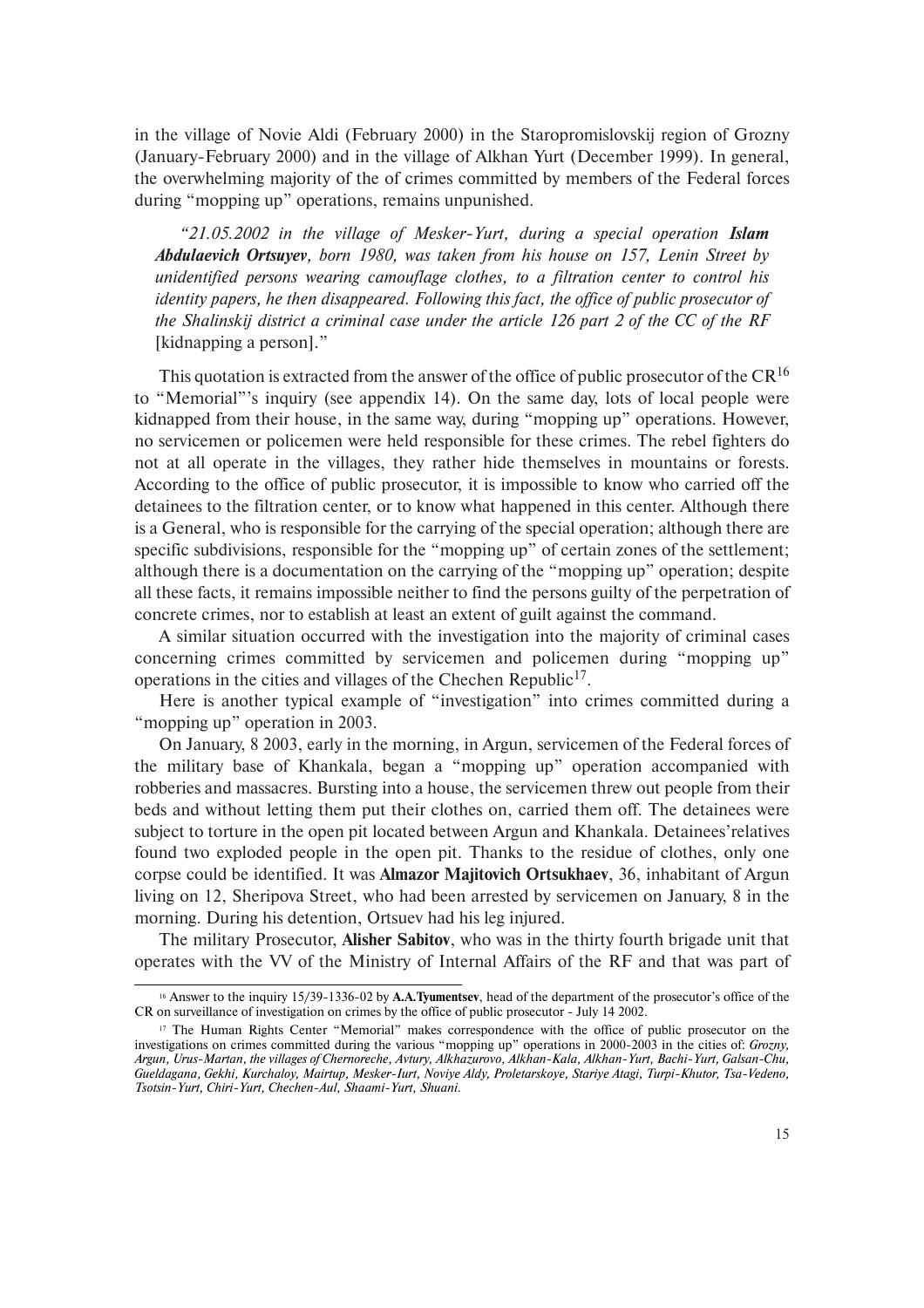in the village of Novie Aldi (February 2000) in the Staropromislovskij region of Grozny (January-February 2000) and in the village of Alkhan Yurt (December 1999). In general, the overwhelming majority of the of crimes committed by members of the Federal forces during "mopping up" operations, remains unpunished.

> *"21.05.2002 in the village of Mesker-Yurt, during a special operation* ***Islam Abdulaevich Ortsuyev****, born 1980, was taken from his house on 157, Lenin Street by unidentified persons wearing camouflage clothes, to a filtration center to control his identity papers, he then disappeared. Following this fact, the office of public prosecutor of the Shalinskij district a criminal case under the article 126 part 2 of the CC of the RF* [kidnapping a person]."

This quotation is extracted from the answer of the office of public prosecutor of the CR[16] to "Memorial"'s inquiry (see appendix 14). On the same day, lots of local people were kidnapped from their house, in the same way, during "mopping up" operations. However, no servicemen or policemen were held responsible for these crimes. The rebel fighters do not at all operate in the villages, they rather hide themselves in mountains or forests. According to the office of public prosecutor, it is impossible to know who carried off the detainees to the filtration center, or to know what happened in this center. Although there is a General, who is responsible for the carrying of the special operation; although there are specific subdivisions, responsible for the "mopping up" of certain zones of the settlement; although there is a documentation on the carrying of the "mopping up" operation; despite all these facts, it remains impossible neither to find the persons guilty of the perpetration of concrete crimes, nor to establish at least an extent of guilt against the command.

A similar situation occurred with the investigation into the majority of criminal cases concerning crimes committed by servicemen and policemen during "mopping up" operations in the cities and villages of the Chechen Republic[17].

Here is another typical example of "investigation" into crimes committed during a "mopping up" operation in 2003.

On January, 8 2003, early in the morning, in Argun, servicemen of the Federal forces of the military base of Khankala, began a "mopping up" operation accompanied with robberies and massacres. Bursting into a house, the servicemen threw out people from their beds and without letting them put their clothes on, carried them off. The detainees were subject to torture in the open pit located between Argun and Khankala. Detainees'relatives found two exploded people in the open pit. Thanks to the residue of clothes, only one corpse could be identified. It was **Almazor Majitovich Ortsukhaev**, 36, inhabitant of Argun living on 12, Sheripova Street, who had been arrested by servicemen on January, 8 in the morning. During his detention, Ortsuev had his leg injured.

The military Prosecutor, **Alisher Sabitov**, who was in the thirty fourth brigade unit that operates with the VV of the Ministry of Internal Affairs of the RF and that was part of

---

[16] Answer to the inquiry 15/39-1336-02 by **A.A.Tyumentsev**, head of the department of the prosecutor's office of the CR on surveillance of investigation on crimes by the office of public prosecutor - July 14 2002.

[17] The Human Rights Center "Memorial" makes correspondence with the office of public prosecutor on the investigations on crimes committed during the various "mopping up" operations in 2000-2003 in the cities of: *Grozny, Argun, Urus-Martan, the villages of Chernoreche, Avtury, Alkhazurovo, Alkhan-Kala, Alkhan-Yurt, Bachi-Yurt, Galsan-Chu, Gueldagana, Gekhi, Kurchaloy, Mairtup, Mesker-Iurt, Noviye Aldy, Proletarskoye, Stariye Atagi, Turpi-Khutor, Tsa-Vedeno, Tsotsin-Yurt, Chiri-Yurt, Chechen-Aul, Shaami-Yurt, Shuani.*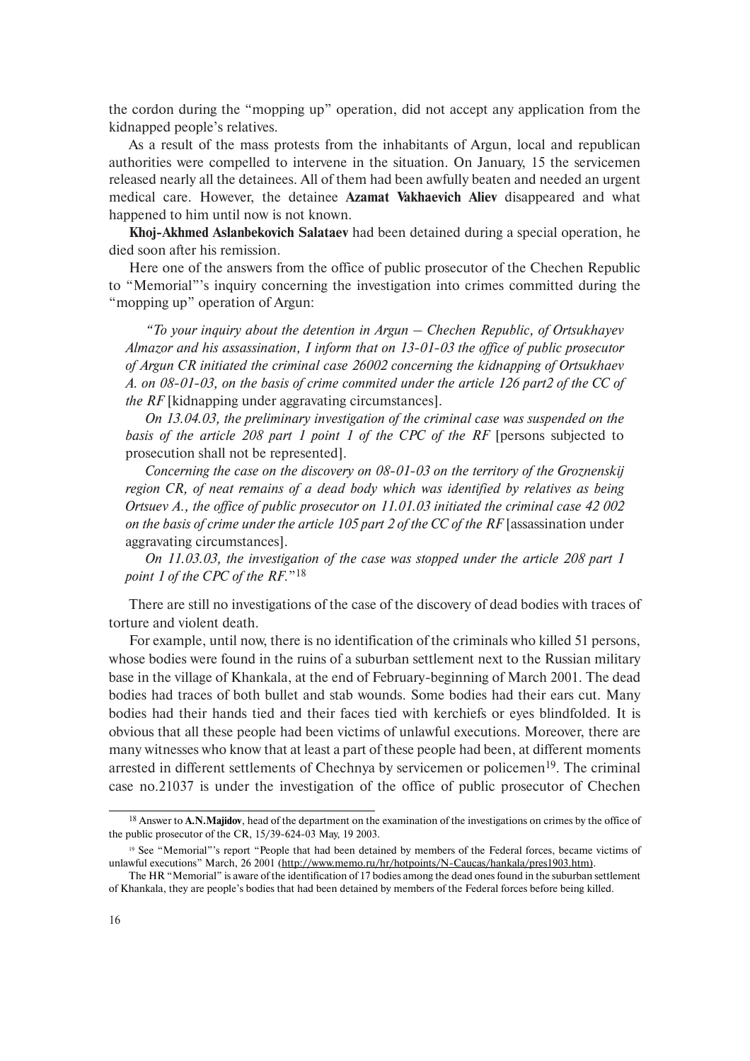the cordon during the "mopping up" operation, did not accept any application from the kidnapped people's relatives.

As a result of the mass protests from the inhabitants of Argun, local and republican authorities were compelled to intervene in the situation. On January, 15 the servicemen released nearly all the detainees. All of them had been awfully beaten and needed an urgent medical care. However, the detainee **Azamat Vakhaevich Aliev** disappeared and what happened to him until now is not known.

**Khoj-Akhmed Aslanbekovich Salataev** had been detained during a special operation, he died soon after his remission.

Here one of the answers from the office of public prosecutor of the Chechen Republic to "Memorial"'s inquiry concerning the investigation into crimes committed during the "mopping up" operation of Argun:

> *"To your inquiry about the detention in Argun – Chechen Republic, of Ortsukhayev Almazor and his assassination, I inform that on 13-01-03 the office of public prosecutor of Argun CR initiated the criminal case 26002 concerning the kidnapping of Ortsukhaev A. on 08-01-03, on the basis of crime commited under the article 126 part2 of the CC of the RF* [kidnapping under aggravating circumstances].
>
> *On 13.04.03, the preliminary investigation of the criminal case was suspended on the basis of the article 208 part 1 point 1 of the CPC of the RF* [persons subjected to prosecution shall not be represented].
>
> *Concerning the case on the discovery on 08-01-03 on the territory of the Groznenskij region CR, of neat remains of a dead body which was identified by relatives as being Ortsuev A., the office of public prosecutor on 11.01.03 initiated the criminal case 42 002 on the basis of crime under the article 105 part 2 of the CC of the RF* [assassination under aggravating circumstances].
>
> *On 11.03.03, the investigation of the case was stopped under the article 208 part 1 point 1 of the CPC of the RF."*[18]

There are still no investigations of the case of the discovery of dead bodies with traces of torture and violent death.

For example, until now, there is no identification of the criminals who killed 51 persons, whose bodies were found in the ruins of a suburban settlement next to the Russian military base in the village of Khankala, at the end of February-beginning of March 2001. The dead bodies had traces of both bullet and stab wounds. Some bodies had their ears cut. Many bodies had their hands tied and their faces tied with kerchiefs or eyes blindfolded. It is obvious that all these people had been victims of unlawful executions. Moreover, there are many witnesses who know that at least a part of these people had been, at different moments arrested in different settlements of Chechnya by servicemen or policemen[19]. The criminal case no.21037 is under the investigation of the office of public prosecutor of Chechen

---

[18] Answer to **A.N.Majidov**, head of the department on the examination of the investigations on crimes by the office of the public prosecutor of the CR, 15/39-624-03 May, 19 2003.

[19] See "Memorial"'s report "People that had been detained by members of the Federal forces, became victims of unlawful executions" March, 26 2001 (http://www.memo.ru/hr/hotpoints/N-Caucas/hankala/pres1903.htm).

The HR "Memorial" is aware of the identification of 17 bodies among the dead ones found in the suburban settlement of Khankala, they are people's bodies that had been detained by members of the Federal forces before being killed.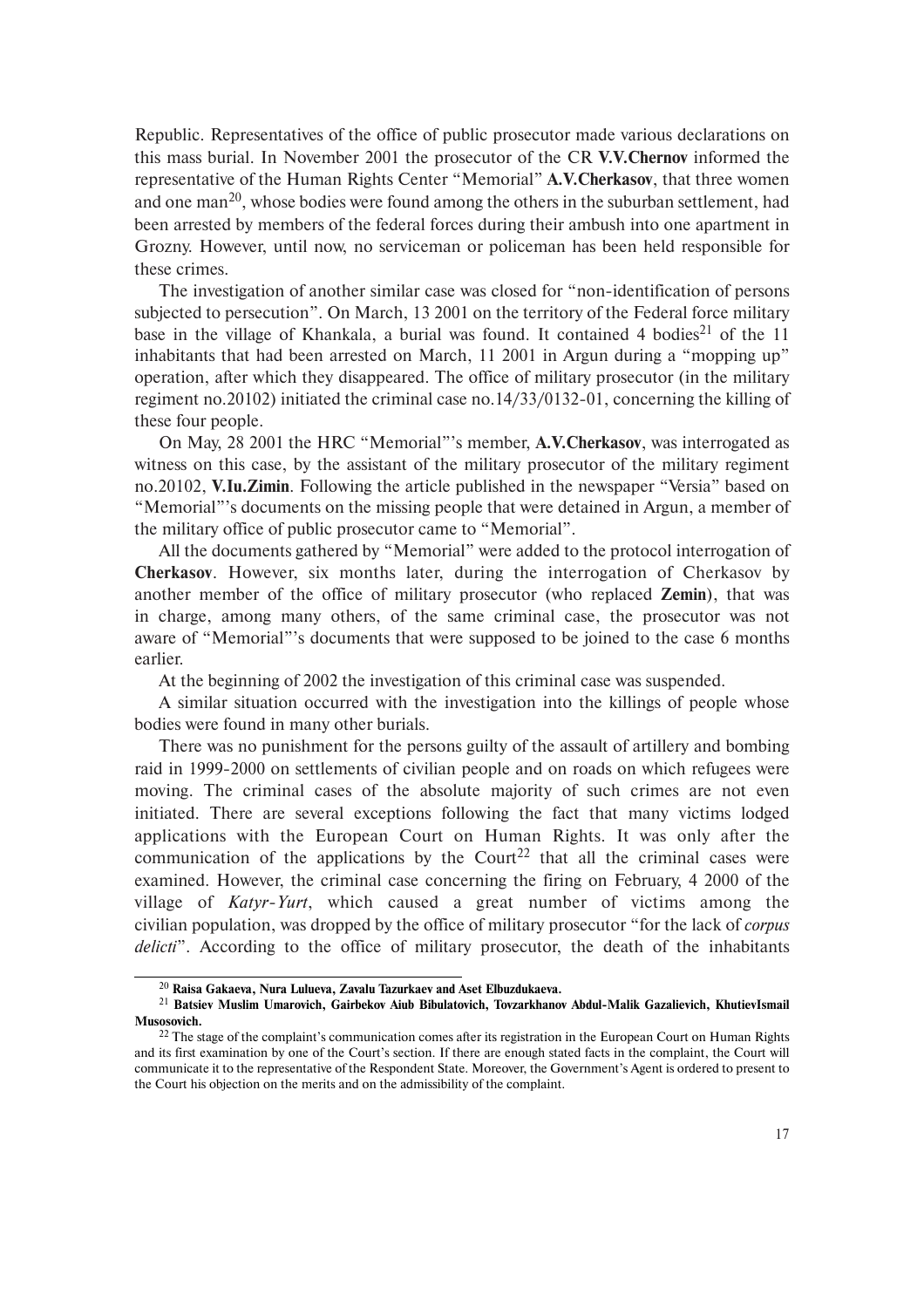Republic. Representatives of the office of public prosecutor made various declarations on this mass burial. In November 2001 the prosecutor of the CR **V.V.Chernov** informed the representative of the Human Rights Center "Memorial" **A.V.Cherkasov**, that three women and one man[20], whose bodies were found among the others in the suburban settlement, had been arrested by members of the federal forces during their ambush into one apartment in Grozny. However, until now, no serviceman or policeman has been held responsible for these crimes.

The investigation of another similar case was closed for "non-identification of persons subjected to persecution". On March, 13 2001 on the territory of the Federal force military base in the village of Khankala, a burial was found. It contained 4 bodies[21] of the 11 inhabitants that had been arrested on March, 11 2001 in Argun during a "mopping up" operation, after which they disappeared. The office of military prosecutor (in the military regiment no.20102) initiated the criminal case no.14/33/0132-01, concerning the killing of these four people.

On May, 28 2001 the HRC "Memorial"'s member, **A.V.Cherkasov**, was interrogated as witness on this case, by the assistant of the military prosecutor of the military regiment no.20102, **V.Iu.Zimin**. Following the article published in the newspaper "Versia" based on "Memorial"'s documents on the missing people that were detained in Argun, a member of the military office of public prosecutor came to "Memorial".

All the documents gathered by "Memorial" were added to the protocol interrogation of **Cherkasov**. However, six months later, during the interrogation of Cherkasov by another member of the office of military prosecutor (who replaced **Zemin**), that was in charge, among many others, of the same criminal case, the prosecutor was not aware of "Memorial"'s documents that were supposed to be joined to the case 6 months earlier.

At the beginning of 2002 the investigation of this criminal case was suspended.

A similar situation occurred with the investigation into the killings of people whose bodies were found in many other burials.

There was no punishment for the persons guilty of the assault of artillery and bombing raid in 1999-2000 on settlements of civilian people and on roads on which refugees were moving. The criminal cases of the absolute majority of such crimes are not even initiated. There are several exceptions following the fact that many victims lodged applications with the European Court on Human Rights. It was only after the communication of the applications by the Court[22] that all the criminal cases were examined. However, the criminal case concerning the firing on February, 4 2000 of the village of *Katyr-Yurt*, which caused a great number of victims among the civilian population, was dropped by the office of military prosecutor "for the lack of *corpus delicti*". According to the office of military prosecutor, the death of the inhabitants

---

[20] **Raisa Gakaeva, Nura Lulueva, Zavalu Tazurkaev and Aset Elbuzdukaeva.**

[21] **Batsiev Muslim Umarovich, Gairbekov Aiub Bibulatovich, Tovzarkhanov Abdul-Malik Gazalievich, KhutievIsmail Musosovich.**

[22] The stage of the complaint's communication comes after its registration in the European Court on Human Rights and its first examination by one of the Court's section. If there are enough stated facts in the complaint, the Court will communicate it to the representative of the Respondent State. Moreover, the Government's Agent is ordered to present to the Court his objection on the merits and on the admissibility of the complaint.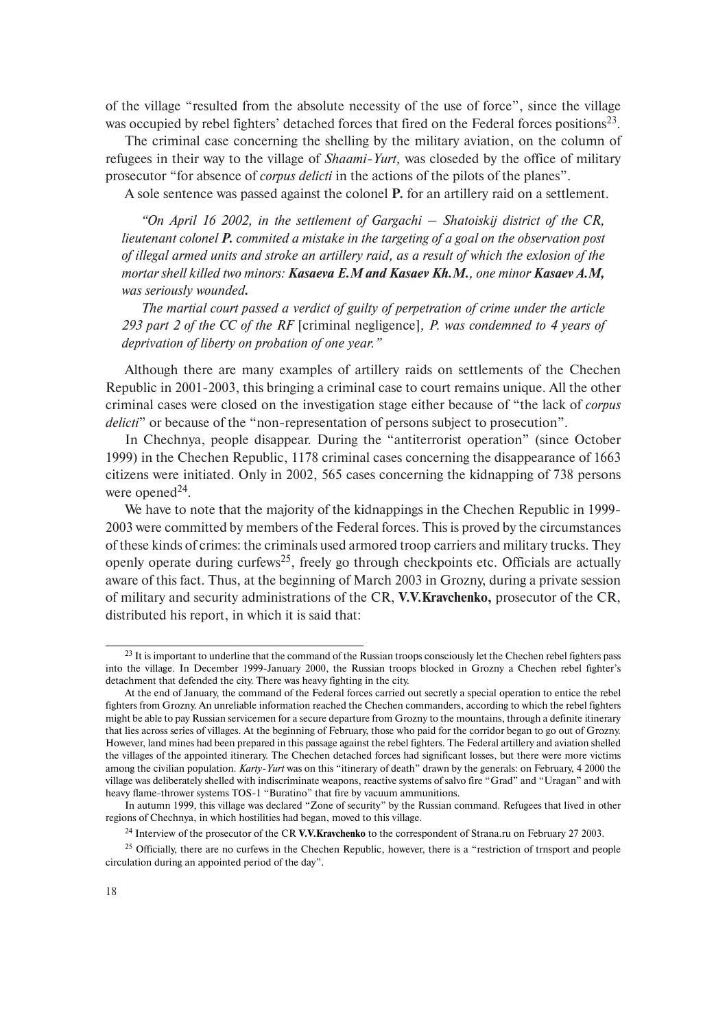of the village "resulted from the absolute necessity of the use of force", since the village was occupied by rebel fighters' detached forces that fired on the Federal forces positions[23].

The criminal case concerning the shelling by the military aviation, on the column of refugees in their way to the village of *Shaami-Yurt,* was closeded by the office of military prosecutor "for absence of *corpus delicti* in the actions of the pilots of the planes".

A sole sentence was passed against the colonel **P.** for an artillery raid on a settlement.

> *"On April 16 2002, in the settlement of Gargachi – Shatoiskij district of the CR, lieutenant colonel **P.** commited a mistake in the targeting of a goal on the observation post of illegal armed units and stroke an artillery raid, as a result of which the exlosion of the mortar shell killed two minors: **Kasaeva E.M and Kasaev Kh.M.**, one minor **Kasaev A.M,** was seriously wounded.***
>
> *The martial court passed a verdict of guilty of perpetration of crime under the article 293 part 2 of the CC of the RF* [criminal negligence]*, P. was condemned to 4 years of deprivation of liberty on probation of one year."*

Although there are many examples of artillery raids on settlements of the Chechen Republic in 2001-2003, this bringing a criminal case to court remains unique. All the other criminal cases were closed on the investigation stage either because of "the lack of *corpus delicti*" or because of the "non-representation of persons subject to prosecution".

In Chechnya, people disappear. During the "antiterrorist operation" (since October 1999) in the Chechen Republic, 1178 criminal cases concerning the disappearance of 1663 citizens were initiated. Only in 2002, 565 cases concerning the kidnapping of 738 persons were opened[24].

We have to note that the majority of the kidnappings in the Chechen Republic in 1999-2003 were committed by members of the Federal forces. This is proved by the circumstances of these kinds of crimes: the criminals used armored troop carriers and military trucks. They openly operate during curfews[25], freely go through checkpoints etc. Officials are actually aware of this fact. Thus, at the beginning of March 2003 in Grozny, during a private session of military and security administrations of the CR, **V.V.Kravchenko,** prosecutor of the CR, distributed his report, in which it is said that:

---

[23] It is important to underline that the command of the Russian troops consciously let the Chechen rebel fighters pass into the village. In December 1999-January 2000, the Russian troops blocked in Grozny a Chechen rebel fighter's detachment that defended the city. There was heavy fighting in the city.

At the end of January, the command of the Federal forces carried out secretly a special operation to entice the rebel fighters from Grozny. An unreliable information reached the Chechen commanders, according to which the rebel fighters might be able to pay Russian servicemen for a secure departure from Grozny to the mountains, through a definite itinerary that lies across series of villages. At the beginning of February, those who paid for the corridor began to go out of Grozny. However, land mines had been prepared in this passage against the rebel fighters. The Federal artillery and aviation shelled the villages of the appointed itinerary. The Chechen detached forces had significant losses, but there were more victims among the civilian population. *Karty-Yurt* was on this "itinerary of death" drawn by the generals: on February, 4 2000 the village was deliberately shelled with indiscriminate weapons, reactive systems of salvo fire "Grad" and "Uragan" and with heavy flame-thrower systems TOS-1 "Buratino" that fire by vacuum ammunitions.

In autumn 1999, this village was declared "Zone of security" by the Russian command. Refugees that lived in other regions of Chechnya, in which hostilities had began, moved to this village.

[24] Interview of the prosecutor of the CR **V.V.Kravchenko** to the correspondent of Strana.ru on February 27 2003.

[25] Officially, there are no curfews in the Chechen Republic, however, there is a "restriction of trnsport and people circulation during an appointed period of the day".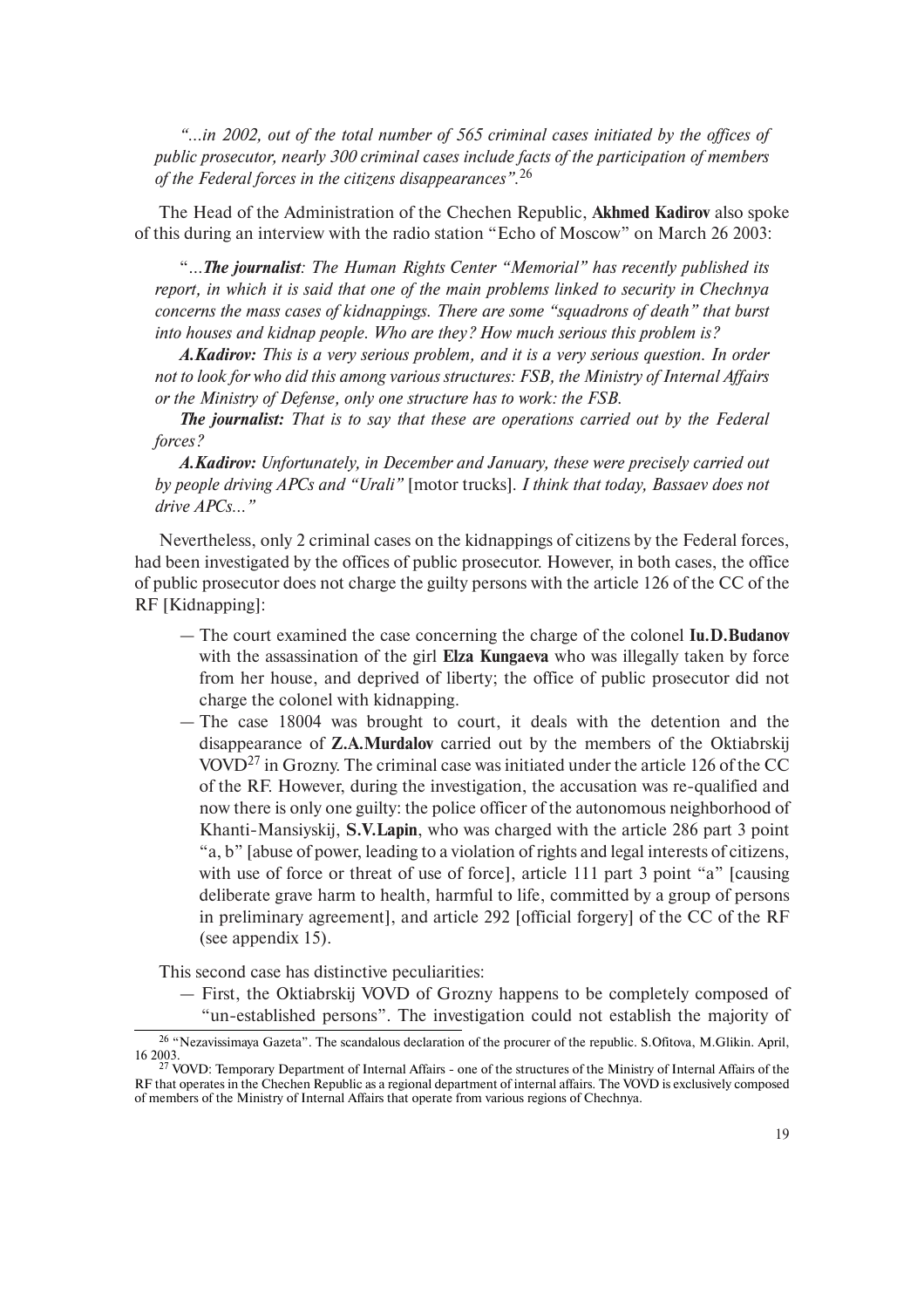*"...in 2002, out of the total number of 565 criminal cases initiated by the offices of public prosecutor, nearly 300 criminal cases include facts of the participation of members of the Federal forces in the citizens disappearances".*[26]

The Head of the Administration of the Chechen Republic, **Akhmed Kadirov** also spoke of this during an interview with the radio station "Echo of Moscow" on March 26 2003:

"*...**The journalist**: The Human Rights Center "Memorial" has recently published its report, in which it is said that one of the main problems linked to security in Chechnya concerns the mass cases of kidnappings. There are some "squadrons of death" that burst into houses and kidnap people. Who are they? How much serious this problem is?*

***A.Kadirov:** This is a very serious problem, and it is a very serious question. In order not to look for who did this among various structures: FSB, the Ministry of Internal Affairs or the Ministry of Defense, only one structure has to work: the FSB.*

***The journalist:** That is to say that these are operations carried out by the Federal forces?*

***A.Kadirov:** Unfortunately, in December and January, these were precisely carried out by people driving APCs and "Urali"* [motor trucks]. *I think that today, Bassaev does not drive APCs..."*

Nevertheless, only 2 criminal cases on the kidnappings of citizens by the Federal forces, had been investigated by the offices of public prosecutor. However, in both cases, the office of public prosecutor does not charge the guilty persons with the article 126 of the CC of the RF [Kidnapping]:

- The court examined the case concerning the charge of the colonel **Iu.D.Budanov** with the assassination of the girl **Elza Kungaeva** who was illegally taken by force from her house, and deprived of liberty; the office of public prosecutor did not charge the colonel with kidnapping.
- The case 18004 was brought to court, it deals with the detention and the disappearance of **Z.A.Murdalov** carried out by the members of the Oktiabrskij VOVD[27] in Grozny. The criminal case was initiated under the article 126 of the CC of the RF. However, during the investigation, the accusation was re-qualified and now there is only one guilty: the police officer of the autonomous neighborhood of Khanti-Mansiyskij, **S.V.Lapin**, who was charged with the article 286 part 3 point "a, b" [abuse of power, leading to a violation of rights and legal interests of citizens, with use of force or threat of use of force], article 111 part 3 point "a" [causing deliberate grave harm to health, harmful to life, committed by a group of persons in preliminary agreement], and article 292 [official forgery] of the CC of the RF (see appendix 15).

This second case has distinctive peculiarities:

- First, the Oktiabrskij VOVD of Grozny happens to be completely composed of "un-established persons". The investigation could not establish the majority of

---

[26] "Nezavissimaya Gazeta". The scandalous declaration of the procurer of the republic. S.Ofitova, M.Glikin. April, 16 2003.

[27] VOVD: Temporary Department of Internal Affairs - one of the structures of the Ministry of Internal Affairs of the RF that operates in the Chechen Republic as a regional department of internal affairs. The VOVD is exclusively composed of members of the Ministry of Internal Affairs that operate from various regions of Chechnya.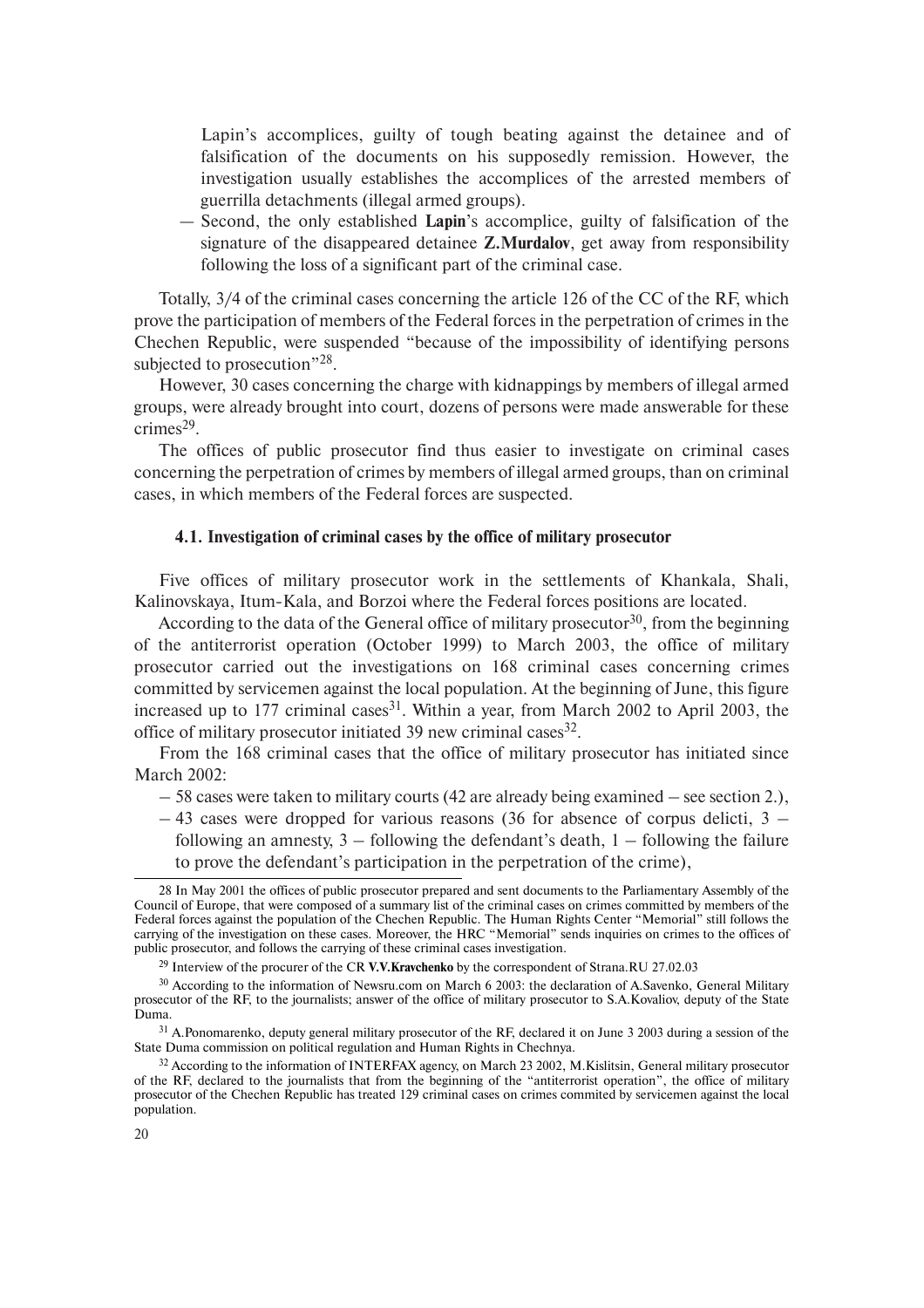Lapin's accomplices, guilty of tough beating against the detainee and of falsification of the documents on his supposedly remission. However, the investigation usually establishes the accomplices of the arrested members of guerrilla detachments (illegal armed groups).

— Second, the only established **Lapin**'s accomplice, guilty of falsification of the signature of the disappeared detainee **Z.Murdalov**, get away from responsibility following the loss of a significant part of the criminal case.

Totally, 3/4 of the criminal cases concerning the article 126 of the CC of the RF, which prove the participation of members of the Federal forces in the perpetration of crimes in the Chechen Republic, were suspended "because of the impossibility of identifying persons subjected to prosecution"[28].

However, 30 cases concerning the charge with kidnappings by members of illegal armed groups, were already brought into court, dozens of persons were made answerable for these crimes[29].

The offices of public prosecutor find thus easier to investigate on criminal cases concerning the perpetration of crimes by members of illegal armed groups, than on criminal cases, in which members of the Federal forces are suspected.

#### 4.1. Investigation of criminal cases by the office of military prosecutor

Five offices of military prosecutor work in the settlements of Khankala, Shali, Kalinovskaya, Itum-Kala, and Borzoi where the Federal forces positions are located.

According to the data of the General office of military prosecutor[30], from the beginning of the antiterrorist operation (October 1999) to March 2003, the office of military prosecutor carried out the investigations on 168 criminal cases concerning crimes committed by servicemen against the local population. At the beginning of June, this figure increased up to 177 criminal cases[31]. Within a year, from March 2002 to April 2003, the office of military prosecutor initiated 39 new criminal cases[32].

From the 168 criminal cases that the office of military prosecutor has initiated since March 2002:

– 58 cases were taken to military courts (42 are already being examined – see section 2.),
– 43 cases were dropped for various reasons (36 for absence of corpus delicti, 3 – following an amnesty, 3 – following the defendant's death, 1 – following the failure to prove the defendant's participation in the perpetration of the crime),

---

28 In May 2001 the offices of public prosecutor prepared and sent documents to the Parliamentary Assembly of the Council of Europe, that were composed of a summary list of the criminal cases on crimes committed by members of the Federal forces against the population of the Chechen Republic. The Human Rights Center "Memorial" still follows the carrying of the investigation on these cases. Moreover, the HRC "Memorial" sends inquiries on crimes to the offices of public prosecutor, and follows the carrying of these criminal cases investigation.

29 Interview of the procurer of the CR **V.V.Kravchenko** by the correspondent of Strana.RU 27.02.03

30 According to the information of Newsru.com on March 6 2003: the declaration of A.Savenko, General Military prosecutor of the RF, to the journalists; answer of the office of military prosecutor to S.A.Kovaliov, deputy of the State Duma.

31 A.Ponomarenko, deputy general military prosecutor of the RF, declared it on June 3 2003 during a session of the State Duma commission on political regulation and Human Rights in Chechnya.

32 According to the information of INTERFAX agency, on March 23 2002, M.Kislitsin, General military prosecutor of the RF, declared to the journalists that from the beginning of the "antiterrorist operation", the office of military prosecutor of the Chechen Republic has treated 129 criminal cases on crimes commited by servicemen against the local population.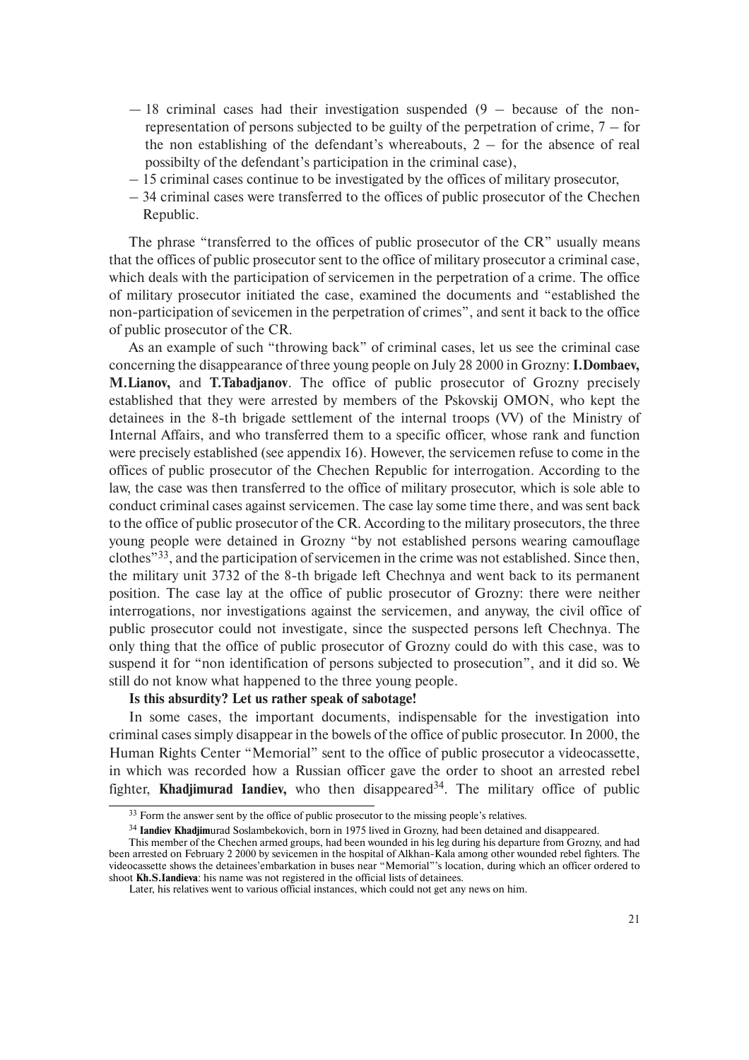- 18 criminal cases had their investigation suspended (9 – because of the non-representation of persons subjected to be guilty of the perpetration of crime, 7 – for the non establishing of the defendant's whereabouts, 2 – for the absence of real possibilty of the defendant's participation in the criminal case),
- 15 criminal cases continue to be investigated by the offices of military prosecutor,
- 34 criminal cases were transferred to the offices of public prosecutor of the Chechen Republic.

The phrase "transferred to the offices of public prosecutor of the CR" usually means that the offices of public prosecutor sent to the office of military prosecutor a criminal case, which deals with the participation of servicemen in the perpetration of a crime. The office of military prosecutor initiated the case, examined the documents and "established the non-participation of sevicemen in the perpetration of crimes", and sent it back to the office of public prosecutor of the CR.

As an example of such "throwing back" of criminal cases, let us see the criminal case concerning the disappearance of three young people on July 28 2000 in Grozny: **I.Dombaev, M.Lianov,** and **T.Tabadjanov**. The office of public prosecutor of Grozny precisely established that they were arrested by members of the Pskovskij OMON, who kept the detainees in the 8-th brigade settlement of the internal troops (VV) of the Ministry of Internal Affairs, and who transferred them to a specific officer, whose rank and function were precisely established (see appendix 16). However, the servicemen refuse to come in the offices of public prosecutor of the Chechen Republic for interrogation. According to the law, the case was then transferred to the office of military prosecutor, which is sole able to conduct criminal cases against servicemen. The case lay some time there, and was sent back to the office of public prosecutor of the CR. According to the military prosecutors, the three young people were detained in Grozny "by not established persons wearing camouflage clothes"[33], and the participation of servicemen in the crime was not established. Since then, the military unit 3732 of the 8-th brigade left Chechnya and went back to its permanent position. The case lay at the office of public prosecutor of Grozny: there were neither interrogations, nor investigations against the servicemen, and anyway, the civil office of public prosecutor could not investigate, since the suspected persons left Chechnya. The only thing that the office of public prosecutor of Grozny could do with this case, was to suspend it for "non identification of persons subjected to prosecution", and it did so. We still do not know what happened to the three young people.

**Is this absurdity? Let us rather speak of sabotage!**

In some cases, the important documents, indispensable for the investigation into criminal cases simply disappear in the bowels of the office of public prosecutor. In 2000, the Human Rights Center "Memorial" sent to the office of public prosecutor a videocassette, in which was recorded how a Russian officer gave the order to shoot an arrested rebel fighter, **Khadjimurad Iandiev,** who then disappeared[34]. The military office of public

[33] Form the answer sent by the office of public prosecutor to the missing people's relatives.

[34] **Iandiev Khadjim**urad Soslambekovich, born in 1975 lived in Grozny, had been detained and disappeared.

This member of the Chechen armed groups, had been wounded in his leg during his departure from Grozny, and had been arrested on February 2 2000 by sevicemen in the hospital of Alkhan-Kala among other wounded rebel fighters. The videocassette shows the detainees'embarkation in buses near "Memorial"'s location, during which an officer ordered to shoot **Kh.S.Iandieva**: his name was not registered in the official lists of detainees.

Later, his relatives went to various official instances, which could not get any news on him.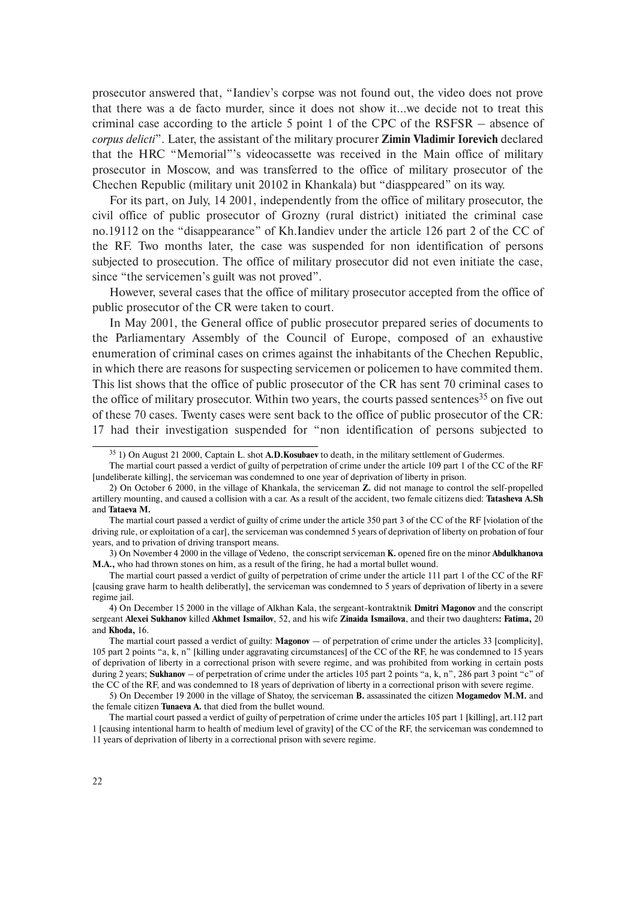prosecutor answered that, "Iandiev's corpse was not found out, the video does not prove that there was a de facto murder, since it does not show it...we decide not to treat this criminal case according to the article 5 point 1 of the CPC of the RSFSR – absence of *corpus delicti*". Later, the assistant of the military procurer **Zimin Vladimir Iorevich** declared that the HRC "Memorial"'s videocassette was received in the Main office of military prosecutor in Moscow, and was transferred to the office of military prosecutor of the Chechen Republic (military unit 20102 in Khankala) but "diasppeared" on its way.

For its part, on July, 14 2001, independently from the office of military prosecutor, the civil office of public prosecutor of Grozny (rural district) initiated the criminal case no.19112 on the "disappearance" of Kh.Iandiev under the article 126 part 2 of the CC of the RF. Two months later, the case was suspended for non identification of persons subjected to prosecution. The office of military prosecutor did not even initiate the case, since "the servicemen's guilt was not proved".

However, several cases that the office of military prosecutor accepted from the office of public prosecutor of the CR were taken to court.

In May 2001, the General office of public prosecutor prepared series of documents to the Parliamentary Assembly of the Council of Europe, composed of an exhaustive enumeration of criminal cases on crimes against the inhabitants of the Chechen Republic, in which there are reasons for suspecting servicemen or policemen to have commited them. This list shows that the office of public prosecutor of the CR has sent 70 criminal cases to the office of military prosecutor. Within two years, the courts passed sentences[35] on five out of these 70 cases. Twenty cases were sent back to the office of public prosecutor of the CR: 17 had their investigation suspended for "non identification of persons subjected to

---

[35] 1) On August 21 2000, Captain L. shot **A.D.Kosubaev** to death, in the military settlement of Gudermes.

The martial court passed a verdict of guilty of perpetration of crime under the article 109 part 1 of the CC of the RF [undeliberate killing], the serviceman was condemned to one year of deprivation of liberty in prison.

2) On October 6 2000, in the village of Khankala, the serviceman **Z.** did not manage to control the self-propelled artillery mounting, and caused a collision with a car. As a result of the accident, two female citizens died: **Tatasheva A.Sh** and **Tataeva M.**

The martial court passed a verdict of guilty of crime under the article 350 part 3 of the CC of the RF [violation of the driving rule, or exploitation of a car], the serviceman was condemned 5 years of deprivation of liberty on probation of four years, and to privation of driving transport means.

3) On November 4 2000 in the village of Vedeno, the conscript serviceman **K.** opened fire on the minor **Abdulkhanova M.A.**, who had thrown stones on him, as a result of the firing, he had a mortal bullet wound.

The martial court passed a verdict of guilty of perpetration of crime under the article 111 part 1 of the CC of the RF [causing grave harm to health deliberatly], the serviceman was condemned to 5 years of deprivation of liberty in a severe regime jail.

4) On December 15 2000 in the village of Alkhan Kala, the sergeant-kontraktnik **Dmitri Magonov** and the conscript sergeant **Alexei Sukhanov** killed **Akhmet Ismailov**, 52, and his wife **Zinaida Ismailova**, and their two daughters**: Fatima,** 20 and **Khoda,** 16.

The martial court passed a verdict of guilty: **Magonov** – of perpetration of crime under the articles 33 [complicity], 105 part 2 points "a, k, n" [killing under aggravating circumstances] of the CC of the RF, he was condemned to 15 years of deprivation of liberty in a correctional prison with severe regime, and was prohibited from working in certain posts during 2 years; **Sukhanov** – of perpetration of crime under the articles 105 part 2 points "a, k, n", 286 part 3 point "c" of the CC of the RF, and was condemned to 18 years of deprivation of liberty in a correctional prison with severe regime.

5) On December 19 2000 in the village of Shatoy, the serviceman **B.** assassinated the citizen **Mogamedov M.M.** and the female citizen **Tunaeva A.** that died from the bullet wound.

The martial court passed a verdict of guilty of perpetration of crime under the articles 105 part 1 [killing], art.112 part 1 [causing intentional harm to health of medium level of gravity] of the CC of the RF, the serviceman was condemned to 11 years of deprivation of liberty in a correctional prison with severe regime.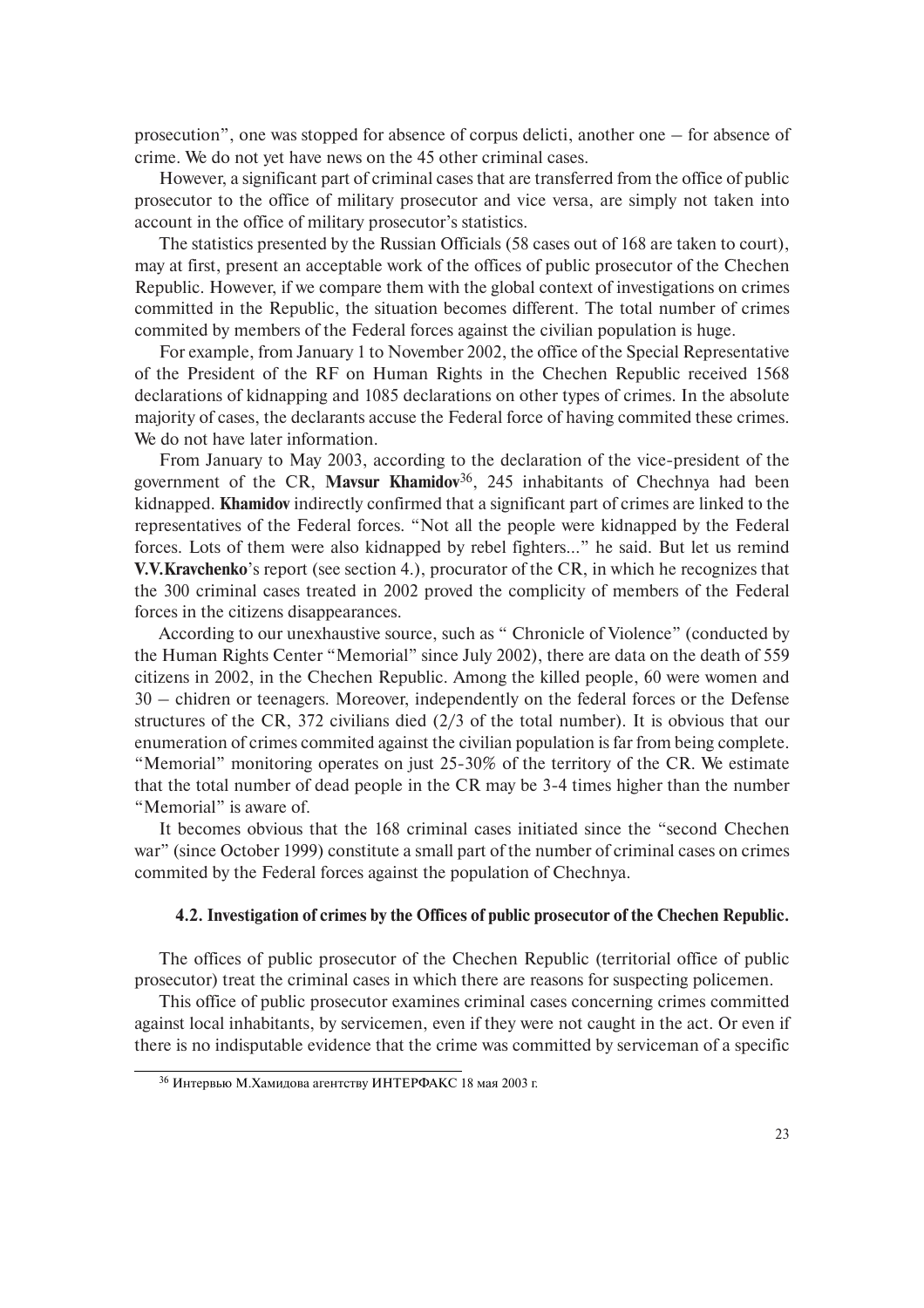prosecution", one was stopped for absence of corpus delicti, another one – for absence of crime. We do not yet have news on the 45 other criminal cases.

However, a significant part of criminal cases that are transferred from the office of public prosecutor to the office of military prosecutor and vice versa, are simply not taken into account in the office of military prosecutor's statistics.

The statistics presented by the Russian Officials (58 cases out of 168 are taken to court), may at first, present an acceptable work of the offices of public prosecutor of the Chechen Republic. However, if we compare them with the global context of investigations on crimes committed in the Republic, the situation becomes different. The total number of crimes commited by members of the Federal forces against the civilian population is huge.

For example, from January 1 to November 2002, the office of the Special Representative of the President of the RF on Human Rights in the Chechen Republic received 1568 declarations of kidnapping and 1085 declarations on other types of crimes. In the absolute majority of cases, the declarants accuse the Federal force of having commited these crimes. We do not have later information.

From January to May 2003, according to the declaration of the vice-president of the government of the CR, **Mavsur Khamidov**[36], 245 inhabitants of Chechnya had been kidnapped. **Khamidov** indirectly confirmed that a significant part of crimes are linked to the representatives of the Federal forces. "Not all the people were kidnapped by the Federal forces. Lots of them were also kidnapped by rebel fighters..." he said. But let us remind **V.V.Kravchenko**'s report (see section 4.), procurator of the CR, in which he recognizes that the 300 criminal cases treated in 2002 proved the complicity of members of the Federal forces in the citizens disappearances.

According to our unexhaustive source, such as " Chronicle of Violence" (conducted by the Human Rights Center "Memorial" since July 2002), there are data on the death of 559 citizens in 2002, in the Chechen Republic. Among the killed people, 60 were women and 30 – chidren or teenagers. Moreover, independently on the federal forces or the Defense structures of the CR, 372 civilians died (2/3 of the total number). It is obvious that our enumeration of crimes commited against the civilian population is far from being complete. "Memorial" monitoring operates on just 25-30% of the territory of the CR. We estimate that the total number of dead people in the CR may be 3-4 times higher than the number "Memorial" is aware of.

It becomes obvious that the 168 criminal cases initiated since the "second Chechen war" (since October 1999) constitute a small part of the number of criminal cases on crimes commited by the Federal forces against the population of Chechnya.

### 4.2. Investigation of crimes by the Offices of public prosecutor of the Chechen Republic.

The offices of public prosecutor of the Chechen Republic (territorial office of public prosecutor) treat the criminal cases in which there are reasons for suspecting policemen.

This office of public prosecutor examines criminal cases concerning crimes committed against local inhabitants, by servicemen, even if they were not caught in the act. Or even if there is no indisputable evidence that the crime was committed by serviceman of a specific

[36] Интервью М.Хамидова агентству ИНТЕРФАКС 18 мая 2003 г.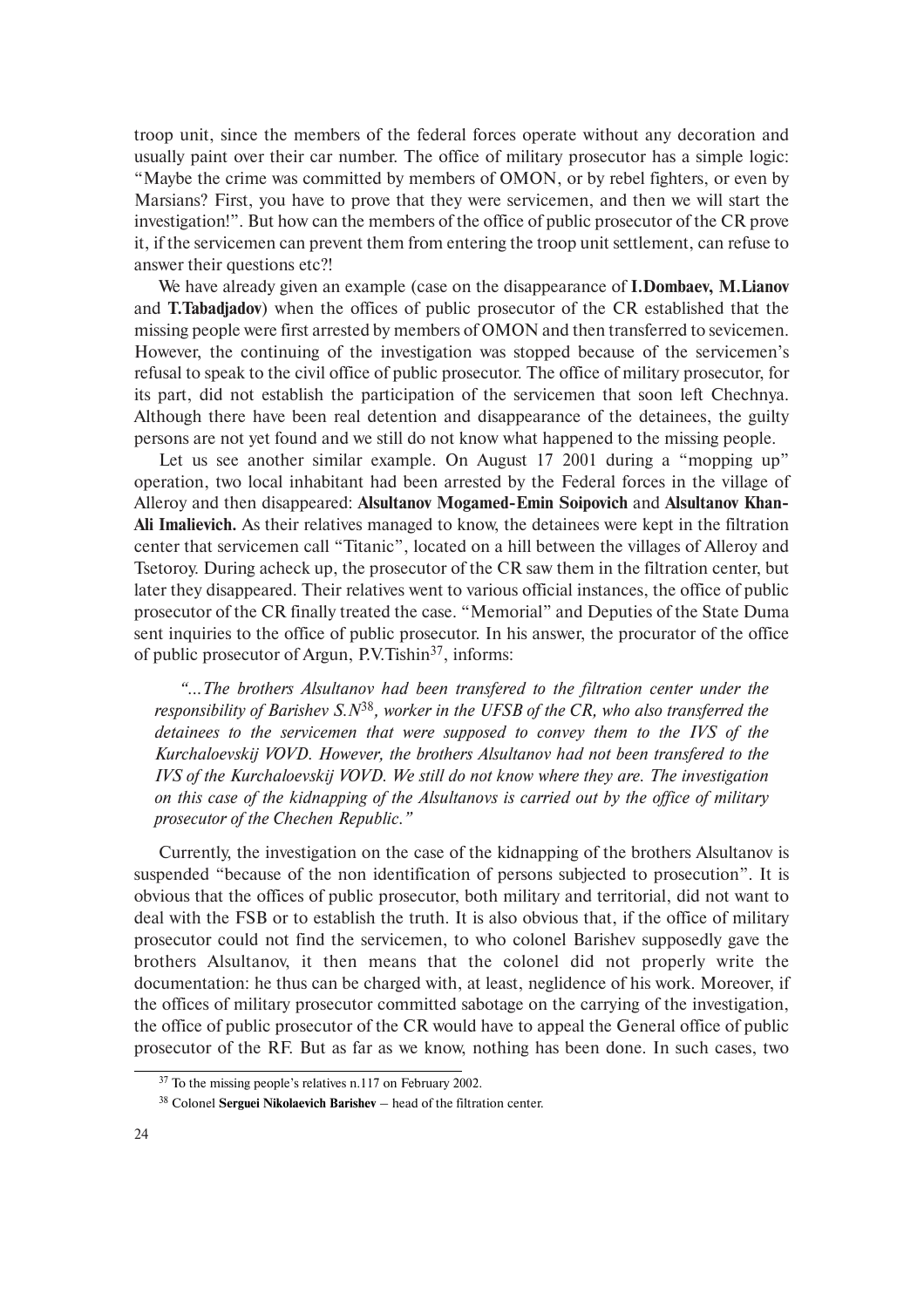troop unit, since the members of the federal forces operate without any decoration and usually paint over their car number. The office of military prosecutor has a simple logic: "Maybe the crime was committed by members of OMON, or by rebel fighters, or even by Marsians? First, you have to prove that they were servicemen, and then we will start the investigation!". But how can the members of the office of public prosecutor of the CR prove it, if the servicemen can prevent them from entering the troop unit settlement, can refuse to answer their questions etc?!

We have already given an example (case on the disappearance of **I.Dombaev, M.Lianov** and **T.Tabadjadov**) when the offices of public prosecutor of the CR established that the missing people were first arrested by members of OMON and then transferred to sevicemen. However, the continuing of the investigation was stopped because of the servicemen's refusal to speak to the civil office of public prosecutor. The office of military prosecutor, for its part, did not establish the participation of the servicemen that soon left Chechnya. Although there have been real detention and disappearance of the detainees, the guilty persons are not yet found and we still do not know what happened to the missing people.

Let us see another similar example. On August 17 2001 during a "mopping up" operation, two local inhabitant had been arrested by the Federal forces in the village of Alleroy and then disappeared: **Alsultanov Mogamed-Emin Soipovich** and **Alsultanov Khan-Ali Imalievich.** As their relatives managed to know, the detainees were kept in the filtration center that servicemen call "Titanic", located on a hill between the villages of Alleroy and Tsetoroy. During acheck up, the prosecutor of the CR saw them in the filtration center, but later they disappeared. Their relatives went to various official instances, the office of public prosecutor of the CR finally treated the case. "Memorial" and Deputies of the State Duma sent inquiries to the office of public prosecutor. In his answer, the procurator of the office of public prosecutor of Argun, P.V.Tishin[37], informs:

*"…The brothers Alsultanov had been transfered to the filtration center under the responsibility of Barishev S.N[38], worker in the UFSB of the CR, who also transferred the detainees to the servicemen that were supposed to convey them to the IVS of the Kurchaloevskij VOVD. However, the brothers Alsultanov had not been transfered to the IVS of the Kurchaloevskij VOVD. We still do not know where they are. The investigation on this case of the kidnapping of the Alsultanovs is carried out by the office of military prosecutor of the Chechen Republic."*

Currently, the investigation on the case of the kidnapping of the brothers Alsultanov is suspended "because of the non identification of persons subjected to prosecution". It is obvious that the offices of public prosecutor, both military and territorial, did not want to deal with the FSB or to establish the truth. It is also obvious that, if the office of military prosecutor could not find the servicemen, to who colonel Barishev supposedly gave the brothers Alsultanov, it then means that the colonel did not properly write the documentation: he thus can be charged with, at least, neglidence of his work. Moreover, if the offices of military prosecutor committed sabotage on the carrying of the investigation, the office of public prosecutor of the CR would have to appeal the General office of public prosecutor of the RF. But as far as we know, nothing has been done. In such cases, two

---

[37] To the missing people's relatives n.117 on February 2002.

[38] Colonel **Serguei Nikolaevich Barishev** – head of the filtration center.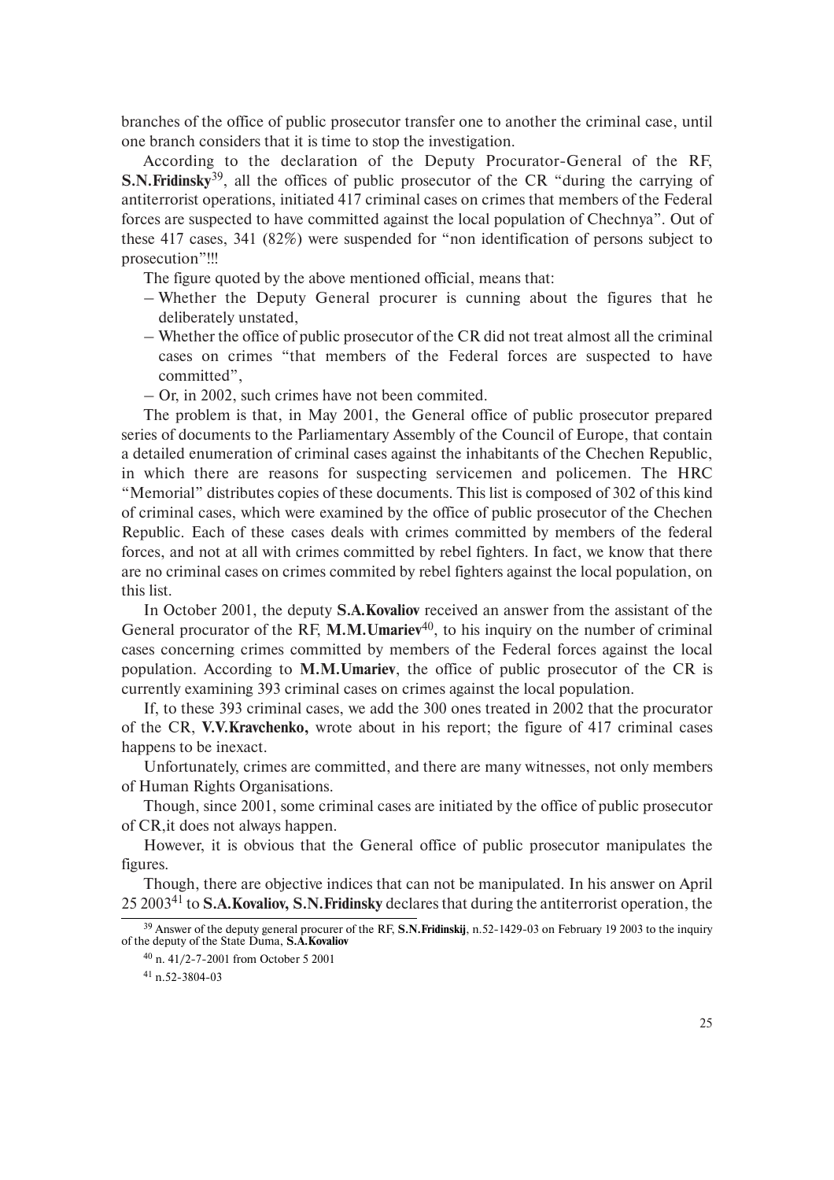branches of the office of public prosecutor transfer one to another the criminal case, until one branch considers that it is time to stop the investigation.

According to the declaration of the Deputy Procurator-General of the RF, **S.N.Fridinsky**[39], all the offices of public prosecutor of the CR "during the carrying of antiterrorist operations, initiated 417 criminal cases on crimes that members of the Federal forces are suspected to have committed against the local population of Chechnya". Out of these 417 cases, 341 (82%) were suspended for "non identification of persons subject to prosecution"!!!

The figure quoted by the above mentioned official, means that:

– Whether the Deputy General procurer is cunning about the figures that he deliberately unstated,
– Whether the office of public prosecutor of the CR did not treat almost all the criminal cases on crimes "that members of the Federal forces are suspected to have committed",
– Or, in 2002, such crimes have not been commited.

The problem is that, in May 2001, the General office of public prosecutor prepared series of documents to the Parliamentary Assembly of the Council of Europe, that contain a detailed enumeration of criminal cases against the inhabitants of the Chechen Republic, in which there are reasons for suspecting servicemen and policemen. The HRC "Memorial" distributes copies of these documents. This list is composed of 302 of this kind of criminal cases, which were examined by the office of public prosecutor of the Chechen Republic. Each of these cases deals with crimes committed by members of the federal forces, and not at all with crimes committed by rebel fighters. In fact, we know that there are no criminal cases on crimes commited by rebel fighters against the local population, on this list.

In October 2001, the deputy **S.A.Kovaliov** received an answer from the assistant of the General procurator of the RF, **M.M.Umariev**[40], to his inquiry on the number of criminal cases concerning crimes committed by members of the Federal forces against the local population. According to **M.M.Umariev**, the office of public prosecutor of the CR is currently examining 393 criminal cases on crimes against the local population.

If, to these 393 criminal cases, we add the 300 ones treated in 2002 that the procurator of the CR, **V.V.Kravchenko,** wrote about in his report; the figure of 417 criminal cases happens to be inexact.

Unfortunately, crimes are committed, and there are many witnesses, not only members of Human Rights Organisations.

Though, since 2001, some criminal cases are initiated by the office of public prosecutor of CR,it does not always happen.

However, it is obvious that the General office of public prosecutor manipulates the figures.

Though, there are objective indices that can not be manipulated. In his answer on April 25 2003[41] to **S.A.Kovaliov, S.N.Fridinsky** declares that during the antiterrorist operation, the

---

[39] Answer of the deputy general procurer of the RF, **S.N.Fridinskij**, n.52-1429-03 on February 19 2003 to the inquiry of the deputy of the State Duma, **S.A.Kovaliov**

[40] n. 41/2-7-2001 from October 5 2001

[41] n.52-3804-03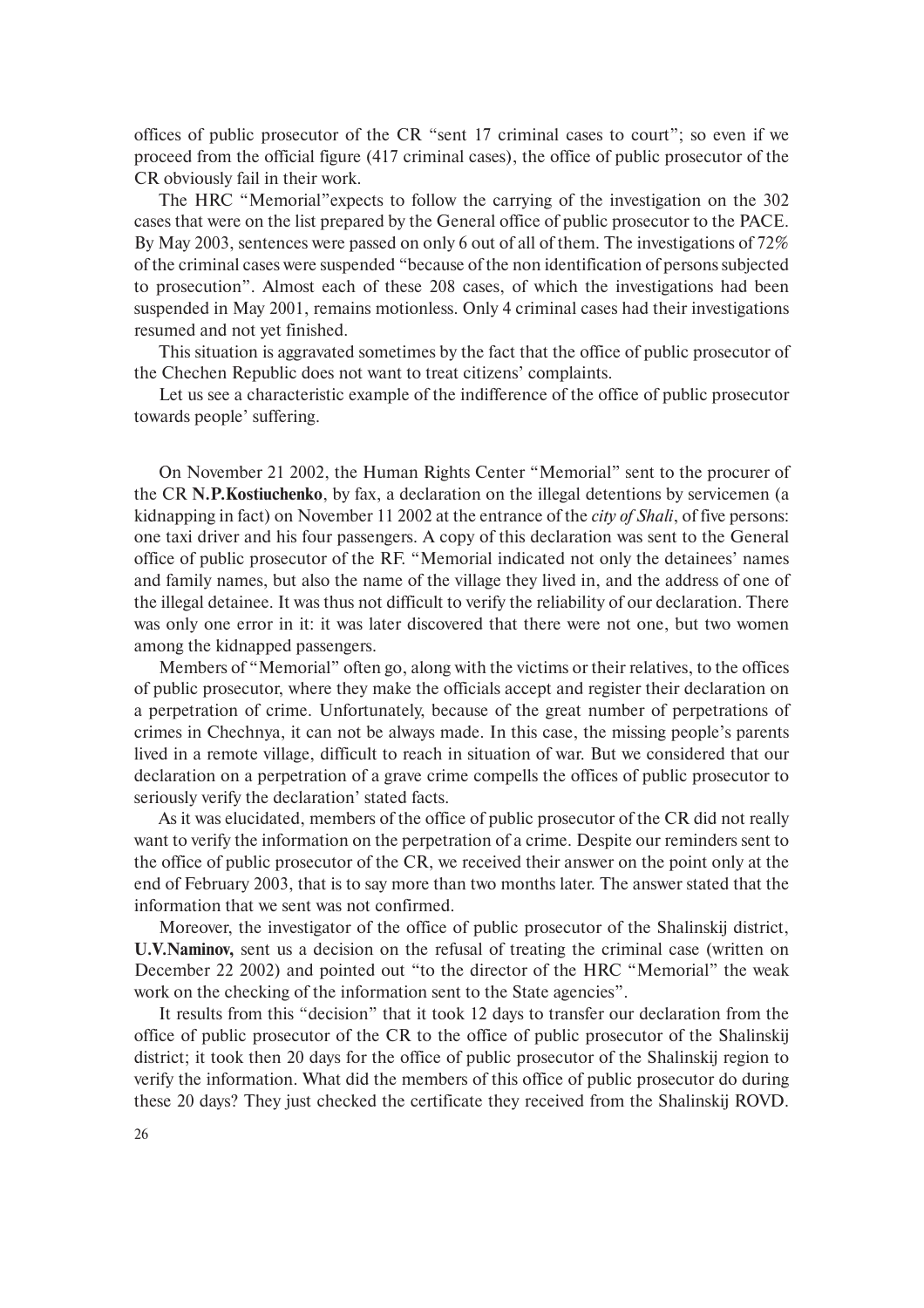offices of public prosecutor of the CR "sent 17 criminal cases to court"; so even if we proceed from the official figure (417 criminal cases), the office of public prosecutor of the CR obviously fail in their work.

The HRC "Memorial"expects to follow the carrying of the investigation on the 302 cases that were on the list prepared by the General office of public prosecutor to the PACE. By May 2003, sentences were passed on only 6 out of all of them. The investigations of 72% of the criminal cases were suspended "because of the non identification of persons subjected to prosecution". Almost each of these 208 cases, of which the investigations had been suspended in May 2001, remains motionless. Only 4 criminal cases had their investigations resumed and not yet finished.

This situation is aggravated sometimes by the fact that the office of public prosecutor of the Chechen Republic does not want to treat citizens' complaints.

Let us see a characteristic example of the indifference of the office of public prosecutor towards people' suffering.

On November 21 2002, the Human Rights Center "Memorial" sent to the procurer of the CR **N.P.Kostiuchenko**, by fax, a declaration on the illegal detentions by servicemen (a kidnapping in fact) on November 11 2002 at the entrance of the *city of Shali*, of five persons: one taxi driver and his four passengers. A copy of this declaration was sent to the General office of public prosecutor of the RF. "Memorial indicated not only the detainees' names and family names, but also the name of the village they lived in, and the address of one of the illegal detainee. It was thus not difficult to verify the reliability of our declaration. There was only one error in it: it was later discovered that there were not one, but two women among the kidnapped passengers.

Members of "Memorial" often go, along with the victims or their relatives, to the offices of public prosecutor, where they make the officials accept and register their declaration on a perpetration of crime. Unfortunately, because of the great number of perpetrations of crimes in Chechnya, it can not be always made. In this case, the missing people's parents lived in a remote village, difficult to reach in situation of war. But we considered that our declaration on a perpetration of a grave crime compells the offices of public prosecutor to seriously verify the declaration' stated facts.

As it was elucidated, members of the office of public prosecutor of the CR did not really want to verify the information on the perpetration of a crime. Despite our reminders sent to the office of public prosecutor of the CR, we received their answer on the point only at the end of February 2003, that is to say more than two months later. The answer stated that the information that we sent was not confirmed.

Moreover, the investigator of the office of public prosecutor of the Shalinskij district, **U.V.Naminov,** sent us a decision on the refusal of treating the criminal case (written on December 22 2002) and pointed out "to the director of the HRC "Memorial" the weak work on the checking of the information sent to the State agencies".

It results from this "decision" that it took 12 days to transfer our declaration from the office of public prosecutor of the CR to the office of public prosecutor of the Shalinskij district; it took then 20 days for the office of public prosecutor of the Shalinskij region to verify the information. What did the members of this office of public prosecutor do during these 20 days? They just checked the certificate they received from the Shalinskij ROVD.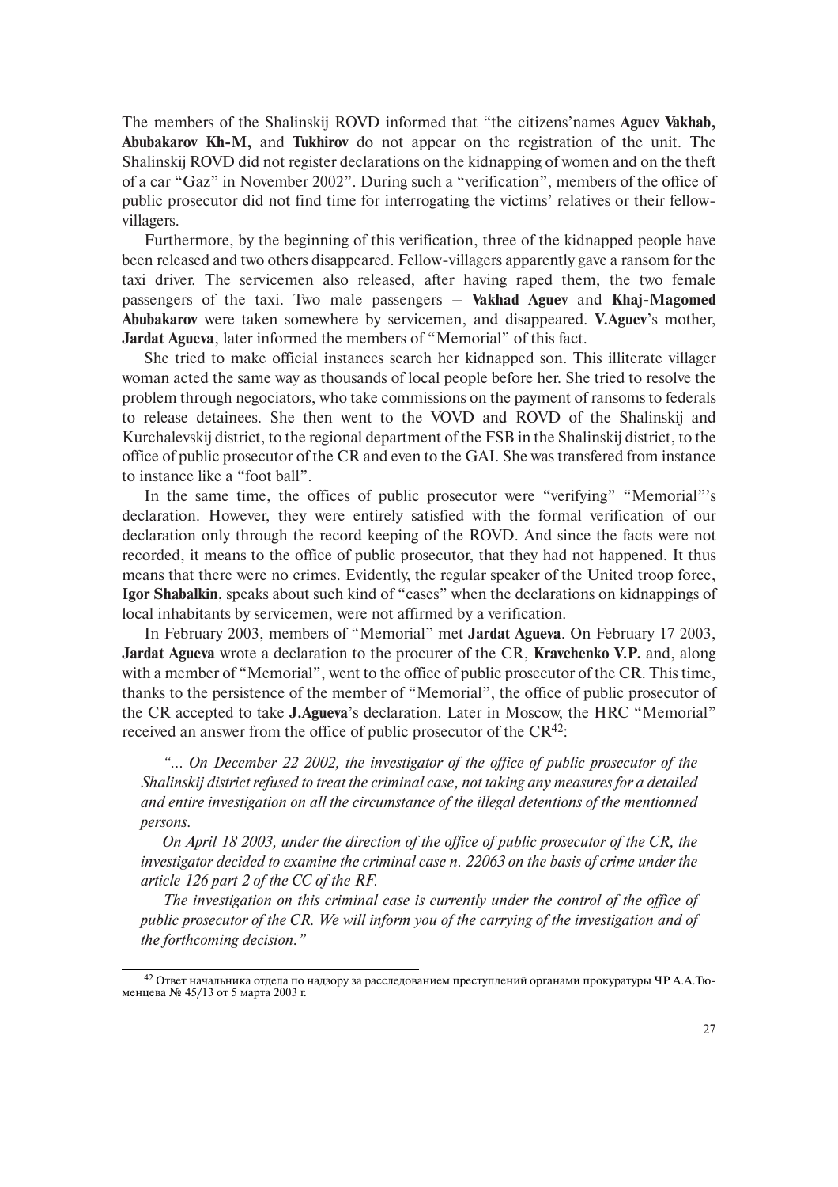The members of the Shalinskij ROVD informed that “the citizens’names **Aguev Vakhab, Abubakarov Kh-M,** and **Tukhirov** do not appear on the registration of the unit. The Shalinskij ROVD did not register declarations on the kidnapping of women and on the theft of a car “Gaz” in November 2002”. During such a “verification”, members of the office of public prosecutor did not find time for interrogating the victims’ relatives or their fellow-villagers.

Furthermore, by the beginning of this verification, three of the kidnapped people have been released and two others disappeared. Fellow-villagers apparently gave a ransom for the taxi driver. The servicemen also released, after having raped them, the two female passengers of the taxi. Two male passengers – **Vakhad Aguev** and **Khaj-Magomed Abubakarov** were taken somewhere by servicemen, and disappeared. **V.Aguev**’s mother, **Jardat Agueva**, later informed the members of “Memorial” of this fact.

She tried to make official instances search her kidnapped son. This illiterate villager woman acted the same way as thousands of local people before her. She tried to resolve the problem through negociators, who take commissions on the payment of ransoms to federals to release detainees. She then went to the VOVD and ROVD of the Shalinskij and Kurchalevskij district, to the regional department of the FSB in the Shalinskij district, to the office of public prosecutor of the CR and even to the GAI. She was transfered from instance to instance like a “foot ball”.

In the same time, the offices of public prosecutor were “verifying” “Memorial”’s declaration. However, they were entirely satisfied with the formal verification of our declaration only through the record keeping of the ROVD. And since the facts were not recorded, it means to the office of public prosecutor, that they had not happened. It thus means that there were no crimes. Evidently, the regular speaker of the United troop force, **Igor Shabalkin**, speaks about such kind of “cases” when the declarations on kidnappings of local inhabitants by servicemen, were not affirmed by a verification.

In February 2003, members of “Memorial” met **Jardat Agueva**. On February 17 2003, **Jardat Agueva** wrote a declaration to the procurer of the CR, **Kravchenko V.P.** and, along with a member of “Memorial”, went to the office of public prosecutor of the CR. This time, thanks to the persistence of the member of “Memorial”, the office of public prosecutor of the CR accepted to take **J.Agueva**’s declaration. Later in Moscow, the HRC “Memorial” received an answer from the office of public prosecutor of the CR[42]:

*“... On December 22 2002, the investigator of the office of public prosecutor of the Shalinskij district refused to treat the criminal case, not taking any measures for a detailed and entire investigation on all the circumstance of the illegal detentions of the mentionned persons.*

*On April 18 2003, under the direction of the office of public prosecutor of the CR, the investigator decided to examine the criminal case n. 22063 on the basis of crime under the article 126 part 2 of the CC of the RF.*

*The investigation on this criminal case is currently under the control of the office of public prosecutor of the CR. We will inform you of the carrying of the investigation and of the forthcoming decision.”*

[42] Ответ начальника отдела по надзору за расследованием преступлений органами прокуратуры ЧР А.А.Тюменцева № 45/13 от 5 марта 2003 г.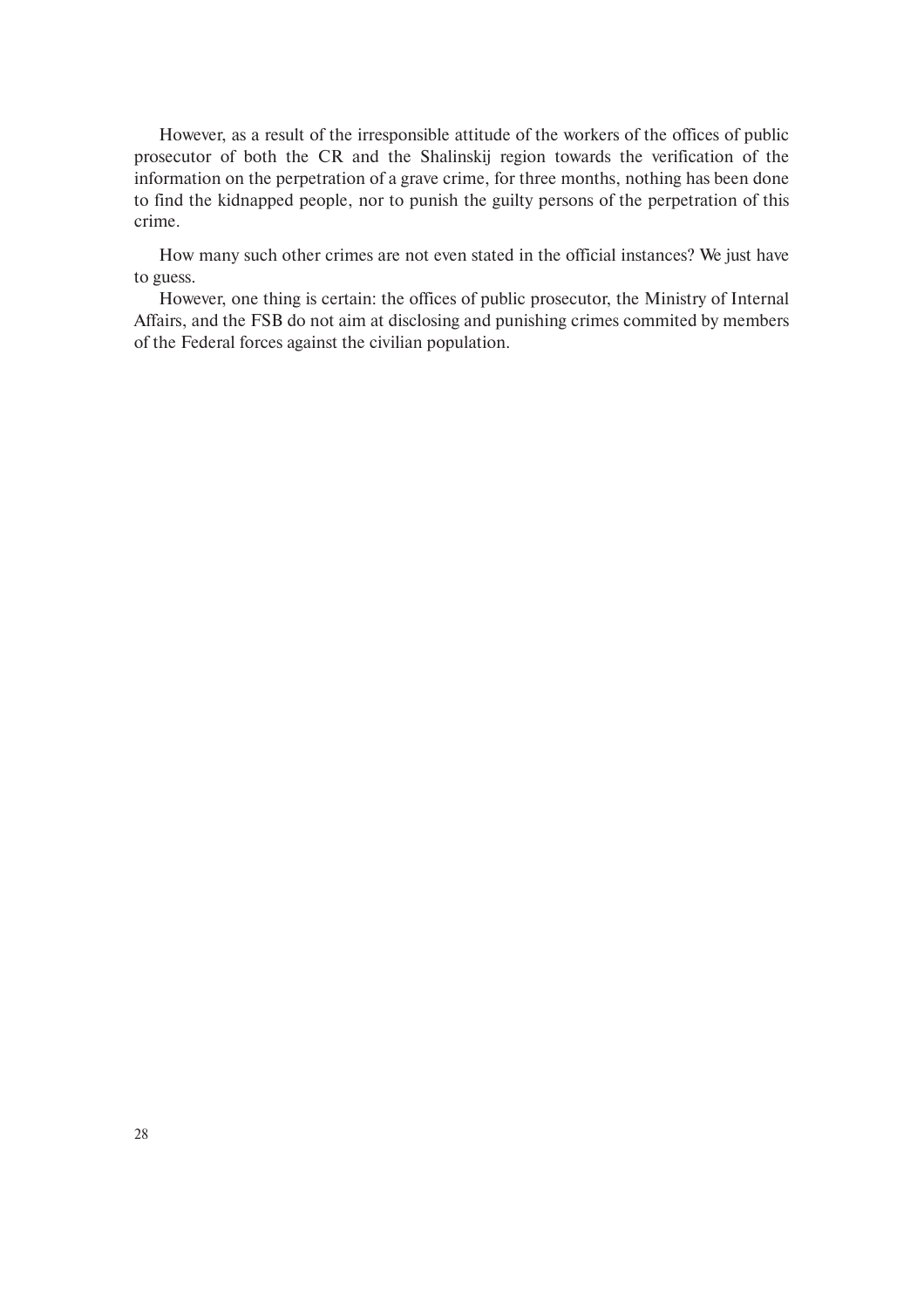However, as a result of the irresponsible attitude of the workers of the offices of public prosecutor of both the CR and the Shalinskij region towards the verification of the information on the perpetration of a grave crime, for three months, nothing has been done to find the kidnapped people, nor to punish the guilty persons of the perpetration of this crime.

How many such other crimes are not even stated in the official instances? We just have to guess.

However, one thing is certain: the offices of public prosecutor, the Ministry of Internal Affairs, and the FSB do not aim at disclosing and punishing crimes commited by members of the Federal forces against the civilian population.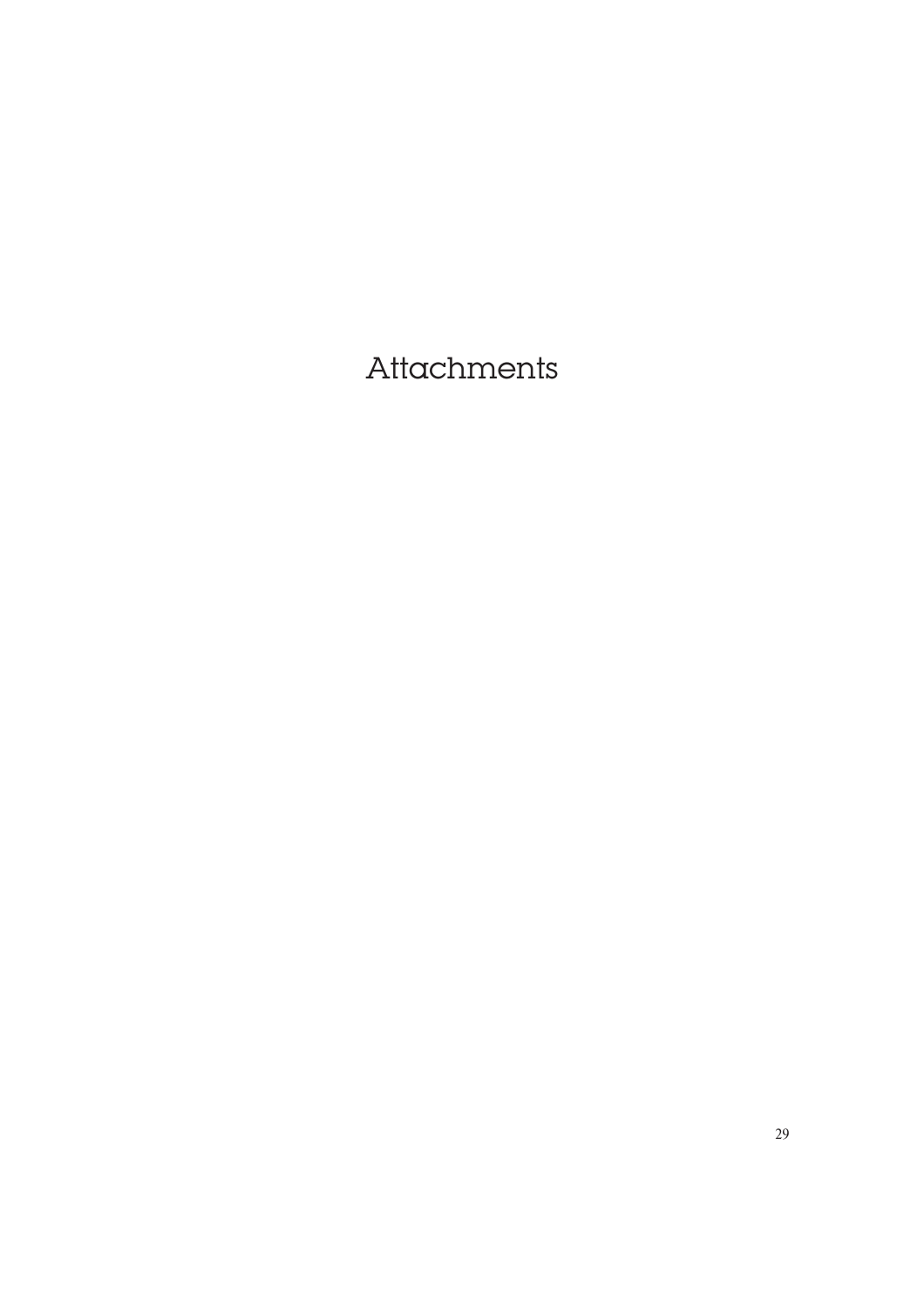# Attachments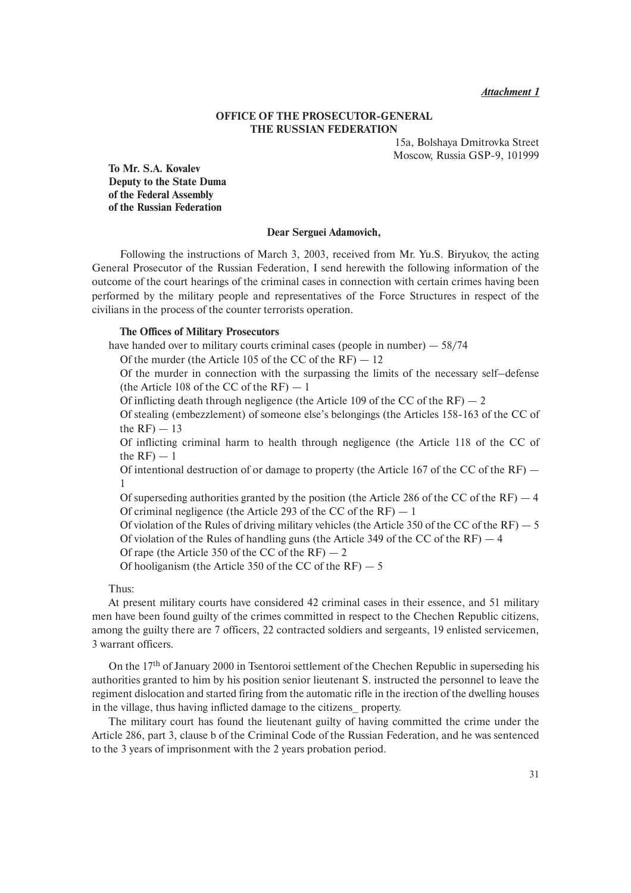***Attachment 1***

**OFFICE OF THE PROSECUTOR-GENERAL THE RUSSIAN FEDERATION**

15a, Bolshaya Dmitrovka Street
Moscow, Russia GSP-9, 101999

**To Mr. S.A. Kovalev**
**Deputy to the State Duma**
**of the Federal Assembly**
**of the Russian Federation**

**Dear Serguei Adamovich,**

Following the instructions of March 3, 2003, received from Mr. Yu.S. Biryukov, the acting General Prosecutor of the Russian Federation, I send herewith the following information of the outcome of the court hearings of the criminal cases in connection with certain crimes having been performed by the military people and representatives of the Force Structures in respect of the civilians in the process of the counter terrorists operation.

**The Offices of Military Prosecutors**

have handed over to military courts criminal cases (people in number) — 58/74

Of the murder (the Article 105 of the CC of the RF) — 12

Of the murder in connection with the surpassing the limits of the necessary self–defense (the Article 108 of the CC of the RF) — 1

Of inflicting death through negligence (the Article 109 of the CC of the RF) — 2

Of stealing (embezzlement) of someone else's belongings (the Articles 158-163 of the CC of the RF) — 13

Of inflicting criminal harm to health through negligence (the Article 118 of the CC of the RF) — 1

Of intentional destruction of or damage to property (the Article 167 of the CC of the RF) — 1

Of superseding authorities granted by the position (the Article 286 of the CC of the RF) — 4

Of criminal negligence (the Article 293 of the CC of the RF) — 1

Of violation of the Rules of driving military vehicles (the Article 350 of the CC of the RF) — 5

Of violation of the Rules of handling guns (the Article 349 of the CC of the RF) — 4

Of rape (the Article 350 of the CC of the RF) — 2

Of hooliganism (the Article 350 of the CC of the RF) — 5

Thus:

At present military courts have considered 42 criminal cases in their essence, and 51 military men have been found guilty of the crimes committed in respect to the Chechen Republic citizens, among the guilty there are 7 officers, 22 contracted soldiers and sergeants, 19 enlisted servicemen, 3 warrant officers.

On the 17th of January 2000 in Tsentoroi settlement of the Chechen Republic in superseding his authorities granted to him by his position senior lieutenant S. instructed the personnel to leave the regiment dislocation and started firing from the automatic rifle in the irection of the dwelling houses in the village, thus having inflicted damage to the citizens_ property.

The military court has found the lieutenant guilty of having committed the crime under the Article 286, part 3, clause b of the Criminal Code of the Russian Federation, and he was sentenced to the 3 years of imprisonment with the 2 years probation period.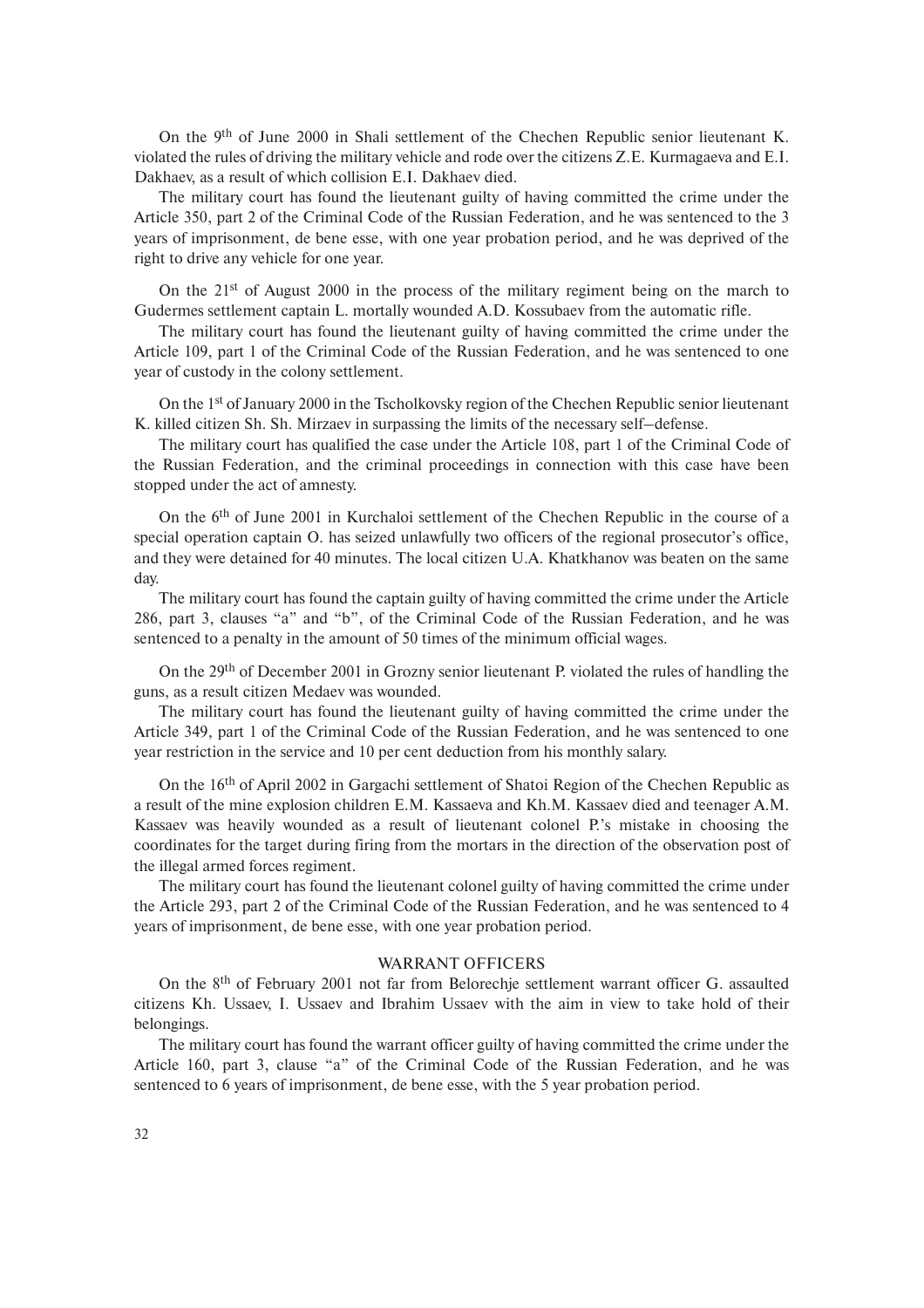On the 9th of June 2000 in Shali settlement of the Chechen Republic senior lieutenant K. violated the rules of driving the military vehicle and rode over the citizens Z.E. Kurmagaeva and E.I. Dakhaev, as a result of which collision E.I. Dakhaev died.

The military court has found the lieutenant guilty of having committed the crime under the Article 350, part 2 of the Criminal Code of the Russian Federation, and he was sentenced to the 3 years of imprisonment, de bene esse, with one year probation period, and he was deprived of the right to drive any vehicle for one year.

On the 21st of August 2000 in the process of the military regiment being on the march to Gudermes settlement captain L. mortally wounded A.D. Kossubaev from the automatic rifle.

The military court has found the lieutenant guilty of having committed the crime under the Article 109, part 1 of the Criminal Code of the Russian Federation, and he was sentenced to one year of custody in the colony settlement.

On the 1st of January 2000 in the Tscholkovsky region of the Chechen Republic senior lieutenant K. killed citizen Sh. Sh. Mirzaev in surpassing the limits of the necessary self–defense.

The military court has qualified the case under the Article 108, part 1 of the Criminal Code of the Russian Federation, and the criminal proceedings in connection with this case have been stopped under the act of amnesty.

On the 6th of June 2001 in Kurchaloi settlement of the Chechen Republic in the course of a special operation captain O. has seized unlawfully two officers of the regional prosecutor's office, and they were detained for 40 minutes. The local citizen U.A. Khatkhanov was beaten on the same day.

The military court has found the captain guilty of having committed the crime under the Article 286, part 3, clauses "a" and "b", of the Criminal Code of the Russian Federation, and he was sentenced to a penalty in the amount of 50 times of the minimum official wages.

On the 29th of December 2001 in Grozny senior lieutenant P. violated the rules of handling the guns, as a result citizen Medaev was wounded.

The military court has found the lieutenant guilty of having committed the crime under the Article 349, part 1 of the Criminal Code of the Russian Federation, and he was sentenced to one year restriction in the service and 10 per cent deduction from his monthly salary.

On the 16th of April 2002 in Gargachi settlement of Shatoi Region of the Chechen Republic as a result of the mine explosion children E.M. Kassaeva and Kh.M. Kassaev died and teenager A.M. Kassaev was heavily wounded as a result of lieutenant colonel P.'s mistake in choosing the coordinates for the target during firing from the mortars in the direction of the observation post of the illegal armed forces regiment.

The military court has found the lieutenant colonel guilty of having committed the crime under the Article 293, part 2 of the Criminal Code of the Russian Federation, and he was sentenced to 4 years of imprisonment, de bene esse, with one year probation period.

## WARRANT OFFICERS

On the 8th of February 2001 not far from Belorechje settlement warrant officer G. assaulted citizens Kh. Ussaev, I. Ussaev and Ibrahim Ussaev with the aim in view to take hold of their belongings.

The military court has found the warrant officer guilty of having committed the crime under the Article 160, part 3, clause "a" of the Criminal Code of the Russian Federation, and he was sentenced to 6 years of imprisonment, de bene esse, with the 5 year probation period.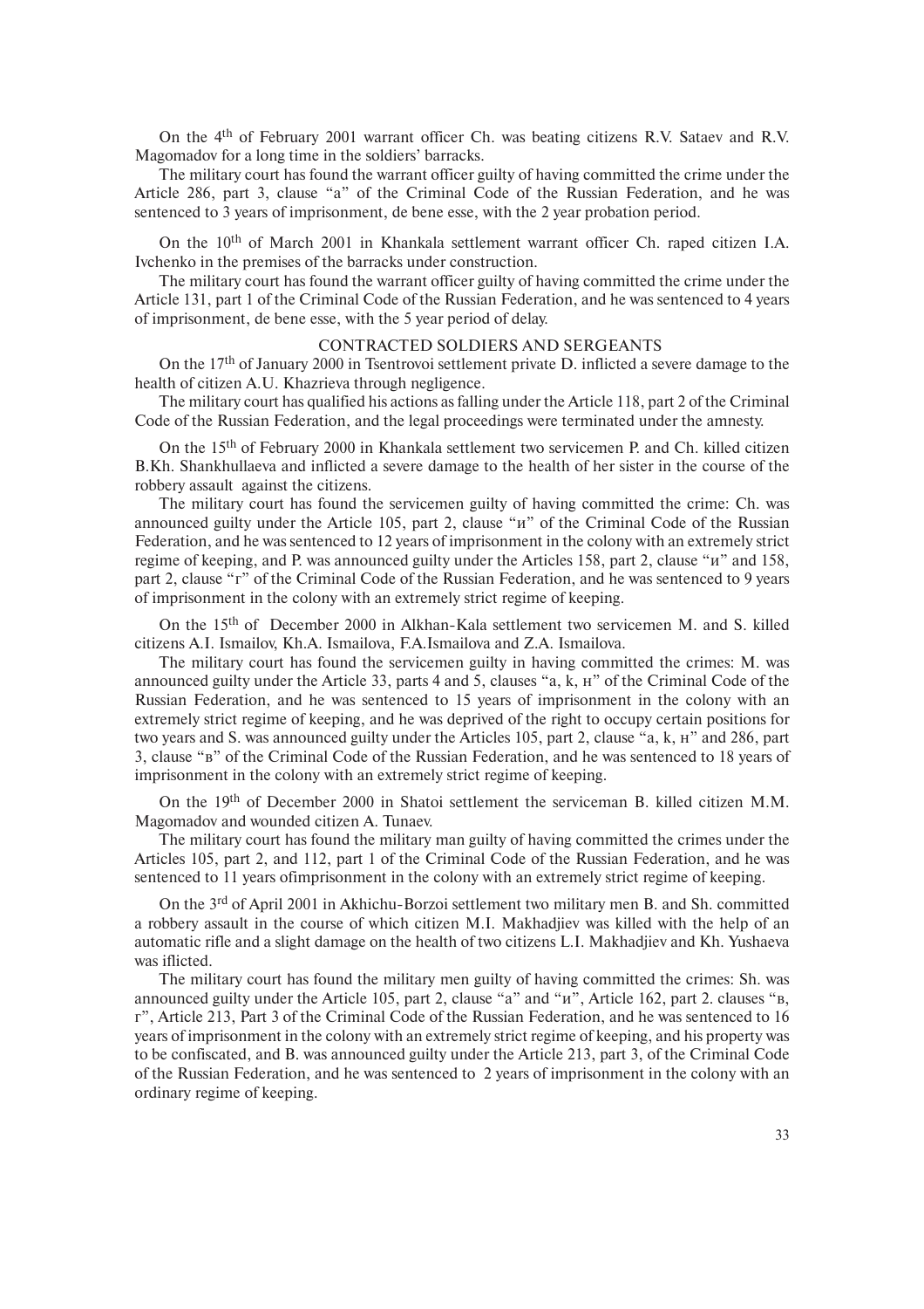On the 4th of February 2001 warrant officer Ch. was beating citizens R.V. Sataev and R.V. Magomadov for a long time in the soldiers' barracks.

The military court has found the warrant officer guilty of having committed the crime under the Article 286, part 3, clause "a" of the Criminal Code of the Russian Federation, and he was sentenced to 3 years of imprisonment, de bene esse, with the 2 year probation period.

On the 10th of March 2001 in Khankala settlement warrant officer Ch. raped citizen I.A. Ivchenko in the premises of the barracks under construction.

The military court has found the warrant officer guilty of having committed the crime under the Article 131, part 1 of the Criminal Code of the Russian Federation, and he was sentenced to 4 years of imprisonment, de bene esse, with the 5 year period of delay.

## CONTRACTED SOLDIERS AND SERGEANTS

On the 17th of January 2000 in Tsentrovoi settlement private D. inflicted a severe damage to the health of citizen A.U. Khazrieva through negligence.

The military court has qualified his actions as falling under the Article 118, part 2 of the Criminal Code of the Russian Federation, and the legal proceedings were terminated under the amnesty.

On the 15th of February 2000 in Khankala settlement two servicemen P. and Ch. killed citizen B.Kh. Shankhullaeva and inflicted a severe damage to the health of her sister in the course of the robbery assault against the citizens.

The military court has found the servicemen guilty of having committed the crime: Ch. was announced guilty under the Article 105, part 2, clause "и" of the Criminal Code of the Russian Federation, and he was sentenced to 12 years of imprisonment in the colony with an extremely strict regime of keeping, and P. was announced guilty under the Articles 158, part 2, clause "и" and 158, part 2, clause "г" of the Criminal Code of the Russian Federation, and he was sentenced to 9 years of imprisonment in the colony with an extremely strict regime of keeping.

On the 15th of December 2000 in Alkhan-Kala settlement two servicemen M. and S. killed citizens A.I. Ismailov, Kh.A. Ismailova, F.A.Ismailova and Z.A. Ismailova.

The military court has found the servicemen guilty in having committed the crimes: M. was announced guilty under the Article 33, parts 4 and 5, clauses "a, k, н" of the Criminal Code of the Russian Federation, and he was sentenced to 15 years of imprisonment in the colony with an extremely strict regime of keeping, and he was deprived of the right to occupy certain positions for two years and S. was announced guilty under the Articles 105, part 2, clause "a, k, н" and 286, part 3, clause "в" of the Criminal Code of the Russian Federation, and he was sentenced to 18 years of imprisonment in the colony with an extremely strict regime of keeping.

On the 19th of December 2000 in Shatoi settlement the serviceman B. killed citizen M.M. Magomadov and wounded citizen A. Tunaev.

The military court has found the military man guilty of having committed the crimes under the Articles 105, part 2, and 112, part 1 of the Criminal Code of the Russian Federation, and he was sentenced to 11 years ofimprisonment in the colony with an extremely strict regime of keeping.

On the 3rd of April 2001 in Akhichu-Borzoi settlement two military men B. and Sh. committed a robbery assault in the course of which citizen M.I. Makhadjiev was killed with the help of an automatic rifle and a slight damage on the health of two citizens L.I. Makhadjiev and Kh. Yushaeva was iflicted.

The military court has found the military men guilty of having committed the crimes: Sh. was announced guilty under the Article 105, part 2, clause "a" and "и", Article 162, part 2. clauses "в, г", Article 213, Part 3 of the Criminal Code of the Russian Federation, and he was sentenced to 16 years of imprisonment in the colony with an extremely strict regime of keeping, and his property was to be confiscated, and B. was announced guilty under the Article 213, part 3, of the Criminal Code of the Russian Federation, and he was sentenced to 2 years of imprisonment in the colony with an ordinary regime of keeping.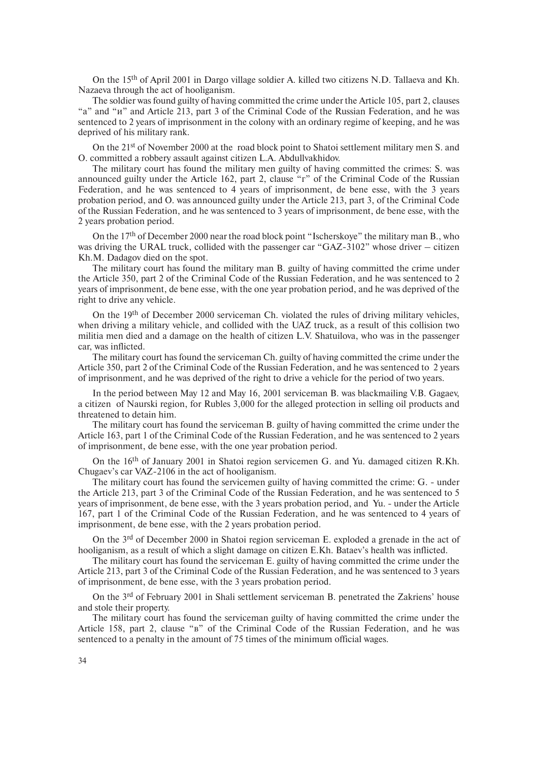On the 15th of April 2001 in Dargo village soldier A. killed two citizens N.D. Tallaeva and Kh. Nazaeva through the act of hooliganism.

The soldier was found guilty of having committed the crime under the Article 105, part 2, clauses "а" and "и" and Article 213, part 3 of the Criminal Code of the Russian Federation, and he was sentenced to 2 years of imprisonment in the colony with an ordinary regime of keeping, and he was deprived of his military rank.

On the 21st of November 2000 at the road block point to Shatoi settlement military men S. and O. committed a robbery assault against citizen L.A. Abdullvakhidov.

The military court has found the military men guilty of having committed the crimes: S. was announced guilty under the Article 162, part 2, clause "г" of the Criminal Code of the Russian Federation, and he was sentenced to 4 years of imprisonment, de bene esse, with the 3 years probation period, and O. was announced guilty under the Article 213, part 3, of the Criminal Code of the Russian Federation, and he was sentenced to 3 years of imprisonment, de bene esse, with the 2 years probation period.

On the 17th of December 2000 near the road block point "Ischerskoye" the military man B., who was driving the URAL truck, collided with the passenger car "GAZ-3102" whose driver – citizen Kh.M. Dadagov died on the spot.

The military court has found the military man B. guilty of having committed the crime under the Article 350, part 2 of the Criminal Code of the Russian Federation, and he was sentenced to 2 years of imprisonment, de bene esse, with the one year probation period, and he was deprived of the right to drive any vehicle.

On the 19th of December 2000 serviceman Ch. violated the rules of driving military vehicles, when driving a military vehicle, and collided with the UAZ truck, as a result of this collision two militia men died and a damage on the health of citizen L.V. Shatuilova, who was in the passenger car, was inflicted.

The military court has found the serviceman Ch. guilty of having committed the crime under the Article 350, part 2 of the Criminal Code of the Russian Federation, and he was sentenced to 2 years of imprisonment, and he was deprived of the right to drive a vehicle for the period of two years.

In the period between May 12 and May 16, 2001 serviceman B. was blackmailing V.B. Gagaev, a citizen of Naurski region, for Rubles 3,000 for the alleged protection in selling oil products and threatened to detain him.

The military court has found the serviceman B. guilty of having committed the crime under the Article 163, part 1 of the Criminal Code of the Russian Federation, and he was sentenced to 2 years of imprisonment, de bene esse, with the one year probation period.

On the 16th of January 2001 in Shatoi region servicemen G. and Yu. damaged citizen R.Kh. Chugaev's car VAZ-2106 in the act of hooliganism.

The military court has found the servicemen guilty of having committed the crime: G. - under the Article 213, part 3 of the Criminal Code of the Russian Federation, and he was sentenced to 5 years of imprisonment, de bene esse, with the 3 years probation period, and Yu. - under the Article 167, part 1 of the Criminal Code of the Russian Federation, and he was sentenced to 4 years of imprisonment, de bene esse, with the 2 years probation period.

On the 3rd of December 2000 in Shatoi region serviceman E. exploded a grenade in the act of hooliganism, as a result of which a slight damage on citizen E.Kh. Bataev's health was inflicted.

The military court has found the serviceman E. guilty of having committed the crime under the Article 213, part 3 of the Criminal Code of the Russian Federation, and he was sentenced to 3 years of imprisonment, de bene esse, with the 3 years probation period.

On the 3rd of February 2001 in Shali settlement serviceman B. penetrated the Zakriens' house and stole their property.

The military court has found the serviceman guilty of having committed the crime under the Article 158, part 2, clause "в" of the Criminal Code of the Russian Federation, and he was sentenced to a penalty in the amount of 75 times of the minimum official wages.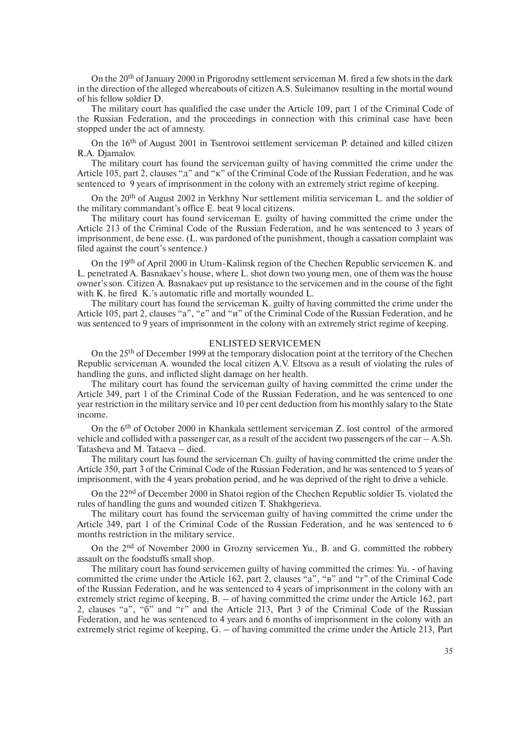On the 20th of January 2000 in Prigorodny settlement serviceman M. fired a few shots in the dark in the direction of the alleged whereabouts of citizen A.S. Suleimanov resulting in the mortal wound of his fellow soldier D.

The military court has qualified the case under the Article 109, part 1 of the Criminal Code of the Russian Federation, and the proceedings in connection with this criminal case have been stopped under the act of amnesty.

On the 16th of August 2001 in Tsentrovoi settlement serviceman P. detained and killed citizen R.A. Djamalov.

The military court has found the serviceman guilty of having committed the crime under the Article 105, part 2, clauses "д" and "к" of the Criminal Code of the Russian Federation, and he was sentenced to 9 years of imprisonment in the colony with an extremely strict regime of keeping.

On the 20th of August 2002 in Verkhny Nur settlement militia serviceman L. and the soldier of the military commandant's office E. beat 9 local citizens.

The military court has found serviceman E. guilty of having committed the crime under the Article 213 of the Criminal Code of the Russian Federation, and he was sentenced to 3 years of imprisonment, de bene esse. (L. was pardoned of the punishment, though a cassation complaint was filed against the court's sentence.)

On the 19th of April 2000 in Utum-Kalinsk region of the Chechen Republic servicemen K. and L. penetrated A. Basnakaev's house, where L. shot down two young men, one of them was the house owner's son. Citizen A. Basnakaev put up resistance to the servicemen and in the course of the fight with K. he fired K.'s automatic rifle and mortally wounded L.

The military court has found the serviceman K. guilty of having committed the crime under the Article 105, part 2, clauses "а", "е" and "и" of the Criminal Code of the Russian Federation, and he was sentenced to 9 years of imprisonment in the colony with an extremely strict regime of keeping.

## ENLISTED SERVICEMEN

On the 25th of December 1999 at the temporary dislocation point at the territory of the Chechen Republic serviceman A. wounded the local citizen A.V. Eltsova as a result of violating the rules of handling the guns, and inflicted slight damage on her health.

The military court has found the serviceman guilty of having committed the crime under the Article 349, part 1 of the Criminal Code of the Russian Federation, and he was sentenced to one year restriction in the military service and 10 per cent deduction from his monthly salary to the State income.

On the 6th of October 2000 in Khankala settlement serviceman Z. lost control of the armored vehicle and collided with a passenger car, as a result of the accident two passengers of the car – A.Sh. Tatasheva and M. Tataeva – died.

The military court has found the serviceman Ch. guilty of having committed the crime under the Article 350, part 3 of the Criminal Code of the Russian Federation, and he was sentenced to 5 years of imprisonment, with the 4 years probation period, and he was deprived of the right to drive a vehicle.

On the 22nd of December 2000 in Shatoi region of the Chechen Republic soldier Ts. violated the rules of handling the guns and wounded citizen T. Shakhgerieva.

The military court has found the serviceman guilty of having committed the crime under the Article 349, part 1 of the Criminal Code of the Russian Federation, and he was sentenced to 6 months restriction in the military service.

On the 2nd of November 2000 in Grozny servicemen Yu., B. and G. committed the robbery assault on the foodstuffs small shop.

The military court has found servicemen guilty of having committed the crimes: Yu. - of having committed the crime under the Article 162, part 2, clauses "а", "в" and "г" of the Criminal Code of the Russian Federation, and he was sentenced to 4 years of imprisonment in the colony with an extremely strict regime of keeping, B. – of having committed the crime under the Article 162, part 2, clauses "а", "б" and "г" and the Article 213, Part 3 of the Criminal Code of the Russian Federation, and he was sentenced to 4 years and 6 months of imprisonment in the colony with an extremely strict regime of keeping, G. – of having committed the crime under the Article 213, Part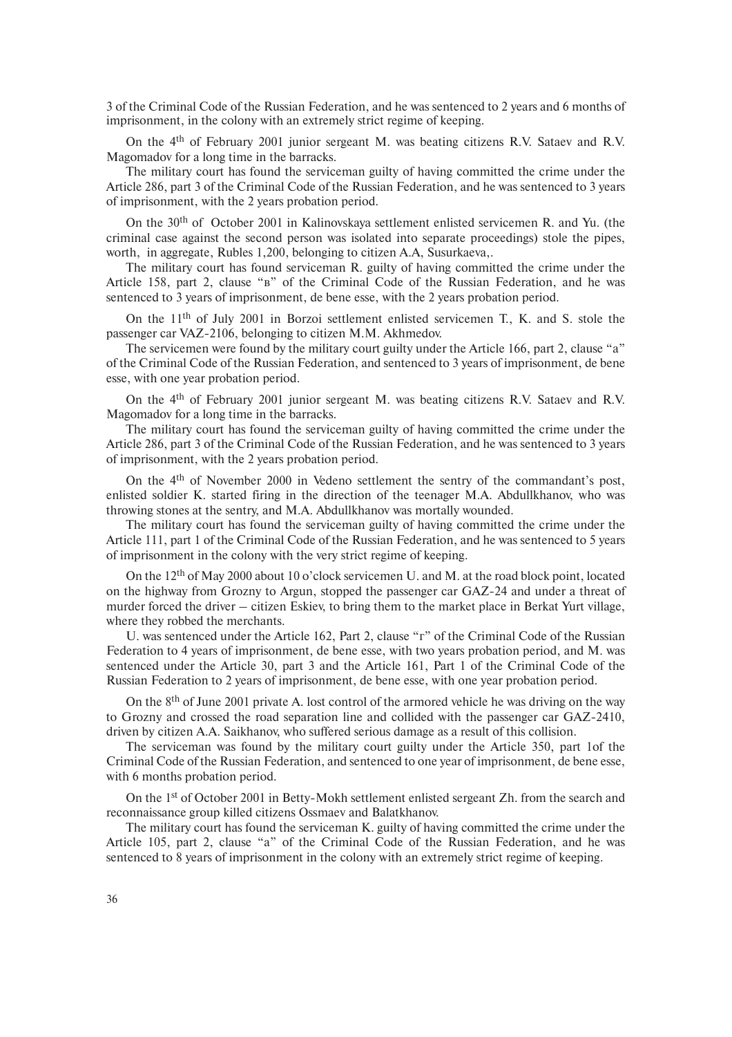3 of the Criminal Code of the Russian Federation, and he was sentenced to 2 years and 6 months of imprisonment, in the colony with an extremely strict regime of keeping.

On the 4th of February 2001 junior sergeant M. was beating citizens R.V. Sataev and R.V. Magomadov for a long time in the barracks.

The military court has found the serviceman guilty of having committed the crime under the Article 286, part 3 of the Criminal Code of the Russian Federation, and he was sentenced to 3 years of imprisonment, with the 2 years probation period.

On the 30th of October 2001 in Kalinovskaya settlement enlisted servicemen R. and Yu. (the criminal case against the second person was isolated into separate proceedings) stole the pipes, worth, in aggregate, Rubles 1,200, belonging to citizen A.A, Susurkaeva,.

The military court has found serviceman R. guilty of having committed the crime under the Article 158, part 2, clause "в" of the Criminal Code of the Russian Federation, and he was sentenced to 3 years of imprisonment, de bene esse, with the 2 years probation period.

On the 11th of July 2001 in Borzoi settlement enlisted servicemen T., K. and S. stole the passenger car VAZ-2106, belonging to citizen M.M. Akhmedov.

The servicemen were found by the military court guilty under the Article 166, part 2, clause "a" of the Criminal Code of the Russian Federation, and sentenced to 3 years of imprisonment, de bene esse, with one year probation period.

On the 4th of February 2001 junior sergeant M. was beating citizens R.V. Sataev and R.V. Magomadov for a long time in the barracks.

The military court has found the serviceman guilty of having committed the crime under the Article 286, part 3 of the Criminal Code of the Russian Federation, and he was sentenced to 3 years of imprisonment, with the 2 years probation period.

On the 4th of November 2000 in Vedeno settlement the sentry of the commandant's post, enlisted soldier K. started firing in the direction of the teenager M.A. Abdullkhanov, who was throwing stones at the sentry, and M.A. Abdullkhanov was mortally wounded.

The military court has found the serviceman guilty of having committed the crime under the Article 111, part 1 of the Criminal Code of the Russian Federation, and he was sentenced to 5 years of imprisonment in the colony with the very strict regime of keeping.

On the 12th of May 2000 about 10 o'clock servicemen U. and M. at the road block point, located on the highway from Grozny to Argun, stopped the passenger car GAZ-24 and under a threat of murder forced the driver – citizen Eskiev, to bring them to the market place in Berkat Yurt village, where they robbed the merchants.

U. was sentenced under the Article 162, Part 2, clause "г" of the Criminal Code of the Russian Federation to 4 years of imprisonment, de bene esse, with two years probation period, and M. was sentenced under the Article 30, part 3 and the Article 161, Part 1 of the Criminal Code of the Russian Federation to 2 years of imprisonment, de bene esse, with one year probation period.

On the 8th of June 2001 private A. lost control of the armored vehicle he was driving on the way to Grozny and crossed the road separation line and collided with the passenger car GAZ-2410, driven by citizen A.A. Saikhanov, who suffered serious damage as a result of this collision.

The serviceman was found by the military court guilty under the Article 350, part 1of the Criminal Code of the Russian Federation, and sentenced to one year of imprisonment, de bene esse, with 6 months probation period.

On the 1st of October 2001 in Betty-Mokh settlement enlisted sergeant Zh. from the search and reconnaissance group killed citizens Ossmaev and Balatkhanov.

The military court has found the serviceman K. guilty of having committed the crime under the Article 105, part 2, clause "a" of the Criminal Code of the Russian Federation, and he was sentenced to 8 years of imprisonment in the colony with an extremely strict regime of keeping.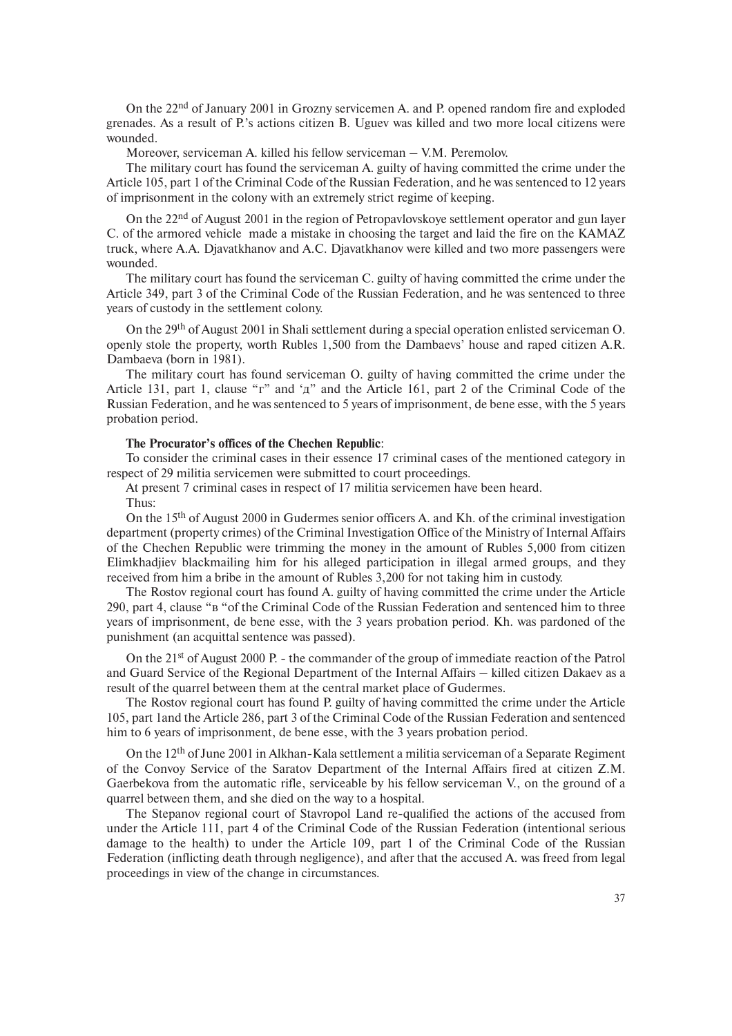On the 22nd of January 2001 in Grozny servicemen A. and P. opened random fire and exploded grenades. As a result of P.'s actions citizen B. Uguev was killed and two more local citizens were wounded.

Moreover, serviceman A. killed his fellow serviceman – V.M. Peremolov.

The military court has found the serviceman A. guilty of having committed the crime under the Article 105, part 1 of the Criminal Code of the Russian Federation, and he was sentenced to 12 years of imprisonment in the colony with an extremely strict regime of keeping.

On the 22nd of August 2001 in the region of Petropavlovskoye settlement operator and gun layer C. of the armored vehicle made a mistake in choosing the target and laid the fire on the KAMAZ truck, where A.A. Djavatkhanov and A.C. Djavatkhanov were killed and two more passengers were wounded.

The military court has found the serviceman C. guilty of having committed the crime under the Article 349, part 3 of the Criminal Code of the Russian Federation, and he was sentenced to three years of custody in the settlement colony.

On the 29th of August 2001 in Shali settlement during a special operation enlisted serviceman O. openly stole the property, worth Rubles 1,500 from the Dambaevs' house and raped citizen A.R. Dambaeva (born in 1981).

The military court has found serviceman O. guilty of having committed the crime under the Article 131, part 1, clause "г" and 'д" and the Article 161, part 2 of the Criminal Code of the Russian Federation, and he was sentenced to 5 years of imprisonment, de bene esse, with the 5 years probation period.

**The Procurator's offices of the Chechen Republic**:

To consider the criminal cases in their essence 17 criminal cases of the mentioned category in respect of 29 militia servicemen were submitted to court proceedings.

At present 7 criminal cases in respect of 17 militia servicemen have been heard.

Thus:

On the 15th of August 2000 in Gudermes senior officers A. and Kh. of the criminal investigation department (property crimes) of the Criminal Investigation Office of the Ministry of Internal Affairs of the Chechen Republic were trimming the money in the amount of Rubles 5,000 from citizen Elimkhadjiev blackmailing him for his alleged participation in illegal armed groups, and they received from him a bribe in the amount of Rubles 3,200 for not taking him in custody.

The Rostov regional court has found A. guilty of having committed the crime under the Article 290, part 4, clause "в "of the Criminal Code of the Russian Federation and sentenced him to three years of imprisonment, de bene esse, with the 3 years probation period. Kh. was pardoned of the punishment (an acquittal sentence was passed).

On the 21st of August 2000 P. - the commander of the group of immediate reaction of the Patrol and Guard Service of the Regional Department of the Internal Affairs – killed citizen Dakaev as a result of the quarrel between them at the central market place of Gudermes.

The Rostov regional court has found P. guilty of having committed the crime under the Article 105, part 1and the Article 286, part 3 of the Criminal Code of the Russian Federation and sentenced him to 6 years of imprisonment, de bene esse, with the 3 years probation period.

On the 12th of June 2001 in Alkhan-Kala settlement a militia serviceman of a Separate Regiment of the Convoy Service of the Saratov Department of the Internal Affairs fired at citizen Z.M. Gaerbekova from the automatic rifle, serviceable by his fellow serviceman V., on the ground of a quarrel between them, and she died on the way to a hospital.

The Stepanov regional court of Stavropol Land re-qualified the actions of the accused from under the Article 111, part 4 of the Criminal Code of the Russian Federation (intentional serious damage to the health) to under the Article 109, part 1 of the Criminal Code of the Russian Federation (inflicting death through negligence), and after that the accused A. was freed from legal proceedings in view of the change in circumstances.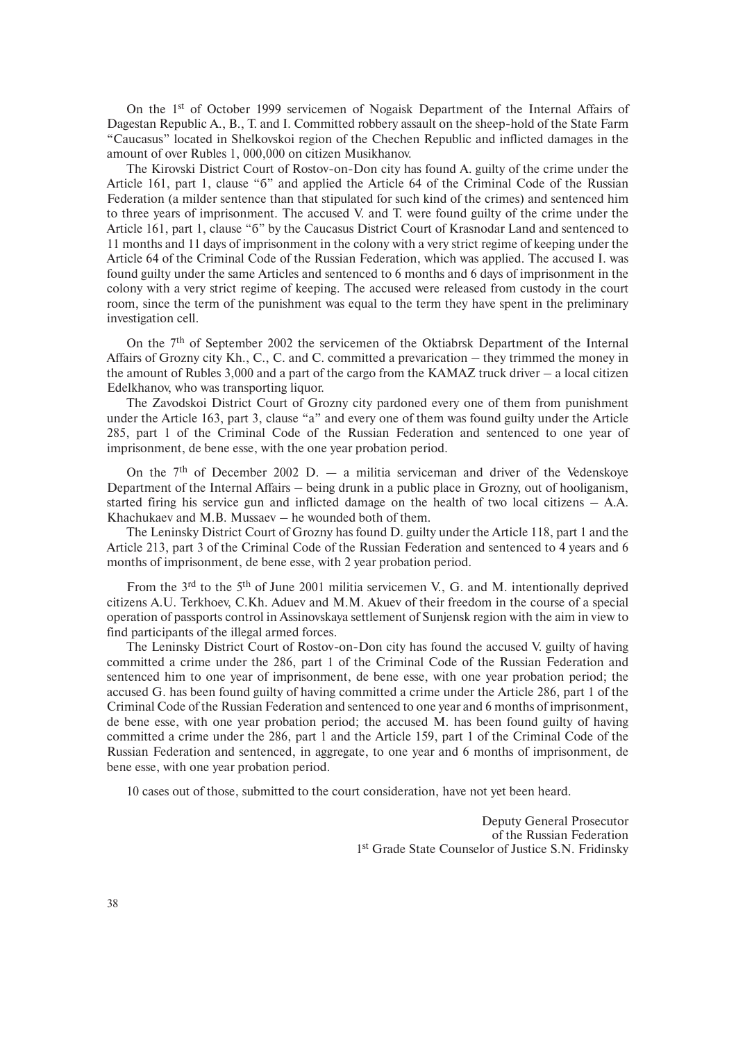On the 1st of October 1999 servicemen of Nogaisk Department of the Internal Affairs of Dagestan Republic A., B., T. and I. Committed robbery assault on the sheep-hold of the State Farm "Caucasus" located in Shelkovskoi region of the Chechen Republic and inflicted damages in the amount of over Rubles 1, 000,000 on citizen Musikhanov.

The Kirovski District Court of Rostov-on-Don city has found A. guilty of the crime under the Article 161, part 1, clause "б" and applied the Article 64 of the Criminal Code of the Russian Federation (a milder sentence than that stipulated for such kind of the crimes) and sentenced him to three years of imprisonment. The accused V. and T. were found guilty of the crime under the Article 161, part 1, clause "б" by the Caucasus District Court of Krasnodar Land and sentenced to 11 months and 11 days of imprisonment in the colony with a very strict regime of keeping under the Article 64 of the Criminal Code of the Russian Federation, which was applied. The accused I. was found guilty under the same Articles and sentenced to 6 months and 6 days of imprisonment in the colony with a very strict regime of keeping. The accused were released from custody in the court room, since the term of the punishment was equal to the term they have spent in the preliminary investigation cell.

On the 7th of September 2002 the servicemen of the Oktiabrsk Department of the Internal Affairs of Grozny city Kh., C., C. and C. committed a prevarication – they trimmed the money in the amount of Rubles 3,000 and a part of the cargo from the KAMAZ truck driver – a local citizen Edelkhanov, who was transporting liquor.

The Zavodskoi District Court of Grozny city pardoned every one of them from punishment under the Article 163, part 3, clause "a" and every one of them was found guilty under the Article 285, part 1 of the Criminal Code of the Russian Federation and sentenced to one year of imprisonment, de bene esse, with the one year probation period.

On the 7th of December 2002 D. – a militia serviceman and driver of the Vedenskoye Department of the Internal Affairs – being drunk in a public place in Grozny, out of hooliganism, started firing his service gun and inflicted damage on the health of two local citizens – A.A. Khachukaev and M.B. Mussaev – he wounded both of them.

The Leninsky District Court of Grozny has found D. guilty under the Article 118, part 1 and the Article 213, part 3 of the Criminal Code of the Russian Federation and sentenced to 4 years and 6 months of imprisonment, de bene esse, with 2 year probation period.

From the 3rd to the 5th of June 2001 militia servicemen V., G. and M. intentionally deprived citizens A.U. Terkhoev, C.Kh. Aduev and M.M. Akuev of their freedom in the course of a special operation of passports control in Assinovskaya settlement of Sunjensk region with the aim in view to find participants of the illegal armed forces.

The Leninsky District Court of Rostov-on-Don city has found the accused V. guilty of having committed a crime under the 286, part 1 of the Criminal Code of the Russian Federation and sentenced him to one year of imprisonment, de bene esse, with one year probation period; the accused G. has been found guilty of having committed a crime under the Article 286, part 1 of the Criminal Code of the Russian Federation and sentenced to one year and 6 months of imprisonment, de bene esse, with one year probation period; the accused M. has been found guilty of having committed a crime under the 286, part 1 and the Article 159, part 1 of the Criminal Code of the Russian Federation and sentenced, in aggregate, to one year and 6 months of imprisonment, de bene esse, with one year probation period.

10 cases out of those, submitted to the court consideration, have not yet been heard.

Deputy General Prosecutor
of the Russian Federation
1st Grade State Counselor of Justice S.N. Fridinsky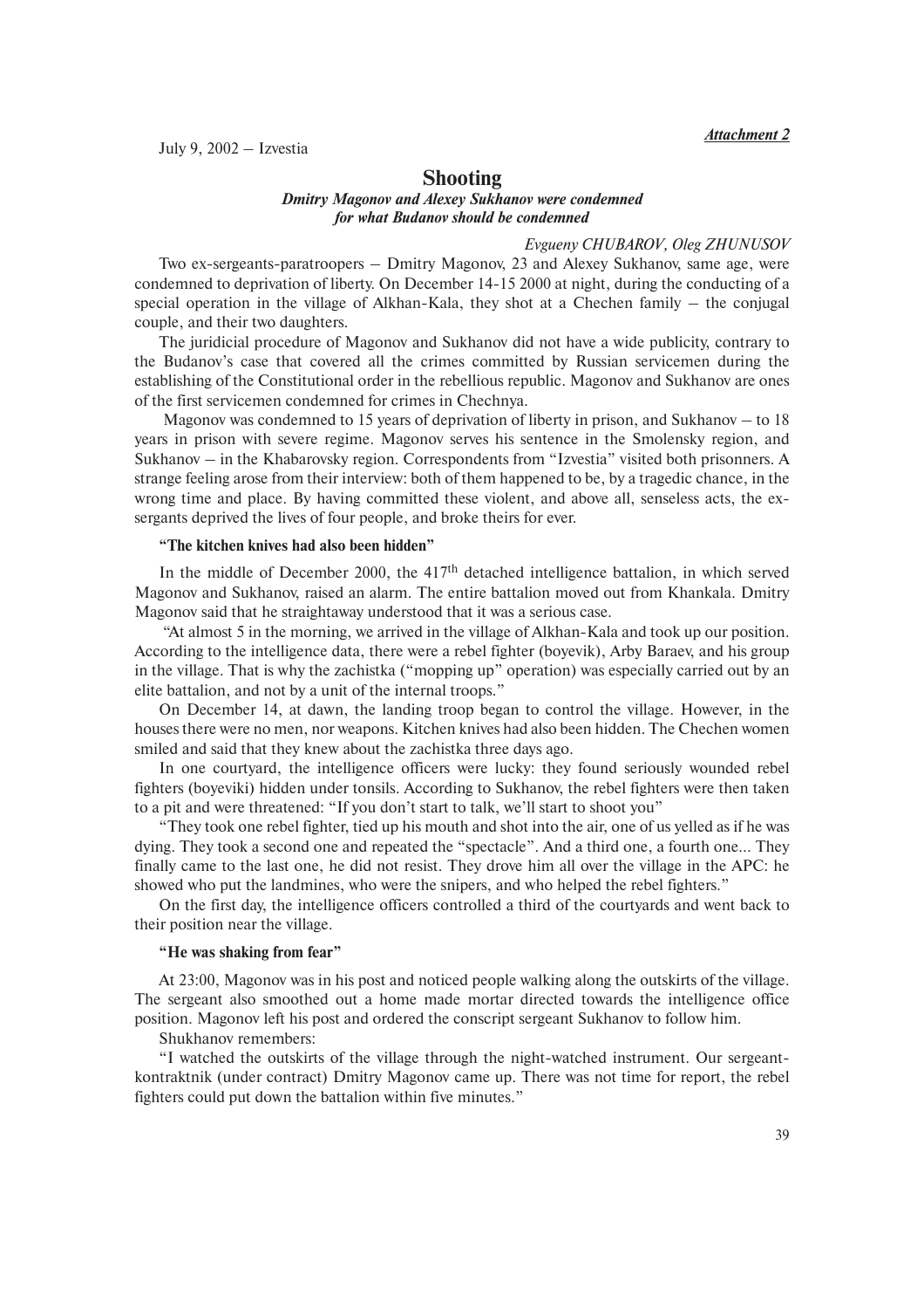*Attachment 2*

July 9, 2002 – Izvestia

## Shooting

***Dmitry Magonov and Alexey Sukhanov were condemned for what Budanov should be condemned***

*Evgueny CHUBAROV, Oleg ZHUNUSOV*

Two ex-sergeants-paratroopers – Dmitry Magonov, 23 and Alexey Sukhanov, same age, were condemned to deprivation of liberty. On December 14-15 2000 at night, during the conducting of a special operation in the village of Alkhan-Kala, they shot at a Chechen family – the conjugal couple, and their two daughters.

The juridicial procedure of Magonov and Sukhanov did not have a wide publicity, contrary to the Budanov's case that covered all the crimes committed by Russian servicemen during the establishing of the Constitutional order in the rebellious republic. Magonov and Sukhanov are ones of the first servicemen condemned for crimes in Chechnya.

Magonov was condemned to 15 years of deprivation of liberty in prison, and Sukhanov – to 18 years in prison with severe regime. Magonov serves his sentence in the Smolensky region, and Sukhanov – in the Khabarovsky region. Correspondents from "Izvestia" visited both prisonners. A strange feeling arose from their interview: both of them happened to be, by a tragedic chance, in the wrong time and place. By having committed these violent, and above all, senseless acts, the ex-sergants deprived the lives of four people, and broke theirs for ever.

### "The kitchen knives had also been hidden"

In the middle of December 2000, the 417th detached intelligence battalion, in which served Magonov and Sukhanov, raised an alarm. The entire battalion moved out from Khankala. Dmitry Magonov said that he straightaway understood that it was a serious case.

"At almost 5 in the morning, we arrived in the village of Alkhan-Kala and took up our position. According to the intelligence data, there were a rebel fighter (boyevik), Arby Baraev, and his group in the village. That is why the zachistka ("mopping up" operation) was especially carried out by an elite battalion, and not by a unit of the internal troops."

On December 14, at dawn, the landing troop began to control the village. However, in the houses there were no men, nor weapons. Kitchen knives had also been hidden. The Chechen women smiled and said that they knew about the zachistka three days ago.

In one courtyard, the intelligence officers were lucky: they found seriously wounded rebel fighters (boyeviki) hidden under tonsils. According to Sukhanov, the rebel fighters were then taken to a pit and were threatened: "If you don't start to talk, we'll start to shoot you"

"They took one rebel fighter, tied up his mouth and shot into the air, one of us yelled as if he was dying. They took a second one and repeated the "spectacle". And a third one, a fourth one... They finally came to the last one, he did not resist. They drove him all over the village in the APC: he showed who put the landmines, who were the snipers, and who helped the rebel fighters."

On the first day, the intelligence officers controlled a third of the courtyards and went back to their position near the village.

### "He was shaking from fear"

At 23:00, Magonov was in his post and noticed people walking along the outskirts of the village. The sergeant also smoothed out a home made mortar directed towards the intelligence office position. Magonov left his post and ordered the conscript sergeant Sukhanov to follow him.

Shukhanov remembers:

"I watched the outskirts of the village through the night-watched instrument. Our sergeant-kontraktnik (under contract) Dmitry Magonov came up. There was not time for report, the rebel fighters could put down the battalion within five minutes."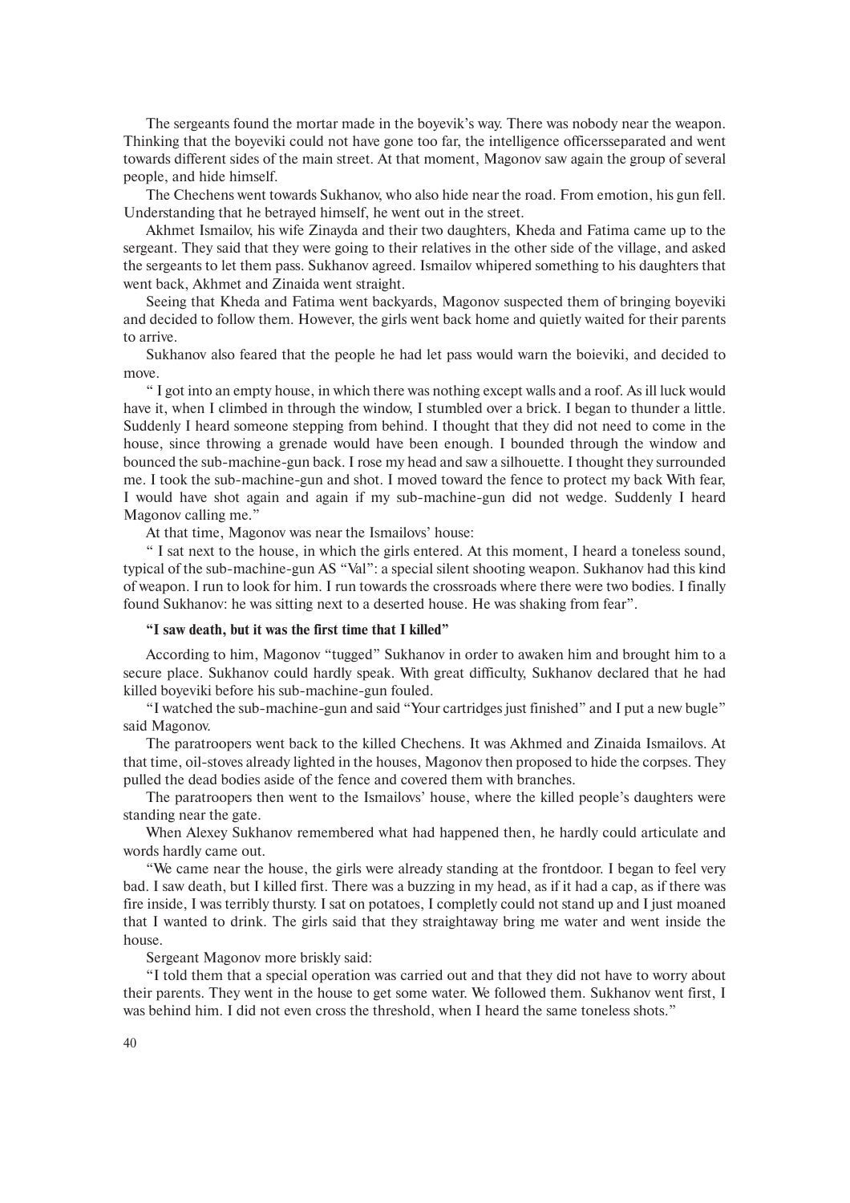The sergeants found the mortar made in the boyevik's way. There was nobody near the weapon. Thinking that the boyeviki could not have gone too far, the intelligence officersseparated and went towards different sides of the main street. At that moment, Magonov saw again the group of several people, and hide himself.

The Chechens went towards Sukhanov, who also hide near the road. From emotion, his gun fell. Understanding that he betrayed himself, he went out in the street.

Akhmet Ismailov, his wife Zinayda and their two daughters, Kheda and Fatima came up to the sergeant. They said that they were going to their relatives in the other side of the village, and asked the sergeants to let them pass. Sukhanov agreed. Ismailov whipered something to his daughters that went back, Akhmet and Zinaida went straight.

Seeing that Kheda and Fatima went backyards, Magonov suspected them of bringing boyeviki and decided to follow them. However, the girls went back home and quietly waited for their parents to arrive.

Sukhanov also feared that the people he had let pass would warn the boieviki, and decided to move.

" I got into an empty house, in which there was nothing except walls and a roof. As ill luck would have it, when I climbed in through the window, I stumbled over a brick. I began to thunder a little. Suddenly I heard someone stepping from behind. I thought that they did not need to come in the house, since throwing a grenade would have been enough. I bounded through the window and bounced the sub-machine-gun back. I rose my head and saw a silhouette. I thought they surrounded me. I took the sub-machine-gun and shot. I moved toward the fence to protect my back With fear, I would have shot again and again if my sub-machine-gun did not wedge. Suddenly I heard Magonov calling me."

At that time, Magonov was near the Ismailovs' house:

" I sat next to the house, in which the girls entered. At this moment, I heard a toneless sound, typical of the sub-machine-gun AS "Val": a special silent shooting weapon. Sukhanov had this kind of weapon. I run to look for him. I run towards the crossroads where there were two bodies. I finally found Sukhanov: he was sitting next to a deserted house. He was shaking from fear".

**"I saw death, but it was the first time that I killed"**

According to him, Magonov "tugged" Sukhanov in order to awaken him and brought him to a secure place. Sukhanov could hardly speak. With great difficulty, Sukhanov declared that he had killed boyeviki before his sub-machine-gun fouled.

"I watched the sub-machine-gun and said "Your cartridges just finished" and I put a new bugle" said Magonov.

The paratroopers went back to the killed Chechens. It was Akhmed and Zinaida Ismailovs. At that time, oil-stoves already lighted in the houses, Magonov then proposed to hide the corpses. They pulled the dead bodies aside of the fence and covered them with branches.

The paratroopers then went to the Ismailovs' house, where the killed people's daughters were standing near the gate.

When Alexey Sukhanov remembered what had happened then, he hardly could articulate and words hardly came out.

"We came near the house, the girls were already standing at the frontdoor. I began to feel very bad. I saw death, but I killed first. There was a buzzing in my head, as if it had a cap, as if there was fire inside, I was terribly thursty. I sat on potatoes, I completly could not stand up and I just moaned that I wanted to drink. The girls said that they straightaway bring me water and went inside the house.

Sergeant Magonov more briskly said:

"I told them that a special operation was carried out and that they did not have to worry about their parents. They went in the house to get some water. We followed them. Sukhanov went first, I was behind him. I did not even cross the threshold, when I heard the same toneless shots."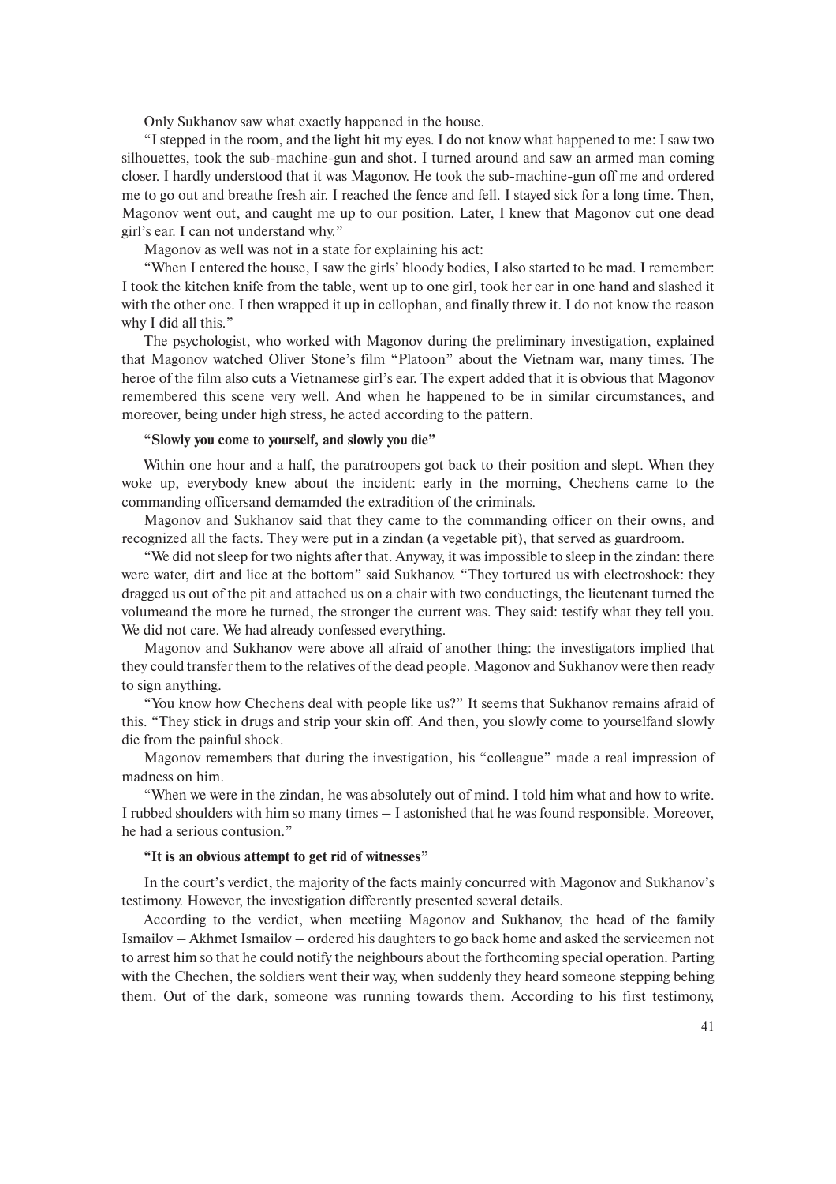Only Sukhanov saw what exactly happened in the house.

"I stepped in the room, and the light hit my eyes. I do not know what happened to me: I saw two silhouettes, took the sub-machine-gun and shot. I turned around and saw an armed man coming closer. I hardly understood that it was Magonov. He took the sub-machine-gun off me and ordered me to go out and breathe fresh air. I reached the fence and fell. I stayed sick for a long time. Then, Magonov went out, and caught me up to our position. Later, I knew that Magonov cut one dead girl's ear. I can not understand why."

Magonov as well was not in a state for explaining his act:

"When I entered the house, I saw the girls' bloody bodies, I also started to be mad. I remember: I took the kitchen knife from the table, went up to one girl, took her ear in one hand and slashed it with the other one. I then wrapped it up in cellophan, and finally threw it. I do not know the reason why I did all this."

The psychologist, who worked with Magonov during the preliminary investigation, explained that Magonov watched Oliver Stone's film "Platoon" about the Vietnam war, many times. The heroe of the film also cuts a Vietnamese girl's ear. The expert added that it is obvious that Magonov remembered this scene very well. And when he happened to be in similar circumstances, and moreover, being under high stress, he acted according to the pattern.

#### "Slowly you come to yourself, and slowly you die"

Within one hour and a half, the paratroopers got back to their position and slept. When they woke up, everybody knew about the incident: early in the morning, Chechens came to the commanding officersand demamded the extradition of the criminals.

Magonov and Sukhanov said that they came to the commanding officer on their owns, and recognized all the facts. They were put in a zindan (a vegetable pit), that served as guardroom.

"We did not sleep for two nights after that. Anyway, it was impossible to sleep in the zindan: there were water, dirt and lice at the bottom" said Sukhanov. "They tortured us with electroshock: they dragged us out of the pit and attached us on a chair with two conductings, the lieutenant turned the volumeand the more he turned, the stronger the current was. They said: testify what they tell you. We did not care. We had already confessed everything.

Magonov and Sukhanov were above all afraid of another thing: the investigators implied that they could transfer them to the relatives of the dead people. Magonov and Sukhanov were then ready to sign anything.

"You know how Chechens deal with people like us?" It seems that Sukhanov remains afraid of this. "They stick in drugs and strip your skin off. And then, you slowly come to yourselfand slowly die from the painful shock.

Magonov remembers that during the investigation, his "colleague" made a real impression of madness on him.

"When we were in the zindan, he was absolutely out of mind. I told him what and how to write. I rubbed shoulders with him so many times – I astonished that he was found responsible. Moreover, he had a serious contusion."

#### "It is an obvious attempt to get rid of witnesses"

In the court's verdict, the majority of the facts mainly concurred with Magonov and Sukhanov's testimony. However, the investigation differently presented several details.

According to the verdict, when meetiing Magonov and Sukhanov, the head of the family Ismailov – Akhmet Ismailov – ordered his daughters to go back home and asked the servicemen not to arrest him so that he could notify the neighbours about the forthcoming special operation. Parting with the Chechen, the soldiers went their way, when suddenly they heard someone stepping behing them. Out of the dark, someone was running towards them. According to his first testimony,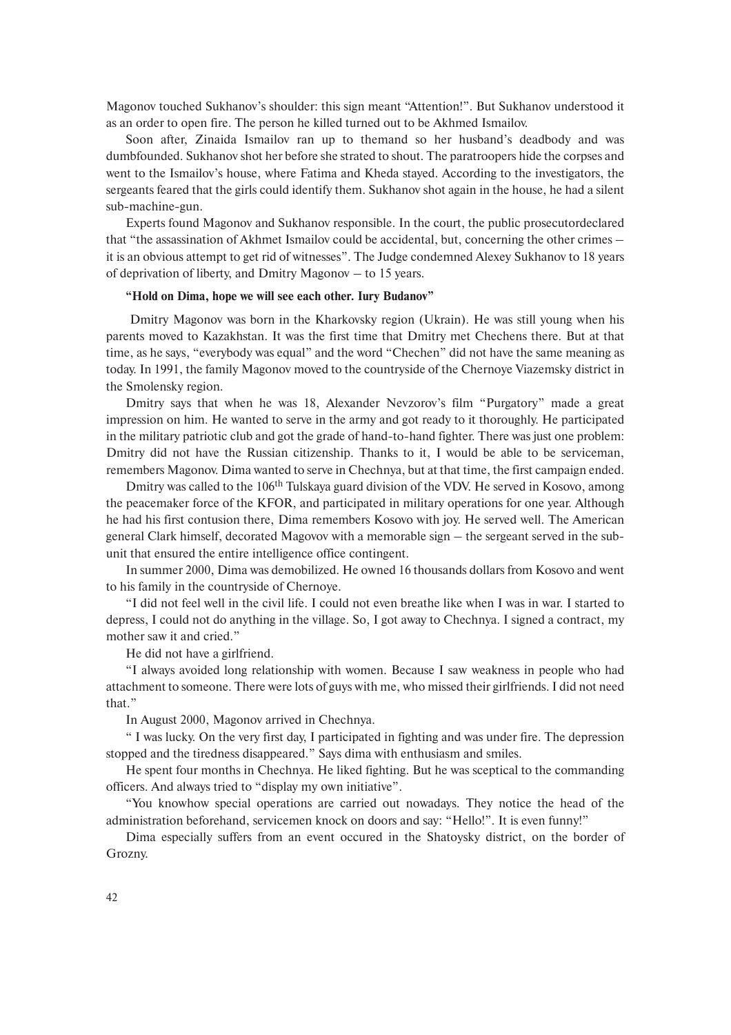Magonov touched Sukhanov's shoulder: this sign meant "Attention!". But Sukhanov understood it as an order to open fire. The person he killed turned out to be Akhmed Ismailov.

Soon after, Zinaida Ismailov ran up to themand so her husband's deadbody and was dumbfounded. Sukhanov shot her before she strated to shout. The paratroopers hide the corpses and went to the Ismailov's house, where Fatima and Kheda stayed. According to the investigators, the sergeants feared that the girls could identify them. Sukhanov shot again in the house, he had a silent sub-machine-gun.

Experts found Magonov and Sukhanov responsible. In the court, the public prosecutordeclared that "the assassination of Akhmet Ismailov could be accidental, but, concerning the other crimes – it is an obvious attempt to get rid of witnesses". The Judge condemned Alexey Sukhanov to 18 years of deprivation of liberty, and Dmitry Magonov – to 15 years.

**"Hold on Dima, hope we will see each other. Iury Budanov"**

Dmitry Magonov was born in the Kharkovsky region (Ukrain). He was still young when his parents moved to Kazakhstan. It was the first time that Dmitry met Chechens there. But at that time, as he says, "everybody was equal" and the word "Chechen" did not have the same meaning as today. In 1991, the family Magonov moved to the countryside of the Chernoye Viazemsky district in the Smolensky region.

Dmitry says that when he was 18, Alexander Nevzorov's film "Purgatory" made a great impression on him. He wanted to serve in the army and got ready to it thoroughly. He participated in the military patriotic club and got the grade of hand-to-hand fighter. There was just one problem: Dmitry did not have the Russian citizenship. Thanks to it, I would be able to be serviceman, remembers Magonov. Dima wanted to serve in Chechnya, but at that time, the first campaign ended.

Dmitry was called to the 106th Tulskaya guard division of the VDV. He served in Kosovo, among the peacemaker force of the KFOR, and participated in military operations for one year. Although he had his first contusion there, Dima remembers Kosovo with joy. He served well. The American general Clark himself, decorated Magovov with a memorable sign – the sergeant served in the sub-unit that ensured the entire intelligence office contingent.

In summer 2000, Dima was demobilized. He owned 16 thousands dollars from Kosovo and went to his family in the countryside of Chernoye.

"I did not feel well in the civil life. I could not even breathe like when I was in war. I started to depress, I could not do anything in the village. So, I got away to Chechnya. I signed a contract, my mother saw it and cried."

He did not have a girlfriend.

"I always avoided long relationship with women. Because I saw weakness in people who had attachment to someone. There were lots of guys with me, who missed their girlfriends. I did not need that."

In August 2000, Magonov arrived in Chechnya.

" I was lucky. On the very first day, I participated in fighting and was under fire. The depression stopped and the tiredness disappeared." Says dima with enthusiasm and smiles.

He spent four months in Chechnya. He liked fighting. But he was sceptical to the commanding officers. And always tried to "display my own initiative".

"You knowhow special operations are carried out nowadays. They notice the head of the administration beforehand, servicemen knock on doors and say: "Hello!". It is even funny!"

Dima especially suffers from an event occured in the Shatoysky district, on the border of Grozny.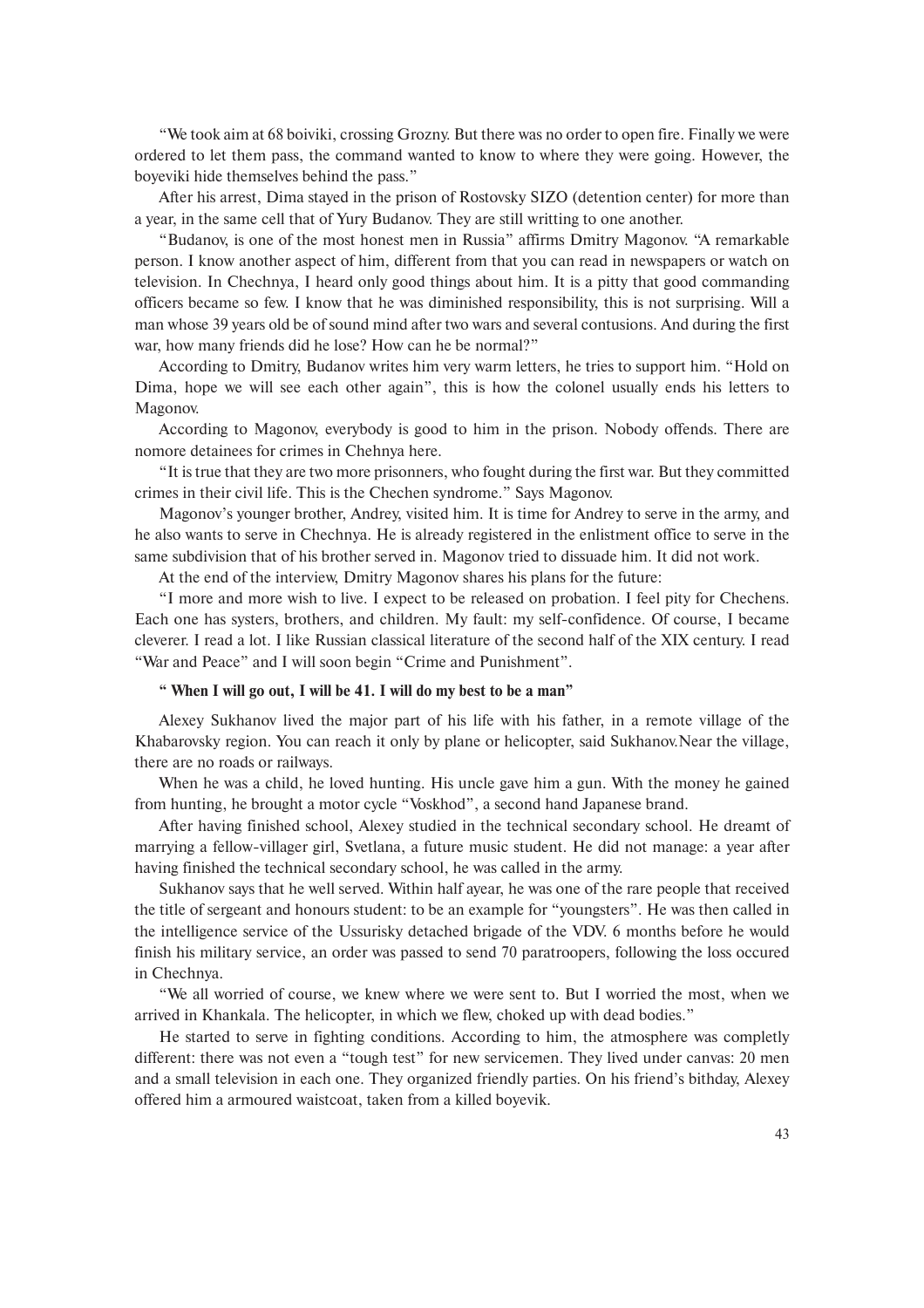"We took aim at 68 boiviki, crossing Grozny. But there was no order to open fire. Finally we were ordered to let them pass, the command wanted to know to where they were going. However, the boyeviki hide themselves behind the pass."

After his arrest, Dima stayed in the prison of Rostovsky SIZO (detention center) for more than a year, in the same cell that of Yury Budanov. They are still writting to one another.

"Budanov, is one of the most honest men in Russia" affirms Dmitry Magonov. "A remarkable person. I know another aspect of him, different from that you can read in newspapers or watch on television. In Chechnya, I heard only good things about him. It is a pitty that good commanding officers became so few. I know that he was diminished responsibility, this is not surprising. Will a man whose 39 years old be of sound mind after two wars and several contusions. And during the first war, how many friends did he lose? How can he be normal?"

According to Dmitry, Budanov writes him very warm letters, he tries to support him. "Hold on Dima, hope we will see each other again", this is how the colonel usually ends his letters to Magonov.

According to Magonov, everybody is good to him in the prison. Nobody offends. There are nomore detainees for crimes in Chehnya here.

"It is true that they are two more prisonners, who fought during the first war. But they committed crimes in their civil life. This is the Chechen syndrome." Says Magonov.

Magonov's younger brother, Andrey, visited him. It is time for Andrey to serve in the army, and he also wants to serve in Chechnya. He is already registered in the enlistment office to serve in the same subdivision that of his brother served in. Magonov tried to dissuade him. It did not work.

At the end of the interview, Dmitry Magonov shares his plans for the future:

"I more and more wish to live. I expect to be released on probation. I feel pity for Chechens. Each one has systers, brothers, and children. My fault: my self-confidence. Of course, I became cleverer. I read a lot. I like Russian classical literature of the second half of the XIX century. I read "War and Peace" and I will soon begin "Crime and Punishment".

**" When I will go out, I will be 41. I will do my best to be a man"**

Alexey Sukhanov lived the major part of his life with his father, in a remote village of the Khabarovsky region. You can reach it only by plane or helicopter, said Sukhanov.Near the village, there are no roads or railways.

When he was a child, he loved hunting. His uncle gave him a gun. With the money he gained from hunting, he brought a motor cycle "Voskhod", a second hand Japanese brand.

After having finished school, Alexey studied in the technical secondary school. He dreamt of marrying a fellow-villager girl, Svetlana, a future music student. He did not manage: a year after having finished the technical secondary school, he was called in the army.

Sukhanov says that he well served. Within half ayear, he was one of the rare people that received the title of sergeant and honours student: to be an example for "youngsters". He was then called in the intelligence service of the Ussurisky detached brigade of the VDV. 6 months before he would finish his military service, an order was passed to send 70 paratroopers, following the loss occured in Chechnya.

"We all worried of course, we knew where we were sent to. But I worried the most, when we arrived in Khankala. The helicopter, in which we flew, choked up with dead bodies."

He started to serve in fighting conditions. According to him, the atmosphere was completly different: there was not even a "tough test" for new servicemen. They lived under canvas: 20 men and a small television in each one. They organized friendly parties. On his friend's bithday, Alexey offered him a armoured waistcoat, taken from a killed boyevik.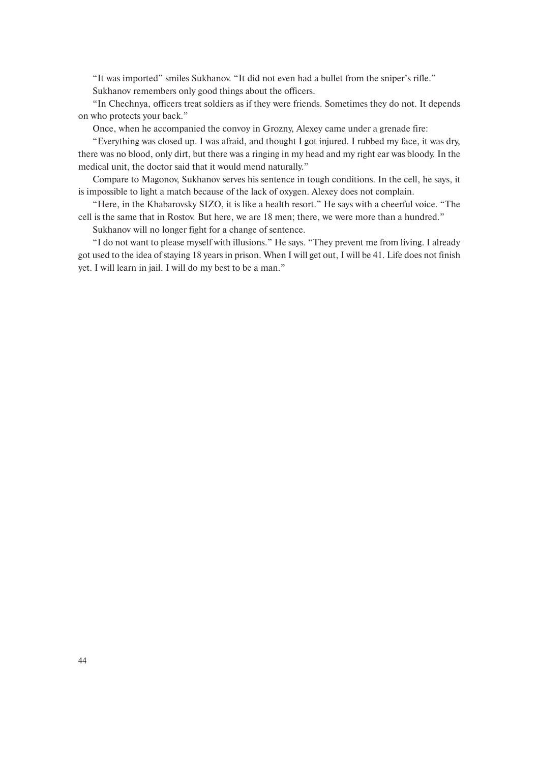"It was imported" smiles Sukhanov. "It did not even had a bullet from the sniper's rifle."

Sukhanov remembers only good things about the officers.

"In Chechnya, officers treat soldiers as if they were friends. Sometimes they do not. It depends on who protects your back."

Once, when he accompanied the convoy in Grozny, Alexey came under a grenade fire:

"Everything was closed up. I was afraid, and thought I got injured. I rubbed my face, it was dry, there was no blood, only dirt, but there was a ringing in my head and my right ear was bloody. In the medical unit, the doctor said that it would mend naturally."

Compare to Magonov, Sukhanov serves his sentence in tough conditions. In the cell, he says, it is impossible to light a match because of the lack of oxygen. Alexey does not complain.

"Here, in the Khabarovsky SIZO, it is like a health resort." He says with a cheerful voice. "The cell is the same that in Rostov. But here, we are 18 men; there, we were more than a hundred."

Sukhanov will no longer fight for a change of sentence.

"I do not want to please myself with illusions." He says. "They prevent me from living. I already got used to the idea of staying 18 years in prison. When I will get out, I will be 41. Life does not finish yet. I will learn in jail. I will do my best to be a man."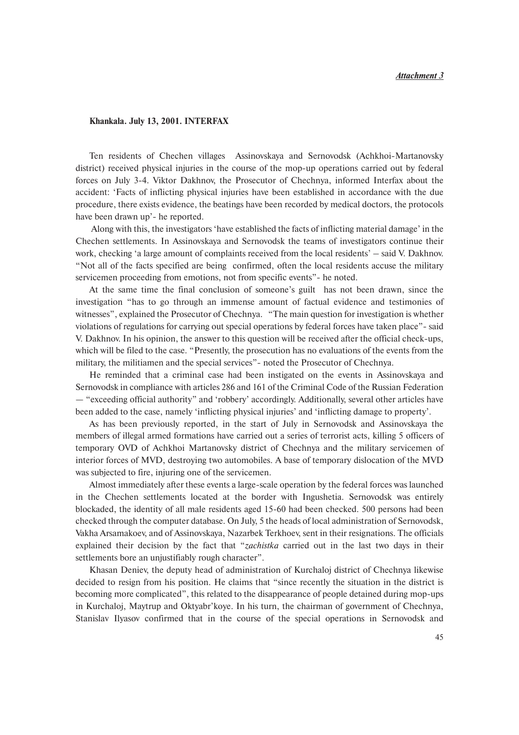***Attachment 3***

**Khankala. July 13, 2001. INTERFAX**

Ten residents of Chechen villages Assinovskaya and Sernovodsk (Achkhoi-Martanovsky district) received physical injuries in the course of the mop-up operations carried out by federal forces on July 3-4. Viktor Dakhnov, the Prosecutor of Chechnya, informed Interfax about the accident: 'Facts of inflicting physical injuries have been established in accordance with the due procedure, there exists evidence, the beatings have been recorded by medical doctors, the protocols have been drawn up'- he reported.

Along with this, the investigators 'have established the facts of inflicting material damage' in the Chechen settlements. In Assinovskaya and Sernovodsk the teams of investigators continue their work, checking 'a large amount of complaints received from the local residents' – said V. Dakhnov. "Not all of the facts specified are being confirmed, often the local residents accuse the military servicemen proceeding from emotions, not from specific events"- he noted.

At the same time the final conclusion of someone's guilt has not been drawn, since the investigation "has to go through an immense amount of factual evidence and testimonies of witnesses", explained the Prosecutor of Chechnya. "The main question for investigation is whether violations of regulations for carrying out special operations by federal forces have taken place"- said V. Dakhnov. In his opinion, the answer to this question will be received after the official check-ups, which will be filed to the case. "Presently, the prosecution has no evaluations of the events from the military, the militiamen and the special services"- noted the Prosecutor of Chechnya.

He reminded that a criminal case had been instigated on the events in Assinovskaya and Sernovodsk in compliance with articles 286 and 161 of the Criminal Code of the Russian Federation — "exceeding official authority" and 'robbery' accordingly. Additionally, several other articles have been added to the case, namely 'inflicting physical injuries' and 'inflicting damage to property'.

As has been previously reported, in the start of July in Sernovodsk and Assinovskaya the members of illegal armed formations have carried out a series of terrorist acts, killing 5 officers of temporary OVD of Achkhoi Martanovsky district of Chechnya and the military servicemen of interior forces of MVD, destroying two automobiles. A base of temporary dislocation of the MVD was subjected to fire, injuring one of the servicemen.

Almost immediately after these events a large-scale operation by the federal forces was launched in the Chechen settlements located at the border with Ingushetia. Sernovodsk was entirely blockaded, the identity of all male residents aged 15-60 had been checked. 500 persons had been checked through the computer database. On July, 5 the heads of local administration of Sernovodsk, Vakha Arsamakoev, and of Assinovskaya, Nazarbek Terkhoev, sent in their resignations. The officials explained their decision by the fact that "*zachistka* carried out in the last two days in their settlements bore an unjustifiably rough character".

Khasan Deniev, the deputy head of administration of Kurchaloj district of Chechnya likewise decided to resign from his position. He claims that "since recently the situation in the district is becoming more complicated", this related to the disappearance of people detained during mop-ups in Kurchaloj, Maytrup and Oktyabr'koye. In his turn, the chairman of government of Chechnya, Stanislav Ilyasov confirmed that in the course of the special operations in Sernovodsk and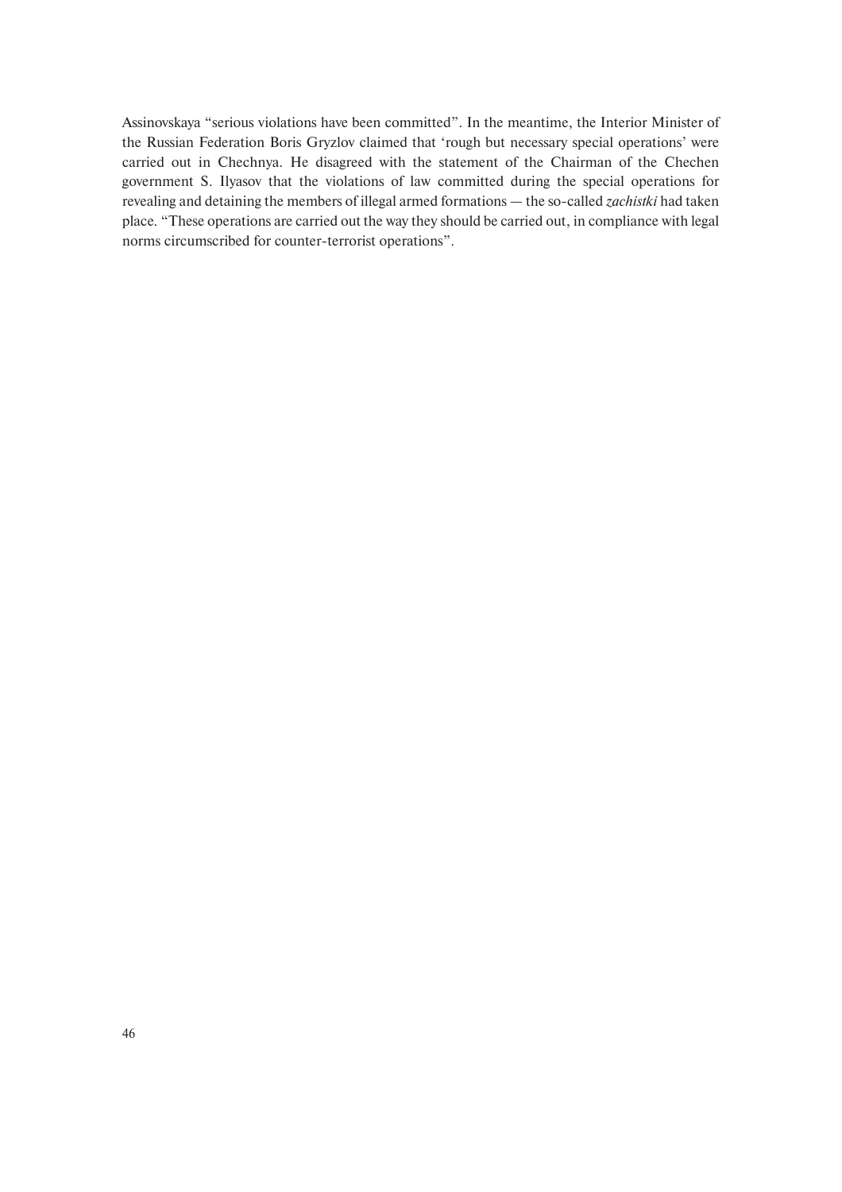Assinovskaya “serious violations have been committed”. In the meantime, the Interior Minister of the Russian Federation Boris Gryzlov claimed that ‘rough but necessary special operations’ were carried out in Chechnya. He disagreed with the statement of the Chairman of the Chechen government S. Ilyasov that the violations of law committed during the special operations for revealing and detaining the members of illegal armed formations — the so-called *zachistki* had taken place. “These operations are carried out the way they should be carried out, in compliance with legal norms circumscribed for counter-terrorist operations”.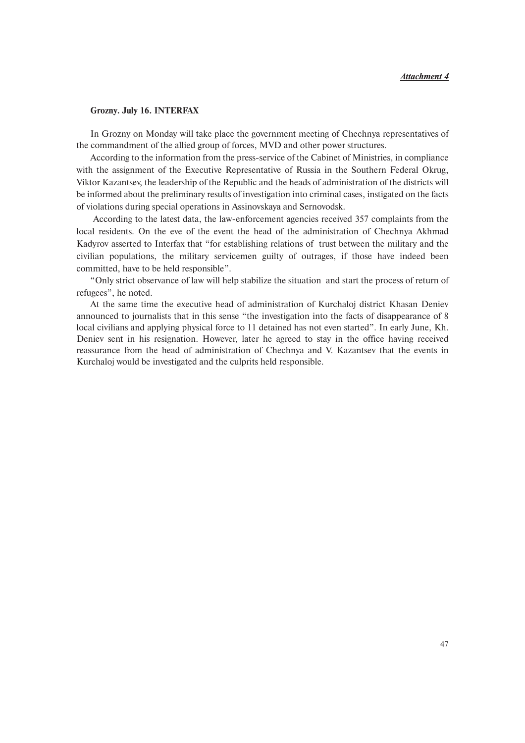*__Attachment 4__*

**Grozny. July 16. INTERFAX**

In Grozny on Monday will take place the government meeting of Chechnya representatives of the commandment of the allied group of forces, MVD and other power structures.

According to the information from the press-service of the Cabinet of Ministries, in compliance with the assignment of the Executive Representative of Russia in the Southern Federal Okrug, Viktor Kazantsev, the leadership of the Republic and the heads of administration of the districts will be informed about the preliminary results of investigation into criminal cases, instigated on the facts of violations during special operations in Assinovskaya and Sernovodsk.

According to the latest data, the law-enforcement agencies received 357 complaints from the local residents. On the eve of the event the head of the administration of Chechnya Akhmad Kadyrov asserted to Interfax that "for establishing relations of trust between the military and the civilian populations, the military servicemen guilty of outrages, if those have indeed been committed, have to be held responsible".

"Only strict observance of law will help stabilize the situation and start the process of return of refugees", he noted.

At the same time the executive head of administration of Kurchaloj district Khasan Deniev announced to journalists that in this sense "the investigation into the facts of disappearance of 8 local civilians and applying physical force to 11 detained has not even started". In early June, Kh. Deniev sent in his resignation. However, later he agreed to stay in the office having received reassurance from the head of administration of Chechnya and V. Kazantsev that the events in Kurchaloj would be investigated and the culprits held responsible.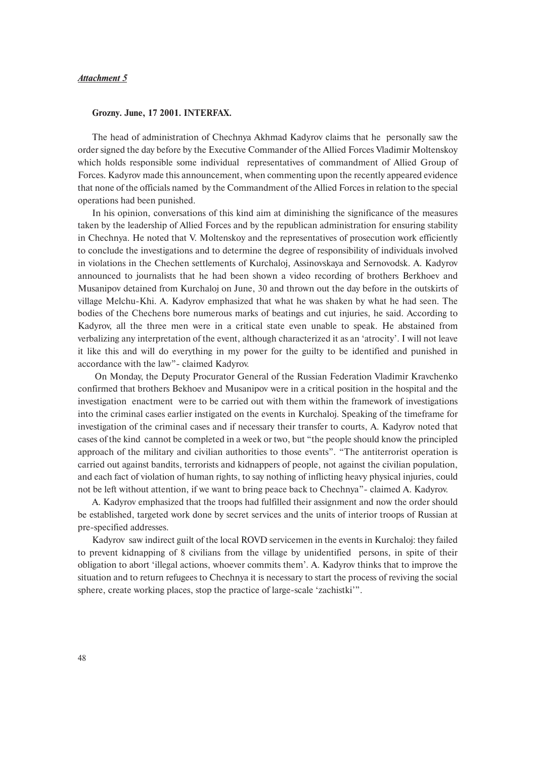***Attachment 5***

**Grozny. June, 17 2001. INTERFAX.**

The head of administration of Chechnya Akhmad Kadyrov claims that he personally saw the order signed the day before by the Executive Commander of the Allied Forces Vladimir Moltenskoy which holds responsible some individual representatives of commandment of Allied Group of Forces. Kadyrov made this announcement, when commenting upon the recently appeared evidence that none of the officials named by the Commandment of the Allied Forces in relation to the special operations had been punished.

In his opinion, conversations of this kind aim at diminishing the significance of the measures taken by the leadership of Allied Forces and by the republican administration for ensuring stability in Chechnya. He noted that V. Moltenskoy and the representatives of prosecution work efficiently to conclude the investigations and to determine the degree of responsibility of individuals involved in violations in the Chechen settlements of Kurchaloj, Assinovskaya and Sernovodsk. A. Kadyrov announced to journalists that he had been shown a video recording of brothers Berkhoev and Musanipov detained from Kurchaloj on June, 30 and thrown out the day before in the outskirts of village Melchu-Khi. A. Kadyrov emphasized that what he was shaken by what he had seen. The bodies of the Chechens bore numerous marks of beatings and cut injuries, he said. According to Kadyrov, all the three men were in a critical state even unable to speak. He abstained from verbalizing any interpretation of the event, although characterized it as an 'atrocity'. I will not leave it like this and will do everything in my power for the guilty to be identified and punished in accordance with the law"- claimed Kadyrov.

On Monday, the Deputy Procurator General of the Russian Federation Vladimir Kravchenko confirmed that brothers Bekhoev and Musanipov were in a critical position in the hospital and the investigation enactment were to be carried out with them within the framework of investigations into the criminal cases earlier instigated on the events in Kurchaloj. Speaking of the timeframe for investigation of the criminal cases and if necessary their transfer to courts, A. Kadyrov noted that cases of the kind cannot be completed in a week or two, but "the people should know the principled approach of the military and civilian authorities to those events". "The antiterrorist operation is carried out against bandits, terrorists and kidnappers of people, not against the civilian population, and each fact of violation of human rights, to say nothing of inflicting heavy physical injuries, could not be left without attention, if we want to bring peace back to Chechnya"- claimed A. Kadyrov.

A. Kadyrov emphasized that the troops had fulfilled their assignment and now the order should be established, targeted work done by secret services and the units of interior troops of Russian at pre-specified addresses.

Kadyrov saw indirect guilt of the local ROVD servicemen in the events in Kurchaloj: they failed to prevent kidnapping of 8 civilians from the village by unidentified persons, in spite of their obligation to abort 'illegal actions, whoever commits them'. A. Kadyrov thinks that to improve the situation and to return refugees to Chechnya it is necessary to start the process of reviving the social sphere, create working places, stop the practice of large-scale 'zachistki'".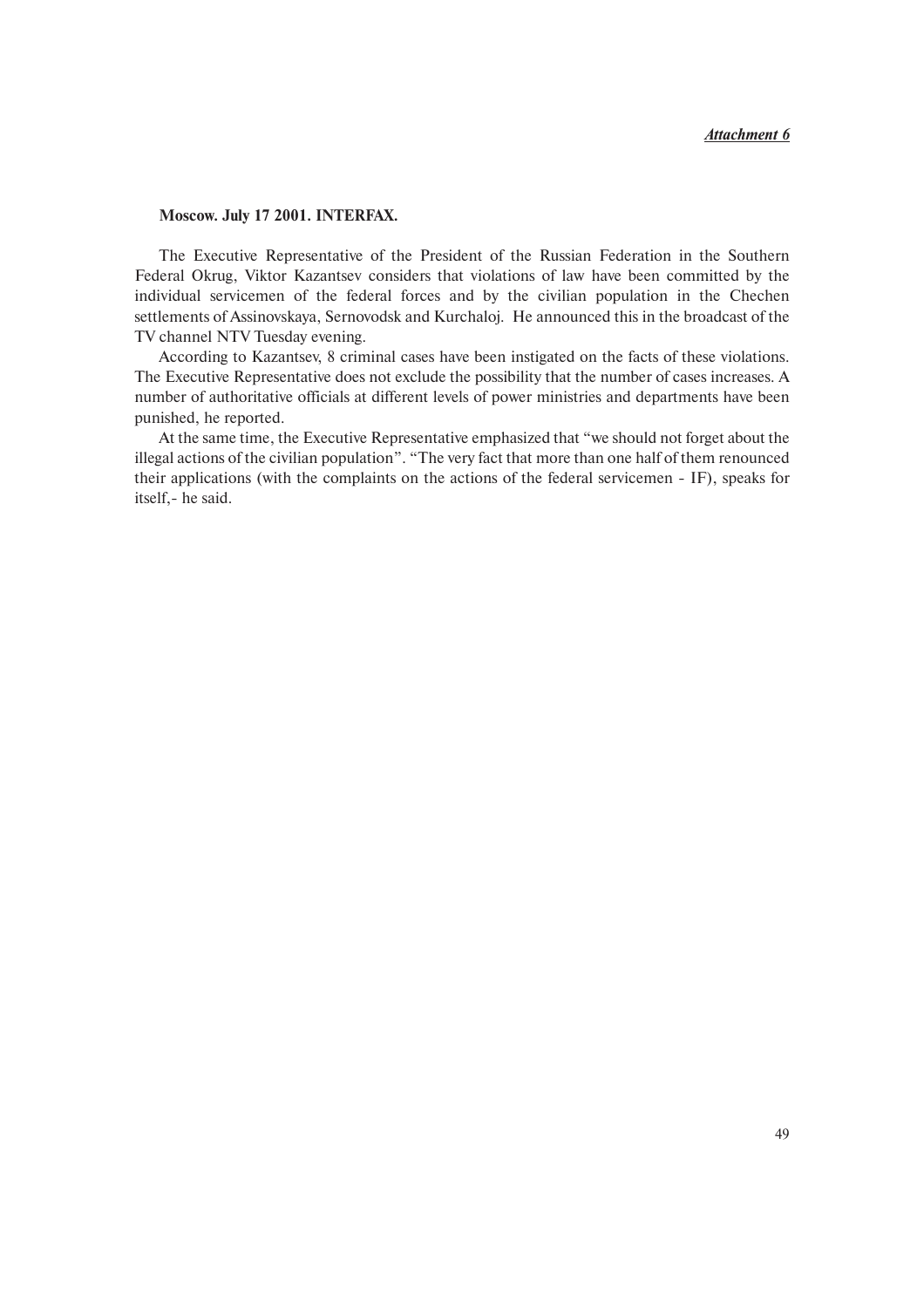***Attachment 6***

**Moscow. July 17 2001. INTERFAX.**

The Executive Representative of the President of the Russian Federation in the Southern Federal Okrug, Viktor Kazantsev considers that violations of law have been committed by the individual servicemen of the federal forces and by the civilian population in the Chechen settlements of Assinovskaya, Sernovodsk and Kurchaloj. He announced this in the broadcast of the TV channel NTV Tuesday evening.

According to Kazantsev, 8 criminal cases have been instigated on the facts of these violations. The Executive Representative does not exclude the possibility that the number of cases increases. A number of authoritative officials at different levels of power ministries and departments have been punished, he reported.

At the same time, the Executive Representative emphasized that "we should not forget about the illegal actions of the civilian population". "The very fact that more than one half of them renounced their applications (with the complaints on the actions of the federal servicemen - IF), speaks for itself,- he said.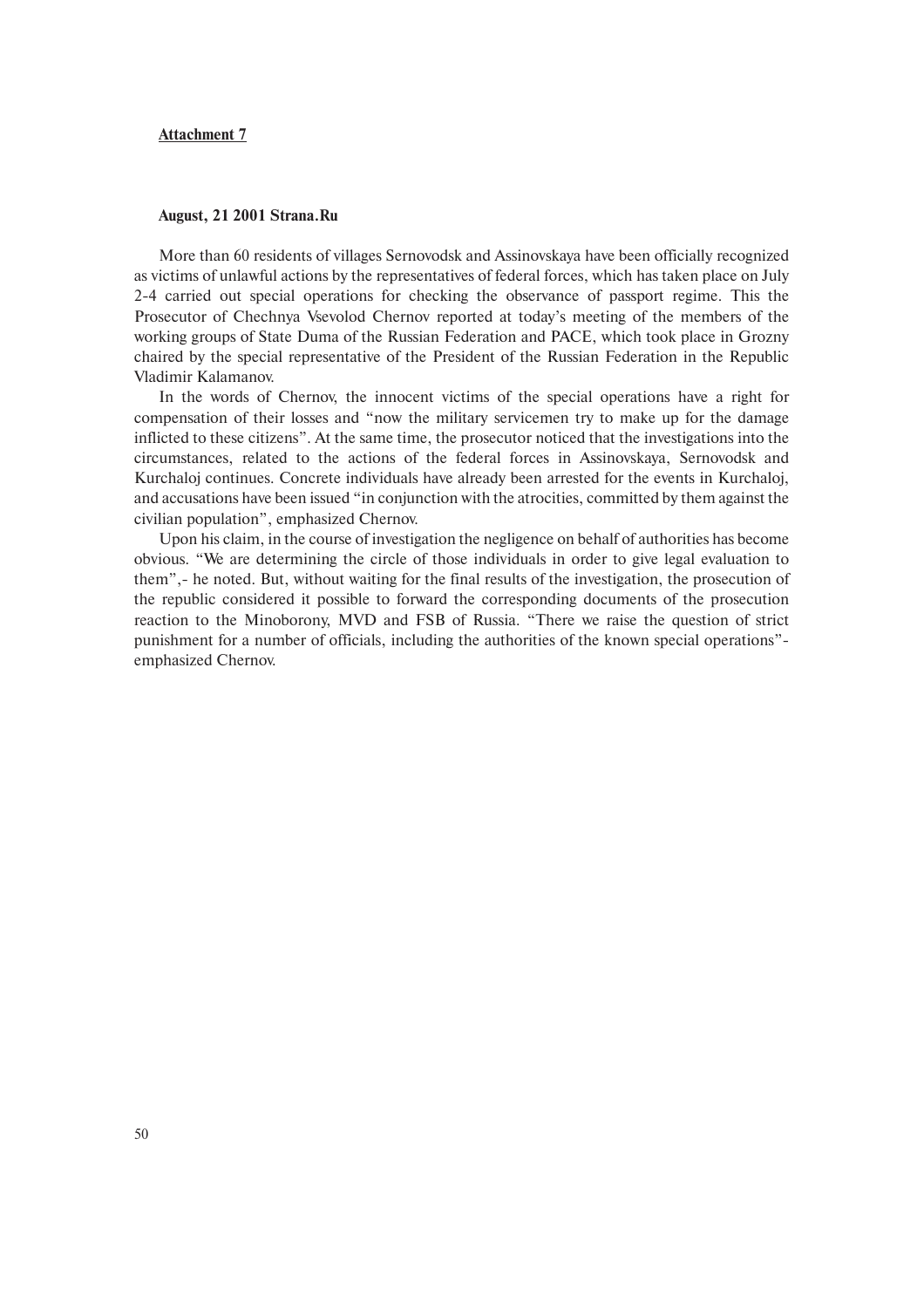**Attachment 7**

**August, 21 2001 Strana.Ru**

More than 60 residents of villages Sernovodsk and Assinovskaya have been officially recognized as victims of unlawful actions by the representatives of federal forces, which has taken place on July 2-4 carried out special operations for checking the observance of passport regime. This the Prosecutor of Chechnya Vsevolod Chernov reported at today's meeting of the members of the working groups of State Duma of the Russian Federation and PACE, which took place in Grozny chaired by the special representative of the President of the Russian Federation in the Republic Vladimir Kalamanov.

In the words of Chernov, the innocent victims of the special operations have a right for compensation of their losses and "now the military servicemen try to make up for the damage inflicted to these citizens". At the same time, the prosecutor noticed that the investigations into the circumstances, related to the actions of the federal forces in Assinovskaya, Sernovodsk and Kurchaloj continues. Concrete individuals have already been arrested for the events in Kurchaloj, and accusations have been issued "in conjunction with the atrocities, committed by them against the civilian population", emphasized Chernov.

Upon his claim, in the course of investigation the negligence on behalf of authorities has become obvious. "We are determining the circle of those individuals in order to give legal evaluation to them",- he noted. But, without waiting for the final results of the investigation, the prosecution of the republic considered it possible to forward the corresponding documents of the prosecution reaction to the Minoborony, MVD and FSB of Russia. "There we raise the question of strict punishment for a number of officials, including the authorities of the known special operations"- emphasized Chernov.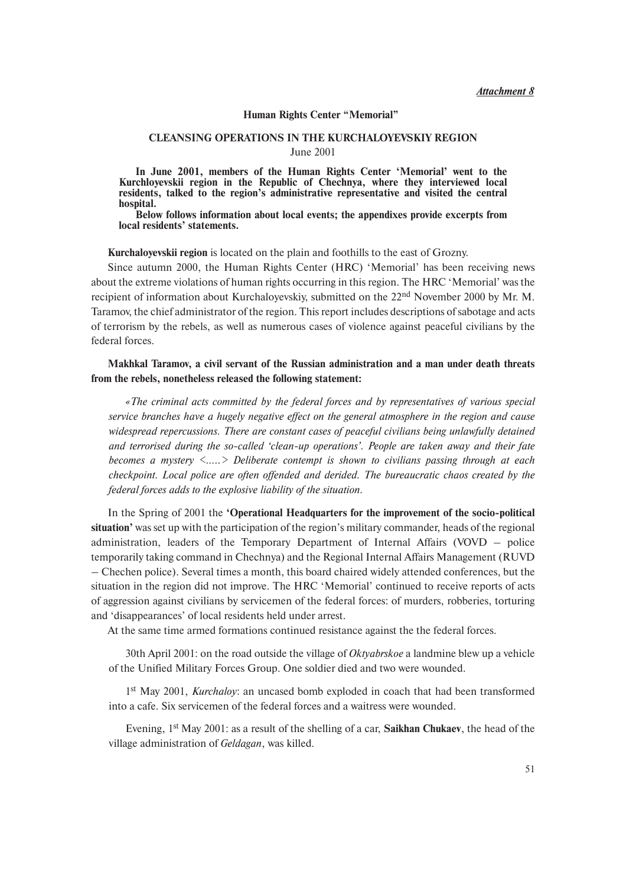***Attachment 8***

**Human Rights Center "Memorial"**

# CLEANSING OPERATIONS IN THE KURCHALOYEVSKIY REGION

June 2001

**In June 2001, members of the Human Rights Center 'Memorial' went to the Kurchloyevskii region in the Republic of Chechnya, where they interviewed local residents, talked to the region's administrative representative and visited the central hospital.**

**Below follows information about local events; the appendixes provide excerpts from local residents' statements.**

**Kurchaloyevskii region** is located on the plain and foothills to the east of Grozny.

Since autumn 2000, the Human Rights Center (HRC) 'Memorial' has been receiving news about the extreme violations of human rights occurring in this region. The HRC 'Memorial' was the recipient of information about Kurchaloyevskiy, submitted on the 22nd November 2000 by Mr. M. Taramov, the chief administrator of the region. This report includes descriptions of sabotage and acts of terrorism by the rebels, as well as numerous cases of violence against peaceful civilians by the federal forces.

**Makhkal Taramov, a civil servant of the Russian administration and a man under death threats from the rebels, nonetheless released the following statement:**

*«The criminal acts committed by the federal forces and by representatives of various special service branches have a hugely negative effect on the general atmosphere in the region and cause widespread repercussions. There are constant cases of peaceful civilians being unlawfully detained and terrorised during the so-called 'clean-up operations'. People are taken away and their fate becomes a mystery <.....> Deliberate contempt is shown to civilians passing through at each checkpoint. Local police are often offended and derided. The bureaucratic chaos created by the federal forces adds to the explosive liability of the situation.*

In the Spring of 2001 the **'Operational Headquarters for the improvement of the socio-political situation'** was set up with the participation of the region's military commander, heads of the regional administration, leaders of the Temporary Department of Internal Affairs (VOVD – police temporarily taking command in Chechnya) and the Regional Internal Affairs Management (RUVD – Chechen police). Several times a month, this board chaired widely attended conferences, but the situation in the region did not improve. The HRC 'Memorial' continued to receive reports of acts of aggression against civilians by servicemen of the federal forces: of murders, robberies, torturing and 'disappearances' of local residents held under arrest.

At the same time armed formations continued resistance against the the federal forces.

30th April 2001: on the road outside the village of *Oktyabrskoe* a landmine blew up a vehicle of the Unified Military Forces Group. One soldier died and two were wounded.

1st May 2001, *Kurchaloy*: an uncased bomb exploded in coach that had been transformed into a cafe. Six servicemen of the federal forces and a waitress were wounded.

Evening, 1st May 2001: as a result of the shelling of a car, **Saikhan Chukaev**, the head of the village administration of *Geldagan*, was killed.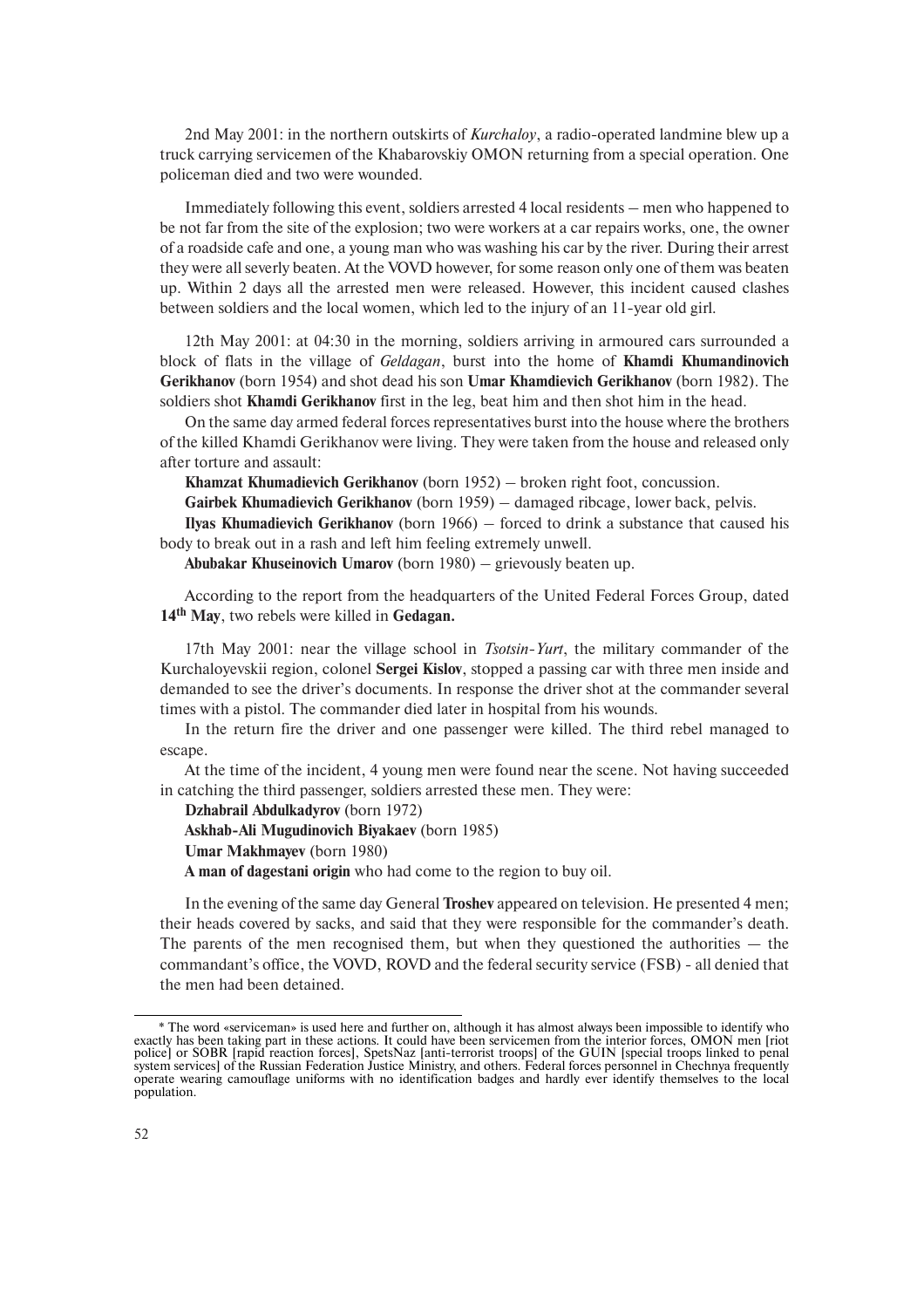2nd May 2001: in the northern outskirts of *Kurchaloy*, a radio-operated landmine blew up a truck carrying servicemen of the Khabarovskiy OMON returning from a special operation. One policeman died and two were wounded.

Immediately following this event, soldiers arrested 4 local residents – men who happened to be not far from the site of the explosion; two were workers at a car repairs works, one, the owner of a roadside cafe and one, a young man who was washing his car by the river. During their arrest they were all severly beaten. At the VOVD however, for some reason only one of them was beaten up. Within 2 days all the arrested men were released. However, this incident caused clashes between soldiers and the local women, which led to the injury of an 11-year old girl.

12th May 2001: at 04:30 in the morning, soldiers arriving in armoured cars surrounded a block of flats in the village of *Geldagan*, burst into the home of **Khamdi Khumandinovich Gerikhanov** (born 1954) and shot dead his son **Umar Khamdievich Gerikhanov** (born 1982). The soldiers shot **Khamdi Gerikhanov** first in the leg, beat him and then shot him in the head.

On the same day armed federal forces representatives burst into the house where the brothers of the killed Khamdi Gerikhanov were living. They were taken from the house and released only after torture and assault:

**Khamzat Khumadievich Gerikhanov** (born 1952) – broken right foot, concussion.

**Gairbek Khumadievich Gerikhanov** (born 1959) – damaged ribcage, lower back, pelvis.

**Ilyas Khumadievich Gerikhanov** (born 1966) – forced to drink a substance that caused his body to break out in a rash and left him feeling extremely unwell.

**Abubakar Khuseinovich Umarov** (born 1980) – grievously beaten up.

According to the report from the headquarters of the United Federal Forces Group, dated **14th May**, two rebels were killed in **Gedagan.**

17th May 2001: near the village school in *Tsotsin-Yurt*, the military commander of the Kurchaloyevskii region, colonel **Sergei Kislov**, stopped a passing car with three men inside and demanded to see the driver's documents. In response the driver shot at the commander several times with a pistol. The commander died later in hospital from his wounds.

In the return fire the driver and one passenger were killed. The third rebel managed to escape.

At the time of the incident, 4 young men were found near the scene. Not having succeeded in catching the third passenger, soldiers arrested these men. They were:

**Dzhabrail Abdulkadyrov** (born 1972)

**Askhab-Ali Mugudinovich Biyakaev** (born 1985)

**Umar Makhmayev** (born 1980)

**A man of dagestani origin** who had come to the region to buy oil.

In the evening of the same day General **Troshev** appeared on television. He presented 4 men; their heads covered by sacks, and said that they were responsible for the commander's death. The parents of the men recognised them, but when they questioned the authorities — the commandant's office, the VOVD, ROVD and the federal security service (FSB) - all denied that the men had been detained.

---

* The word «serviceman» is used here and further on, although it has almost always been impossible to identify who exactly has been taking part in these actions. It could have been servicemen from the interior forces, OMON men [riot police] or SOBR [rapid reaction forces], SpetsNaz [anti-terrorist troops] of the GUIN [special troops linked to penal system services] of the Russian Federation Justice Ministry, and others. Federal forces personnel in Chechnya frequently operate wearing camouflage uniforms with no identification badges and hardly ever identify themselves to the local population.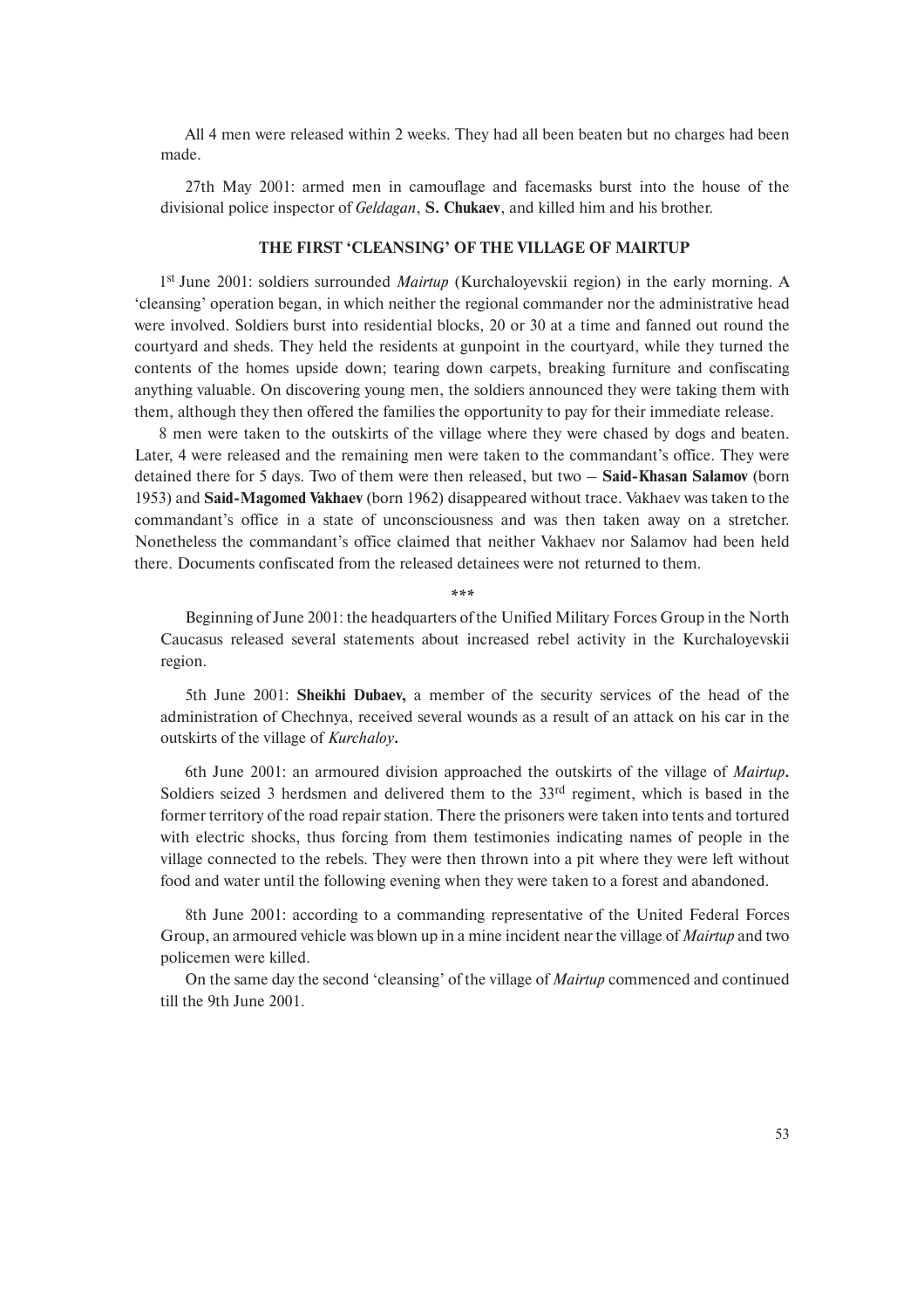All 4 men were released within 2 weeks. They had all been beaten but no charges had been made.

27th May 2001: armed men in camouflage and facemasks burst into the house of the divisional police inspector of *Geldagan*, **S. Chukaev**, and killed him and his brother.

### THE FIRST 'CLEANSING' OF THE VILLAGE OF MAIRTUP

1st June 2001: soldiers surrounded *Mairtup* (Kurchaloyevskii region) in the early morning. A 'cleansing' operation began, in which neither the regional commander nor the administrative head were involved. Soldiers burst into residential blocks, 20 or 30 at a time and fanned out round the courtyard and sheds. They held the residents at gunpoint in the courtyard, while they turned the contents of the homes upside down; tearing down carpets, breaking furniture and confiscating anything valuable. On discovering young men, the soldiers announced they were taking them with them, although they then offered the families the opportunity to pay for their immediate release.

8 men were taken to the outskirts of the village where they were chased by dogs and beaten. Later, 4 were released and the remaining men were taken to the commandant's office. They were detained there for 5 days. Two of them were then released, but two – **Said-Khasan Salamov** (born 1953) and **Said-Magomed Vakhaev** (born 1962) disappeared without trace. Vakhaev was taken to the commandant's office in a state of unconsciousness and was then taken away on a stretcher. Nonetheless the commandant's office claimed that neither Vakhaev nor Salamov had been held there. Documents confiscated from the released detainees were not returned to them.

\*\*\*

Beginning of June 2001: the headquarters of the Unified Military Forces Group in the North Caucasus released several statements about increased rebel activity in the Kurchaloyevskii region.

5th June 2001: **Sheikhi Dubaev,** a member of the security services of the head of the administration of Chechnya, received several wounds as a result of an attack on his car in the outskirts of the village of *Kurchaloy***.**

6th June 2001: an armoured division approached the outskirts of the village of *Mairtup***.** Soldiers seized 3 herdsmen and delivered them to the 33rd regiment, which is based in the former territory of the road repair station. There the prisoners were taken into tents and tortured with electric shocks, thus forcing from them testimonies indicating names of people in the village connected to the rebels. They were then thrown into a pit where they were left without food and water until the following evening when they were taken to a forest and abandoned.

8th June 2001: according to a commanding representative of the United Federal Forces Group, an armoured vehicle was blown up in a mine incident near the village of *Mairtup* and two policemen were killed.

On the same day the second 'cleansing' of the village of *Mairtup* commenced and continued till the 9th June 2001.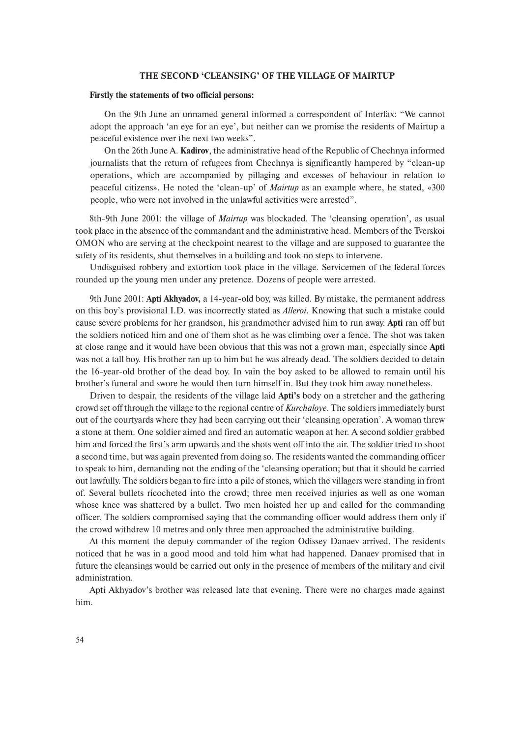## THE SECOND 'CLEANSING' OF THE VILLAGE OF MAIRTUP

**Firstly the statements of two official persons:**

On the 9th June an unnamed general informed a correspondent of Interfax: "We cannot adopt the approach 'an eye for an eye', but neither can we promise the residents of Mairtup a peaceful existence over the next two weeks".

On the 26th June A. **Kadirov**, the administrative head of the Republic of Chechnya informed journalists that the return of refugees from Chechnya is significantly hampered by "clean-up operations, which are accompanied by pillaging and excesses of behaviour in relation to peaceful citizens». He noted the 'clean-up' of *Mairtup* as an example where, he stated, «300 people, who were not involved in the unlawful activities were arrested".

8th-9th June 2001: the village of *Mairtup* was blockaded. The 'cleansing operation', as usual took place in the absence of the commandant and the administrative head. Members of the Tverskoi OMON who are serving at the checkpoint nearest to the village and are supposed to guarantee the safety of its residents, shut themselves in a building and took no steps to intervene.

Undisguised robbery and extortion took place in the village. Servicemen of the federal forces rounded up the young men under any pretence. Dozens of people were arrested.

9th June 2001: **Apti Akhyadov,** a 14-year-old boy, was killed. By mistake, the permanent address on this boy's provisional I.D. was incorrectly stated as *Alleroi*. Knowing that such a mistake could cause severe problems for her grandson, his grandmother advised him to run away. **Apti** ran off but the soldiers noticed him and one of them shot as he was climbing over a fence. The shot was taken at close range and it would have been obvious that this was not a grown man, especially since **Apti** was not a tall boy. His brother ran up to him but he was already dead. The soldiers decided to detain the 16-year-old brother of the dead boy. In vain the boy asked to be allowed to remain until his brother's funeral and swore he would then turn himself in. But they took him away nonetheless.

Driven to despair, the residents of the village laid **Apti's** body on a stretcher and the gathering crowd set off through the village to the regional centre of *Kurchaloye*. The soldiers immediately burst out of the courtyards where they had been carrying out their 'cleansing operation'. A woman threw a stone at them. One soldier aimed and fired an automatic weapon at her. A second soldier grabbed him and forced the first's arm upwards and the shots went off into the air. The soldier tried to shoot a second time, but was again prevented from doing so. The residents wanted the commanding officer to speak to him, demanding not the ending of the 'cleansing operation; but that it should be carried out lawfully. The soldiers began to fire into a pile of stones, which the villagers were standing in front of. Several bullets ricocheted into the crowd; three men received injuries as well as one woman whose knee was shattered by a bullet. Two men hoisted her up and called for the commanding officer. The soldiers compromised saying that the commanding officer would address them only if the crowd withdrew 10 metres and only three men approached the administrative building.

At this moment the deputy commander of the region Odissey Danaev arrived. The residents noticed that he was in a good mood and told him what had happened. Danaev promised that in future the cleansings would be carried out only in the presence of members of the military and civil administration.

Apti Akhyadov's brother was released late that evening. There were no charges made against him.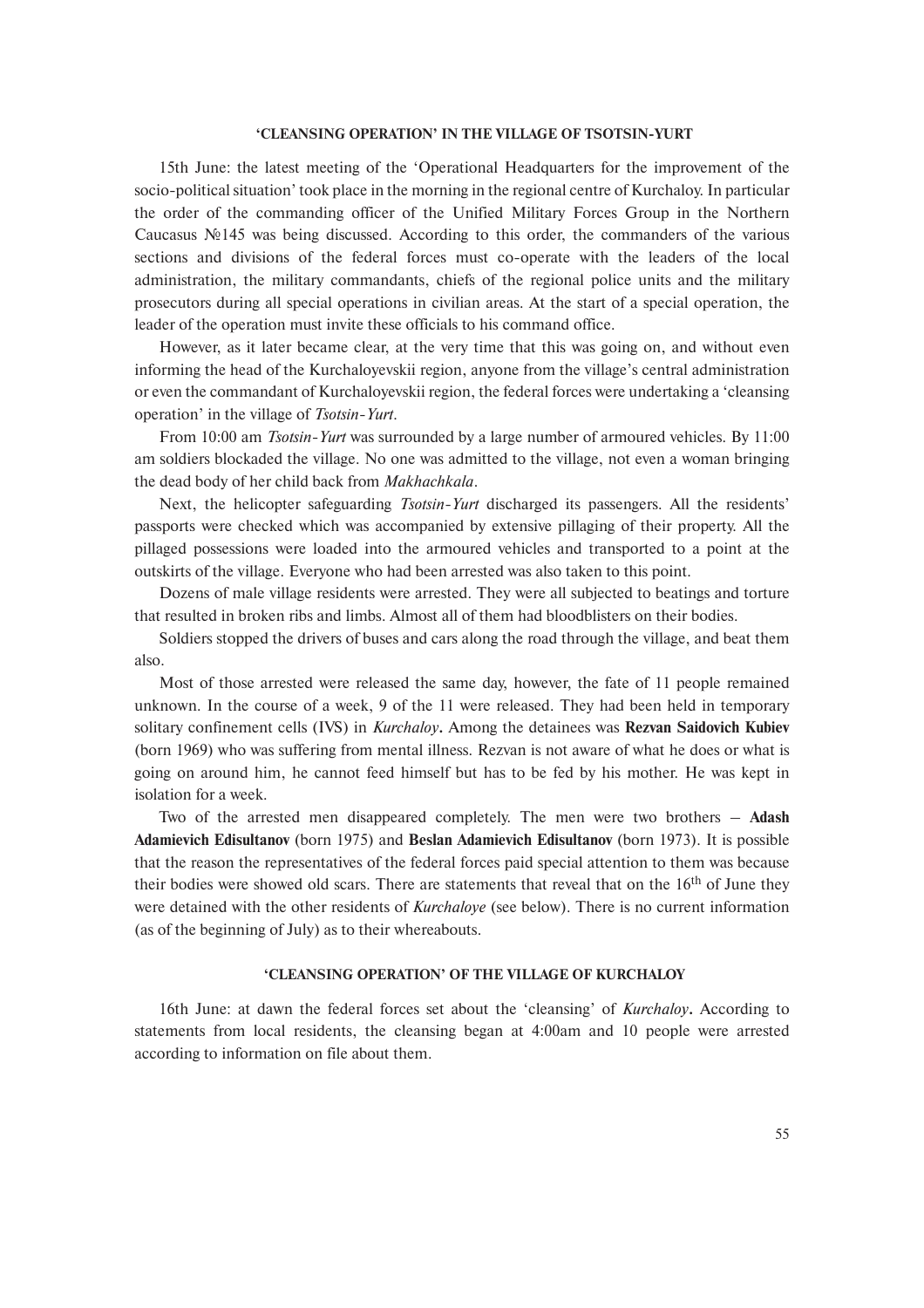## 'CLEANSING OPERATION' IN THE VILLAGE OF TSOTSIN-YURT

15th June: the latest meeting of the 'Operational Headquarters for the improvement of the socio-political situation' took place in the morning in the regional centre of Kurchaloy. In particular the order of the commanding officer of the Unified Military Forces Group in the Northern Caucasus №145 was being discussed. According to this order, the commanders of the various sections and divisions of the federal forces must co-operate with the leaders of the local administration, the military commandants, chiefs of the regional police units and the military prosecutors during all special operations in civilian areas. At the start of a special operation, the leader of the operation must invite these officials to his command office.

However, as it later became clear, at the very time that this was going on, and without even informing the head of the Kurchaloyevskii region, anyone from the village's central administration or even the commandant of Kurchaloyevskii region, the federal forces were undertaking a 'cleansing operation' in the village of *Tsotsin-Yurt*.

From 10:00 am *Tsotsin-Yurt* was surrounded by a large number of armoured vehicles. By 11:00 am soldiers blockaded the village. No one was admitted to the village, not even a woman bringing the dead body of her child back from *Makhachkala*.

Next, the helicopter safeguarding *Tsotsin-Yurt* discharged its passengers. All the residents' passports were checked which was accompanied by extensive pillaging of their property. All the pillaged possessions were loaded into the armoured vehicles and transported to a point at the outskirts of the village. Everyone who had been arrested was also taken to this point.

Dozens of male village residents were arrested. They were all subjected to beatings and torture that resulted in broken ribs and limbs. Almost all of them had bloodblisters on their bodies.

Soldiers stopped the drivers of buses and cars along the road through the village, and beat them also.

Most of those arrested were released the same day, however, the fate of 11 people remained unknown. In the course of a week, 9 of the 11 were released. They had been held in temporary solitary confinement cells (IVS) in *Kurchaloy*. Among the detainees was **Rezvan Saidovich Kubiev** (born 1969) who was suffering from mental illness. Rezvan is not aware of what he does or what is going on around him, he cannot feed himself but has to be fed by his mother. He was kept in isolation for a week.

Two of the arrested men disappeared completely. The men were two brothers – **Adash Adamievich Edisultanov** (born 1975) and **Beslan Adamievich Edisultanov** (born 1973). It is possible that the reason the representatives of the federal forces paid special attention to them was because their bodies were showed old scars. There are statements that reveal that on the 16th of June they were detained with the other residents of *Kurchaloye* (see below). There is no current information (as of the beginning of July) as to their whereabouts.

## 'CLEANSING OPERATION' OF THE VILLAGE OF KURCHALOY

16th June: at dawn the federal forces set about the 'cleansing' of *Kurchaloy*. According to statements from local residents, the cleansing began at 4:00am and 10 people were arrested according to information on file about them.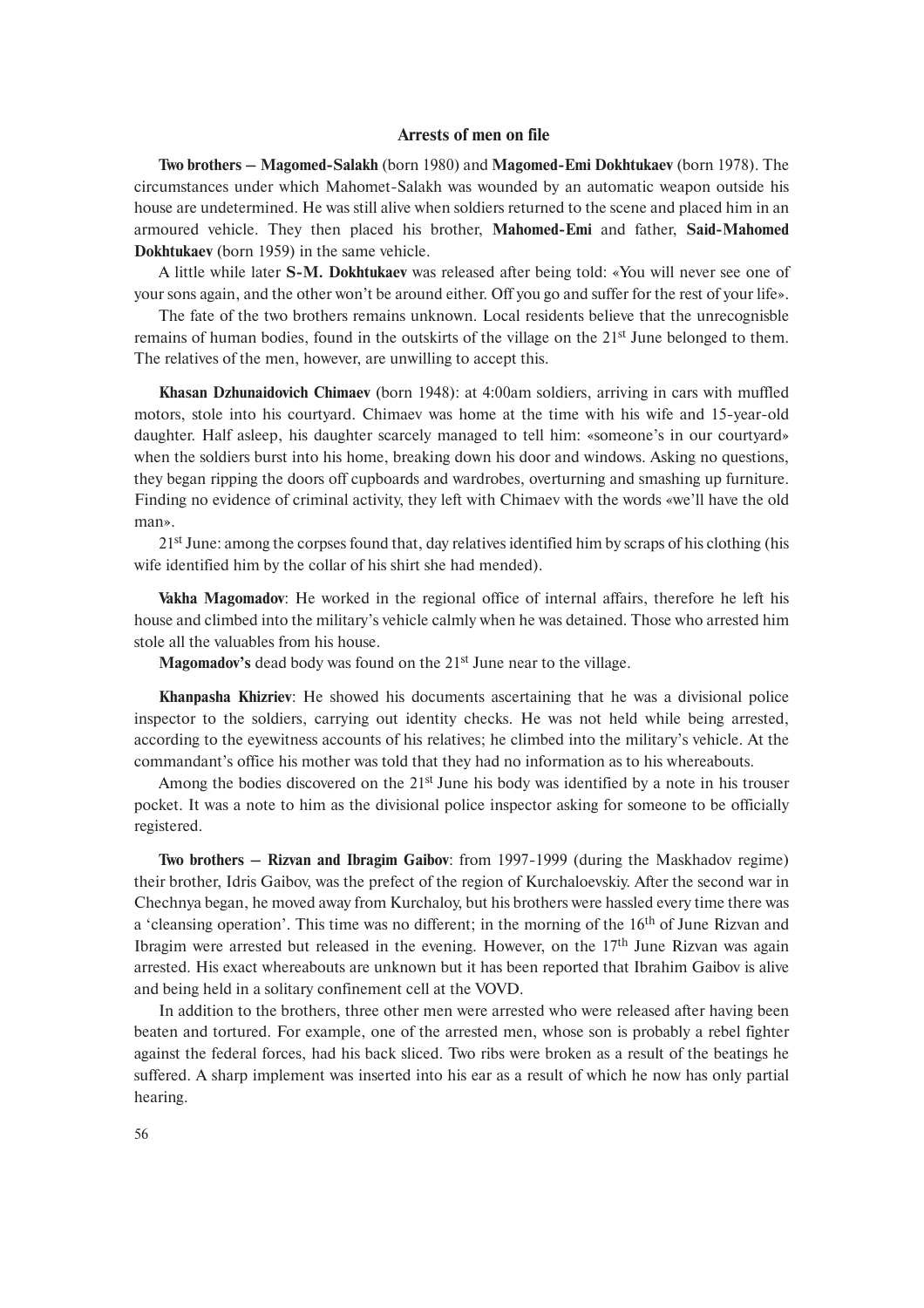### Arrests of men on file

**Two brothers – Magomed-Salakh** (born 1980) and **Magomed-Emi Dokhtukaev** (born 1978). The circumstances under which Mahomet-Salakh was wounded by an automatic weapon outside his house are undetermined. He was still alive when soldiers returned to the scene and placed him in an armoured vehicle. They then placed his brother, **Mahomed-Emi** and father, **Said-Mahomed Dokhtukaev** (born 1959) in the same vehicle.

A little while later **S-M. Dokhtukaev** was released after being told: «You will never see one of your sons again, and the other won't be around either. Off you go and suffer for the rest of your life».

The fate of the two brothers remains unknown. Local residents believe that the unrecognisble remains of human bodies, found in the outskirts of the village on the 21st June belonged to them. The relatives of the men, however, are unwilling to accept this.

**Khasan Dzhunaidovich Chimaev** (born 1948): at 4:00am soldiers, arriving in cars with muffled motors, stole into his courtyard. Chimaev was home at the time with his wife and 15-year-old daughter. Half asleep, his daughter scarcely managed to tell him: «someone's in our courtyard» when the soldiers burst into his home, breaking down his door and windows. Asking no questions, they began ripping the doors off cupboards and wardrobes, overturning and smashing up furniture. Finding no evidence of criminal activity, they left with Chimaev with the words «we'll have the old man».

21st June: among the corpses found that, day relatives identified him by scraps of his clothing (his wife identified him by the collar of his shirt she had mended).

**Vakha Magomadov**: He worked in the regional office of internal affairs, therefore he left his house and climbed into the military's vehicle calmly when he was detained. Those who arrested him stole all the valuables from his house.

**Magomadov's** dead body was found on the 21st June near to the village.

**Khanpasha Khizriev**: He showed his documents ascertaining that he was a divisional police inspector to the soldiers, carrying out identity checks. He was not held while being arrested, according to the eyewitness accounts of his relatives; he climbed into the military's vehicle. At the commandant's office his mother was told that they had no information as to his whereabouts.

Among the bodies discovered on the 21st June his body was identified by a note in his trouser pocket. It was a note to him as the divisional police inspector asking for someone to be officially registered.

**Two brothers – Rizvan and Ibragim Gaibov**: from 1997-1999 (during the Maskhadov regime) their brother, Idris Gaibov, was the prefect of the region of Kurchaloevskiy. After the second war in Chechnya began, he moved away from Kurchaloy, but his brothers were hassled every time there was a 'cleansing operation'. This time was no different; in the morning of the 16th of June Rizvan and Ibragim were arrested but released in the evening. However, on the 17th June Rizvan was again arrested. His exact whereabouts are unknown but it has been reported that Ibrahim Gaibov is alive and being held in a solitary confinement cell at the VOVD.

In addition to the brothers, three other men were arrested who were released after having been beaten and tortured. For example, one of the arrested men, whose son is probably a rebel fighter against the federal forces, had his back sliced. Two ribs were broken as a result of the beatings he suffered. A sharp implement was inserted into his ear as a result of which he now has only partial hearing.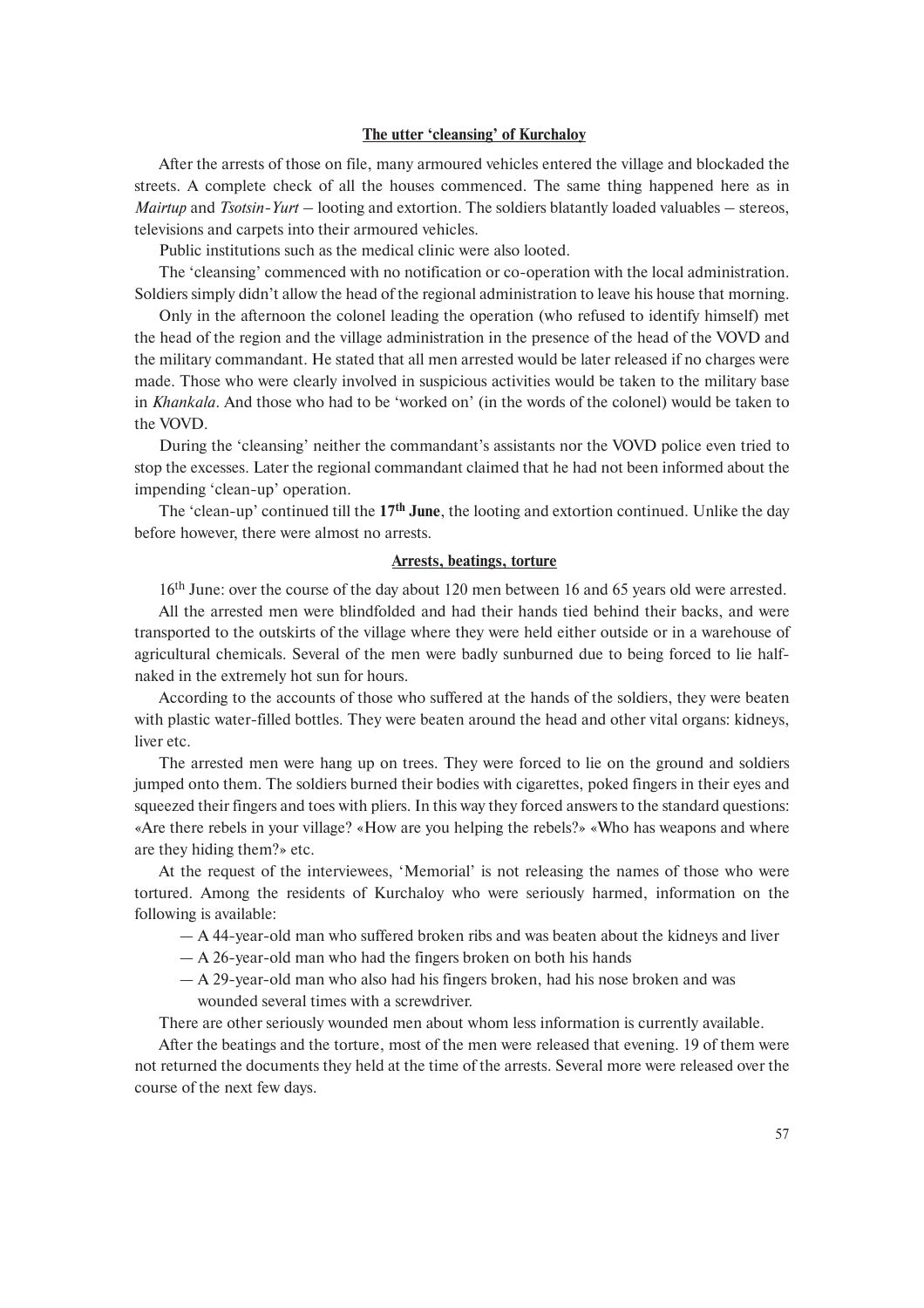## The utter 'cleansing' of Kurchaloy

After the arrests of those on file, many armoured vehicles entered the village and blockaded the streets. A complete check of all the houses commenced. The same thing happened here as in *Mairtup* and *Tsotsin-Yurt* – looting and extortion. The soldiers blatantly loaded valuables – stereos, televisions and carpets into their armoured vehicles.

Public institutions such as the medical clinic were also looted.

The 'cleansing' commenced with no notification or co-operation with the local administration. Soldiers simply didn't allow the head of the regional administration to leave his house that morning.

Only in the afternoon the colonel leading the operation (who refused to identify himself) met the head of the region and the village administration in the presence of the head of the VOVD and the military commandant. He stated that all men arrested would be later released if no charges were made. Those who were clearly involved in suspicious activities would be taken to the military base in *Khankala*. And those who had to be 'worked on' (in the words of the colonel) would be taken to the VOVD.

During the 'cleansing' neither the commandant's assistants nor the VOVD police even tried to stop the excesses. Later the regional commandant claimed that he had not been informed about the impending 'clean-up' operation.

The 'clean-up' continued till the **17th June**, the looting and extortion continued. Unlike the day before however, there were almost no arrests.

## Arrests, beatings, torture

16th June: over the course of the day about 120 men between 16 and 65 years old were arrested.

All the arrested men were blindfolded and had their hands tied behind their backs, and were transported to the outskirts of the village where they were held either outside or in a warehouse of agricultural chemicals. Several of the men were badly sunburned due to being forced to lie half-naked in the extremely hot sun for hours.

According to the accounts of those who suffered at the hands of the soldiers, they were beaten with plastic water-filled bottles. They were beaten around the head and other vital organs: kidneys, liver etc.

The arrested men were hang up on trees. They were forced to lie on the ground and soldiers jumped onto them. The soldiers burned their bodies with cigarettes, poked fingers in their eyes and squeezed their fingers and toes with pliers. In this way they forced answers to the standard questions: «Are there rebels in your village? «How are you helping the rebels?» «Who has weapons and where are they hiding them?» etc.

At the request of the interviewees, 'Memorial' is not releasing the names of those who were tortured. Among the residents of Kurchaloy who were seriously harmed, information on the following is available:

— A 44-year-old man who suffered broken ribs and was beaten about the kidneys and liver

— A 26-year-old man who had the fingers broken on both his hands

— A 29-year-old man who also had his fingers broken, had his nose broken and was wounded several times with a screwdriver.

There are other seriously wounded men about whom less information is currently available.

After the beatings and the torture, most of the men were released that evening. 19 of them were not returned the documents they held at the time of the arrests. Several more were released over the course of the next few days.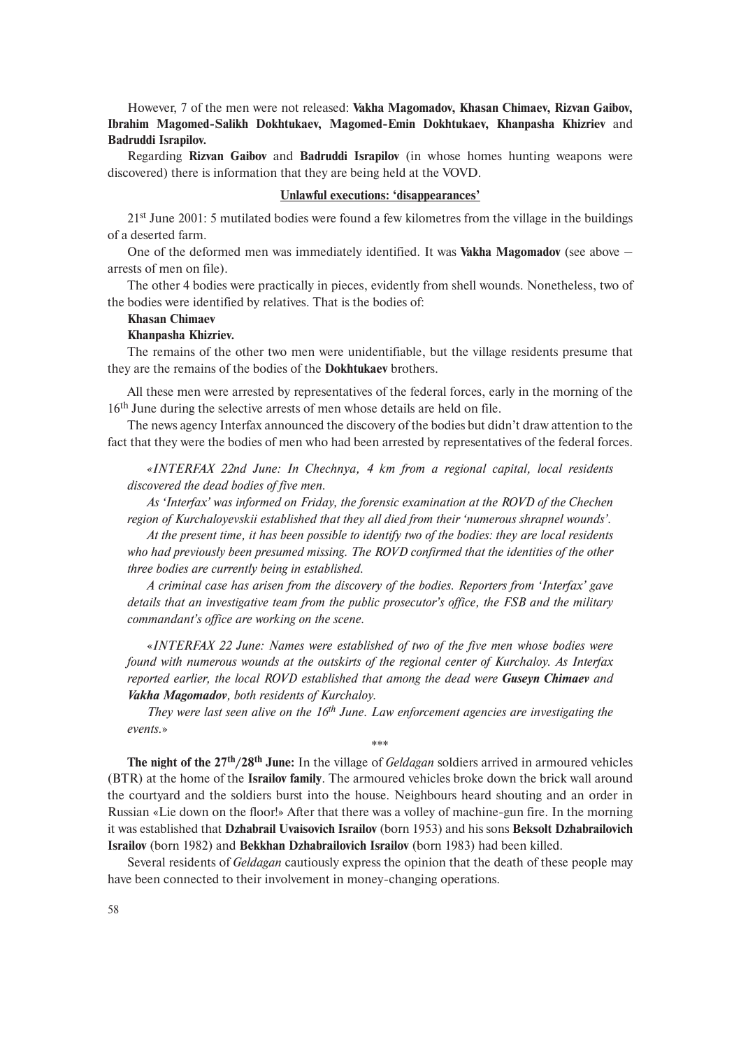However, 7 of the men were not released: **Vakha Magomadov, Khasan Chimaev, Rizvan Gaibov, Ibrahim Magomed-Salikh Dokhtukaev, Magomed-Emin Dokhtukaev, Khanpasha Khizriev** and **Badruddi Israpilov.**

Regarding **Rizvan Gaibov** and **Badruddi Israpilov** (in whose homes hunting weapons were discovered) there is information that they are being held at the VOVD.

## Unlawful executions: 'disappearances'

21st June 2001: 5 mutilated bodies were found a few kilometres from the village in the buildings of a deserted farm.

One of the deformed men was immediately identified. It was **Vakha Magomadov** (see above – arrests of men on file).

The other 4 bodies were practically in pieces, evidently from shell wounds. Nonetheless, two of the bodies were identified by relatives. That is the bodies of:

**Khasan Chimaev**

**Khanpasha Khizriev.**

The remains of the other two men were unidentifiable, but the village residents presume that they are the remains of the bodies of the **Dokhtukaev** brothers.

All these men were arrested by representatives of the federal forces, early in the morning of the 16th June during the selective arrests of men whose details are held on file.

The news agency Interfax announced the discovery of the bodies but didn't draw attention to the fact that they were the bodies of men who had been arrested by representatives of the federal forces.

*«INTERFAX 22nd June: In Chechnya, 4 km from a regional capital, local residents discovered the dead bodies of five men.*

*As 'Interfax' was informed on Friday, the forensic examination at the ROVD of the Chechen region of Kurchaloyevskii established that they all died from their 'numerous shrapnel wounds'.*

*At the present time, it has been possible to identify two of the bodies: they are local residents who had previously been presumed missing. The ROVD confirmed that the identities of the other three bodies are currently being in established.*

*A criminal case has arisen from the discovery of the bodies. Reporters from 'Interfax' gave details that an investigative team from the public prosecutor's office, the FSB and the military commandant's office are working on the scene.*

*«INTERFAX 22 June: Names were established of two of the five men whose bodies were found with numerous wounds at the outskirts of the regional center of Kurchaloy. As Interfax reported earlier, the local ROVD established that among the dead were **Guseyn Chimaev** and **Vakha Magomadov**, both residents of Kurchaloy.*

*They were last seen alive on the 16th June. Law enforcement agencies are investigating the events.»*

\*\*\*

**The night of the 27th/28th June:** In the village of *Geldagan* soldiers arrived in armoured vehicles (BTR) at the home of the **Israilov family**. The armoured vehicles broke down the brick wall around the courtyard and the soldiers burst into the house. Neighbours heard shouting and an order in Russian «Lie down on the floor!» After that there was a volley of machine-gun fire. In the morning it was established that **Dzhabrail Uvaisovich Israilov** (born 1953) and his sons **Beksolt Dzhabrailovich Israilov** (born 1982) and **Bekkhan Dzhabrailovich Israilov** (born 1983) had been killed.

Several residents of *Geldagan* cautiously express the opinion that the death of these people may have been connected to their involvement in money-changing operations.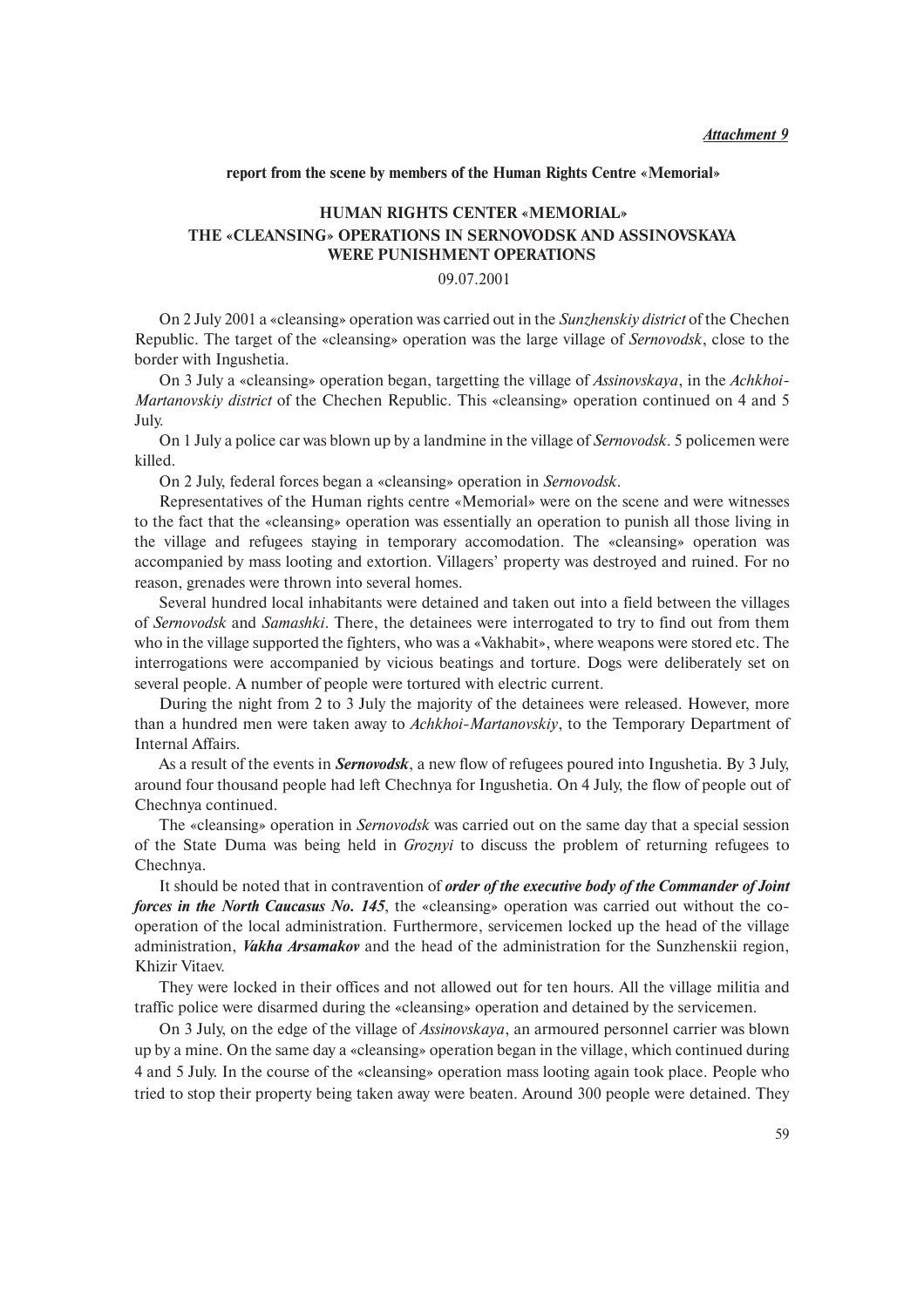***Attachment 9***

**report from the scene by members of the Human Rights Centre «Memorial»**

## HUMAN RIGHTS CENTER «MEMORIAL»
## THE «CLEANSING» OPERATIONS IN SERNOVODSK AND ASSINOVSKAYA WERE PUNISHMENT OPERATIONS

09.07.2001

On 2 July 2001 a «cleansing» operation was carried out in the *Sunzhenskiy district* of the Chechen Republic. The target of the «cleansing» operation was the large village of *Sernovodsk*, close to the border with Ingushetia.

On 3 July a «cleansing» operation began, targetting the village of *Assinovskaya*, in the *Achkhoi-Martanovskiy district* of the Chechen Republic. This «cleansing» operation continued on 4 and 5 July.

On 1 July a police car was blown up by a landmine in the village of *Sernovodsk*. 5 policemen were killed.

On 2 July, federal forces began a «cleansing» operation in *Sernovodsk*.

Representatives of the Human rights centre «Memorial» were on the scene and were witnesses to the fact that the «cleansing» operation was essentially an operation to punish all those living in the village and refugees staying in temporary accomodation. The «cleansing» operation was accompanied by mass looting and extortion. Villagers' property was destroyed and ruined. For no reason, grenades were thrown into several homes.

Several hundred local inhabitants were detained and taken out into a field between the villages of *Sernovodsk* and *Samashki*. There, the detainees were interrogated to try to find out from them who in the village supported the fighters, who was a «Vakhabit», where weapons were stored etc. The interrogations were accompanied by vicious beatings and torture. Dogs were deliberately set on several people. A number of people were tortured with electric current.

During the night from 2 to 3 July the majority of the detainees were released. However, more than a hundred men were taken away to *Achkhoi-Martanovskiy*, to the Temporary Department of Internal Affairs.

As a result of the events in ***Sernovodsk***, a new flow of refugees poured into Ingushetia. By 3 July, around four thousand people had left Chechnya for Ingushetia. On 4 July, the flow of people out of Chechnya continued.

The «cleansing» operation in *Sernovodsk* was carried out on the same day that a special session of the State Duma was being held in *Groznyi* to discuss the problem of returning refugees to Chechnya.

It should be noted that in contravention of ***order of the executive body of the Commander of Joint forces in the North Caucasus No. 145***, the «cleansing» operation was carried out without the co-operation of the local administration. Furthermore, servicemen locked up the head of the village administration, ***Vakha Arsamakov*** and the head of the administration for the Sunzhenskii region, Khizir Vitaev.

They were locked in their offices and not allowed out for ten hours. All the village militia and traffic police were disarmed during the «cleansing» operation and detained by the servicemen.

On 3 July, on the edge of the village of *Assinovskaya*, an armoured personnel carrier was blown up by a mine. On the same day a «cleansing» operation began in the village, which continued during 4 and 5 July. In the course of the «cleansing» operation mass looting again took place. People who tried to stop their property being taken away were beaten. Around 300 people were detained. They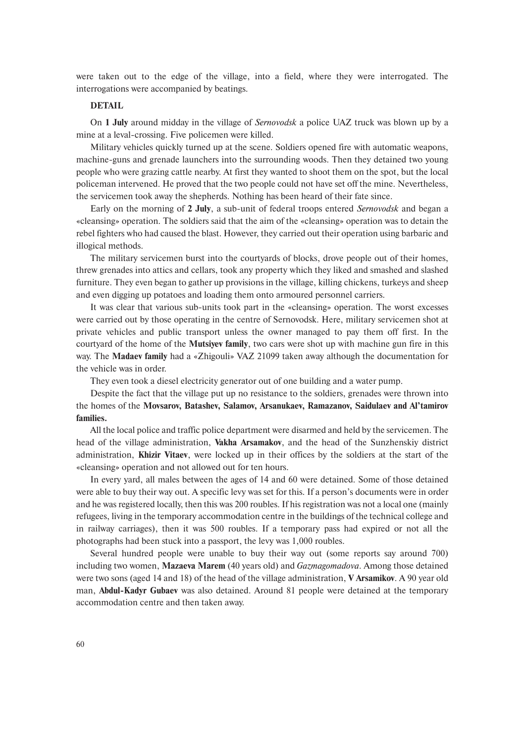were taken out to the edge of the village, into a field, where they were interrogated. The interrogations were accompanied by beatings.

**DETAIL**

On **1 July** around midday in the village of *Sernovodsk* a police UAZ truck was blown up by a mine at a leval-crossing. Five policemen were killed.

Military vehicles quickly turned up at the scene. Soldiers opened fire with automatic weapons, machine-guns and grenade launchers into the surrounding woods. Then they detained two young people who were grazing cattle nearby. At first they wanted to shoot them on the spot, but the local policeman intervened. He proved that the two people could not have set off the mine. Nevertheless, the servicemen took away the shepherds. Nothing has been heard of their fate since.

Early on the morning of **2 July**, a sub-unit of federal troops entered *Sernovodsk* and began a «cleansing» operation. The soldiers said that the aim of the «cleansing» operation was to detain the rebel fighters who had caused the blast. However, they carried out their operation using barbaric and illogical methods.

The military servicemen burst into the courtyards of blocks, drove people out of their homes, threw grenades into attics and cellars, took any property which they liked and smashed and slashed furniture. They even began to gather up provisions in the village, killing chickens, turkeys and sheep and even digging up potatoes and loading them onto armoured personnel carriers.

It was clear that various sub-units took part in the «cleansing» operation. The worst excesses were carried out by those operating in the centre of Sernovodsk. Here, military servicemen shot at private vehicles and public transport unless the owner managed to pay them off first. In the courtyard of the home of the **Mutsiyev family**, two cars were shot up with machine gun fire in this way. The **Madaev family** had a «Zhigouli» VAZ 21099 taken away although the documentation for the vehicle was in order.

They even took a diesel electricity generator out of one building and a water pump.

Despite the fact that the village put up no resistance to the soldiers, grenades were thrown into the homes of the **Movsarov, Batashev, Salamov, Arsanukaev, Ramazanov, Saidulaev and Al'tamirov families.**

All the local police and traffic police department were disarmed and held by the servicemen. The head of the village administration, **Vakha Arsamakov**, and the head of the Sunzhenskiy district administration, **Khizir Vitaev**, were locked up in their offices by the soldiers at the start of the «cleansing» operation and not allowed out for ten hours.

In every yard, all males between the ages of 14 and 60 were detained. Some of those detained were able to buy their way out. A specific levy was set for this. If a person's documents were in order and he was registered locally, then this was 200 roubles. If his registration was not a local one (mainly refugees, living in the temporary accommodation centre in the buildings of the technical college and in railway carriages), then it was 500 roubles. If a temporary pass had expired or not all the photographs had been stuck into a passport, the levy was 1,000 roubles.

Several hundred people were unable to buy their way out (some reports say around 700) including two women, **Mazaeva Marem** (40 years old) and *Gazmagomadova*. Among those detained were two sons (aged 14 and 18) of the head of the village administration, **V Arsamikov**. A 90 year old man, **Abdul-Kadyr Gubaev** was also detained. Around 81 people were detained at the temporary accommodation centre and then taken away.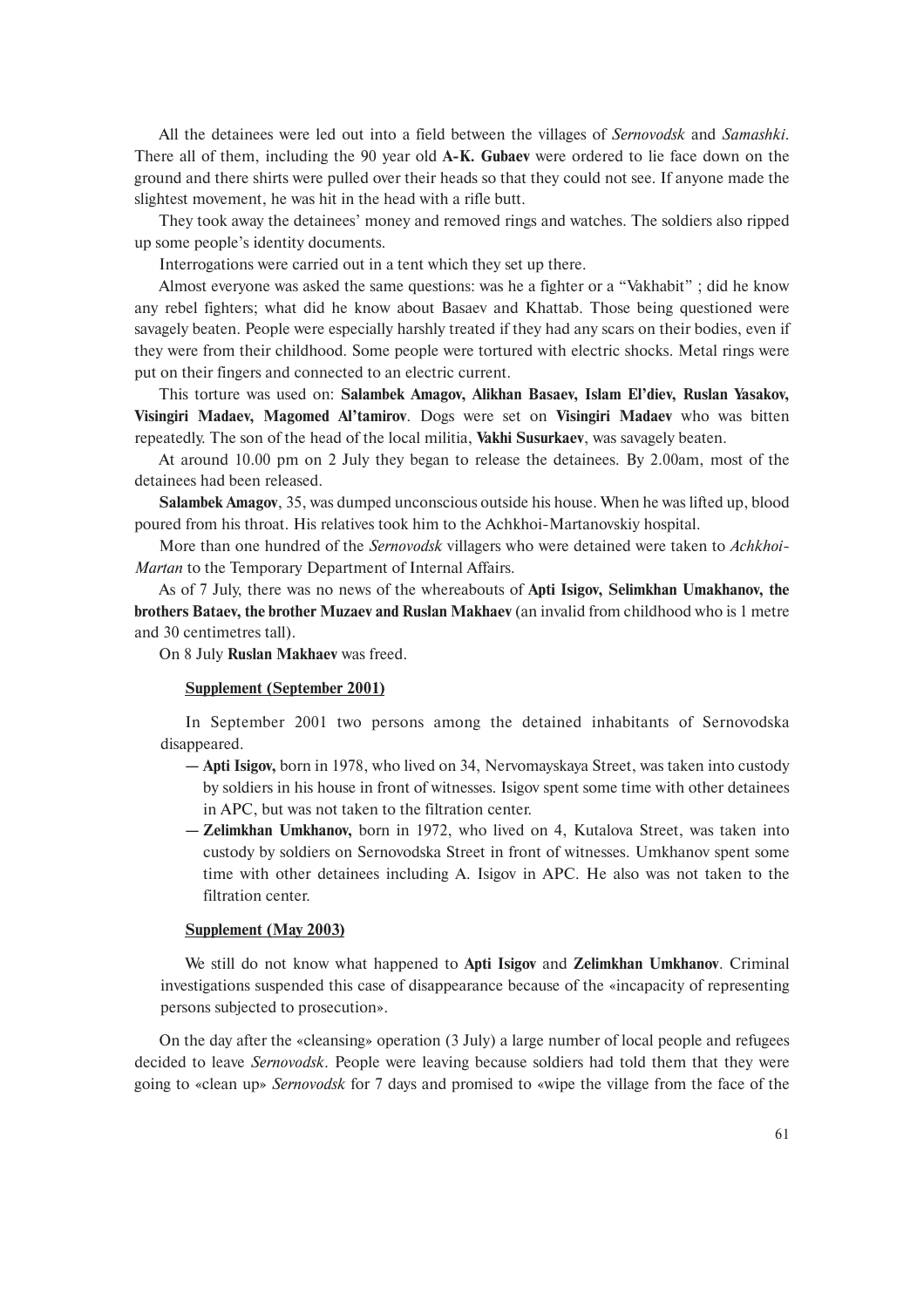All the detainees were led out into a field between the villages of *Sernovodsk* and *Samashki*. There all of them, including the 90 year old **A-K. Gubaev** were ordered to lie face down on the ground and there shirts were pulled over their heads so that they could not see. If anyone made the slightest movement, he was hit in the head with a rifle butt.

They took away the detainees' money and removed rings and watches. The soldiers also ripped up some people's identity documents.

Interrogations were carried out in a tent which they set up there.

Almost everyone was asked the same questions: was he a fighter or a "Vakhabit" ; did he know any rebel fighters; what did he know about Basaev and Khattab. Those being questioned were savagely beaten. People were especially harshly treated if they had any scars on their bodies, even if they were from their childhood. Some people were tortured with electric shocks. Metal rings were put on their fingers and connected to an electric current.

This torture was used on: **Salambek Amagov, Alikhan Basaev, Islam El'diev, Ruslan Yasakov, Visingiri Madaev, Magomed Al'tamirov**. Dogs were set on **Visingiri Madaev** who was bitten repeatedly. The son of the head of the local militia, **Vakhi Susurkaev**, was savagely beaten.

At around 10.00 pm on 2 July they began to release the detainees. By 2.00am, most of the detainees had been released.

**Salambek Amagov**, 35, was dumped unconscious outside his house. When he was lifted up, blood poured from his throat. His relatives took him to the Achkhoi-Martanovskiy hospital.

More than one hundred of the *Sernovodsk* villagers who were detained were taken to *Achkhoi-Martan* to the Temporary Department of Internal Affairs.

As of 7 July, there was no news of the whereabouts of **Apti Isigov, Selimkhan Umakhanov, the brothers Bataev, the brother Muzaev and Ruslan Makhaev** (an invalid from childhood who is 1 metre and 30 centimetres tall).

On 8 July **Ruslan Makhaev** was freed.

**Supplement (September 2001)**

In September 2001 two persons among the detained inhabitants of Sernovodska disappeared.

- **Apti Isigov,** born in 1978, who lived on 34, Nervomayskaya Street, was taken into custody by soldiers in his house in front of witnesses. Isigov spent some time with other detainees in APC, but was not taken to the filtration center.
- **Zelimkhan Umkhanov,** born in 1972, who lived on 4, Kutalova Street, was taken into custody by soldiers on Sernovodska Street in front of witnesses. Umkhanov spent some time with other detainees including A. Isigov in APC. He also was not taken to the filtration center.

**Supplement (May 2003)**

We still do not know what happened to **Apti Isigov** and **Zelimkhan Umkhanov**. Criminal investigations suspended this case of disappearance because of the «incapacity of representing persons subjected to prosecution».

On the day after the «cleansing» operation (3 July) a large number of local people and refugees decided to leave *Sernovodsk*. People were leaving because soldiers had told them that they were going to «clean up» *Sernovodsk* for 7 days and promised to «wipe the village from the face of the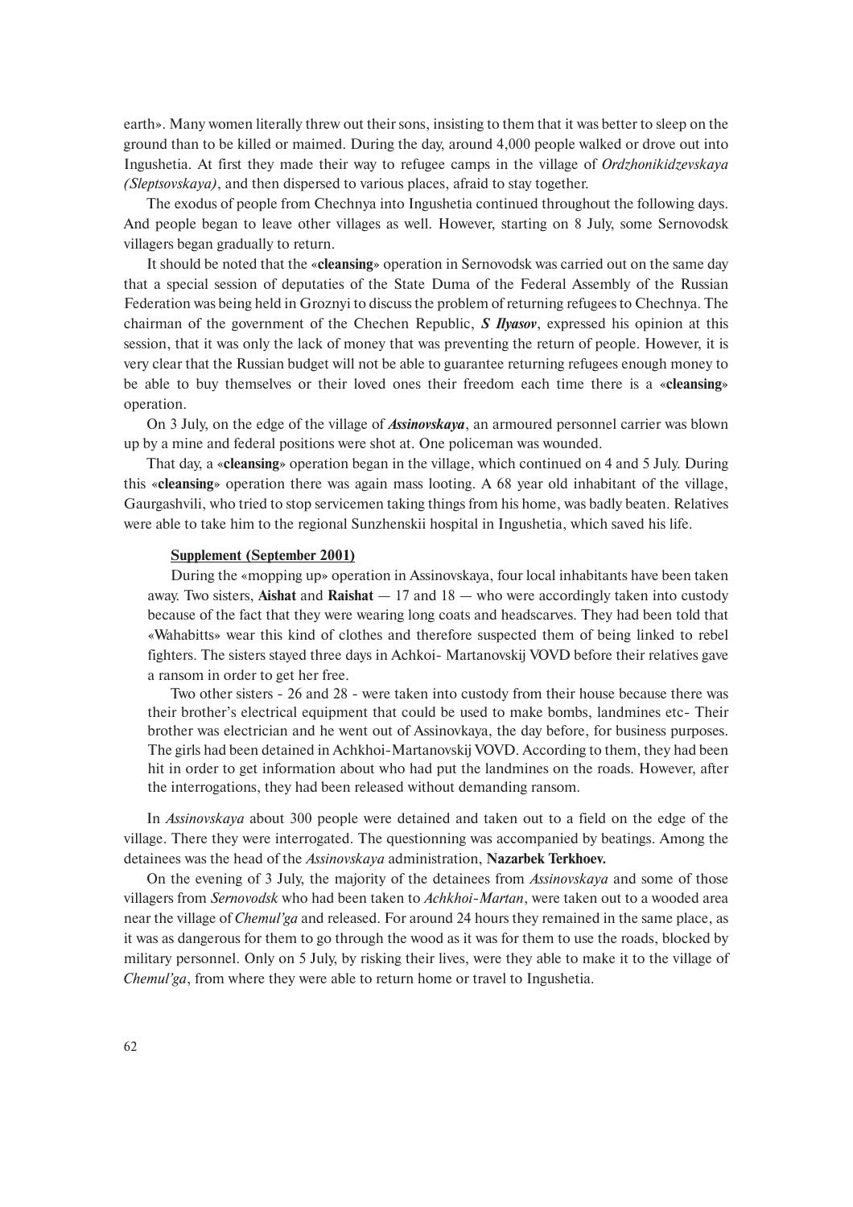earth». Many women literally threw out their sons, insisting to them that it was better to sleep on the ground than to be killed or maimed. During the day, around 4,000 people walked or drove out into Ingushetia. At first they made their way to refugee camps in the village of *Ordzhonikidzevskaya (Sleptsovskaya)*, and then dispersed to various places, afraid to stay together.

The exodus of people from Chechnya into Ingushetia continued throughout the following days. And people began to leave other villages as well. However, starting on 8 July, some Sernovodsk villagers began gradually to return.

It should be noted that the «**cleansing**» operation in Sernovodsk was carried out on the same day that a special session of deputaties of the State Duma of the Federal Assembly of the Russian Federation was being held in Groznyi to discuss the problem of returning refugees to Chechnya. The chairman of the government of the Chechen Republic, ***S Ilyasov***, expressed his opinion at this session, that it was only the lack of money that was preventing the return of people. However, it is very clear that the Russian budget will not be able to guarantee returning refugees enough money to be able to buy themselves or their loved ones their freedom each time there is a «**cleansing**» operation.

On 3 July, on the edge of the village of ***Assinovskaya***, an armoured personnel carrier was blown up by a mine and federal positions were shot at. One policeman was wounded.

That day, a «**cleansing**» operation began in the village, which continued on 4 and 5 July. During this «**cleansing**» operation there was again mass looting. A 68 year old inhabitant of the village, Gaurgashvili, who tried to stop servicemen taking things from his home, was badly beaten. Relatives were able to take him to the regional Sunzhenskii hospital in Ingushetia, which saved his life.

> **Supplement (September 2001)**
>
> During the «mopping up» operation in Assinovskaya, four local inhabitants have been taken away. Two sisters, **Aishat** and **Raishat** — 17 and 18 — who were accordingly taken into custody because of the fact that they were wearing long coats and headscarves. They had been told that «Wahabitts» wear this kind of clothes and therefore suspected them of being linked to rebel fighters. The sisters stayed three days in Achkoi- Martanovskij VOVD before their relatives gave a ransom in order to get her free.
>
> Two other sisters - 26 and 28 - were taken into custody from their house because there was their brother's electrical equipment that could be used to make bombs, landmines etc- Their brother was electrician and he went out of Assinovkaya, the day before, for business purposes. The girls had been detained in Achkhoi-Martanovskij VOVD. According to them, they had been hit in order to get information about who had put the landmines on the roads. However, after the interrogations, they had been released without demanding ransom.

In *Assinovskaya* about 300 people were detained and taken out to a field on the edge of the village. There they were interrogated. The questionning was accompanied by beatings. Among the detainees was the head of the *Assinovskaya* administration, **Nazarbek Terkhoev.**

On the evening of 3 July, the majority of the detainees from *Assinovskaya* and some of those villagers from *Sernovodsk* who had been taken to *Achkhoi-Martan*, were taken out to a wooded area near the village of *Chemul'ga* and released. For around 24 hours they remained in the same place, as it was as dangerous for them to go through the wood as it was for them to use the roads, blocked by military personnel. Only on 5 July, by risking their lives, were they able to make it to the village of *Chemul'ga*, from where they were able to return home or travel to Ingushetia.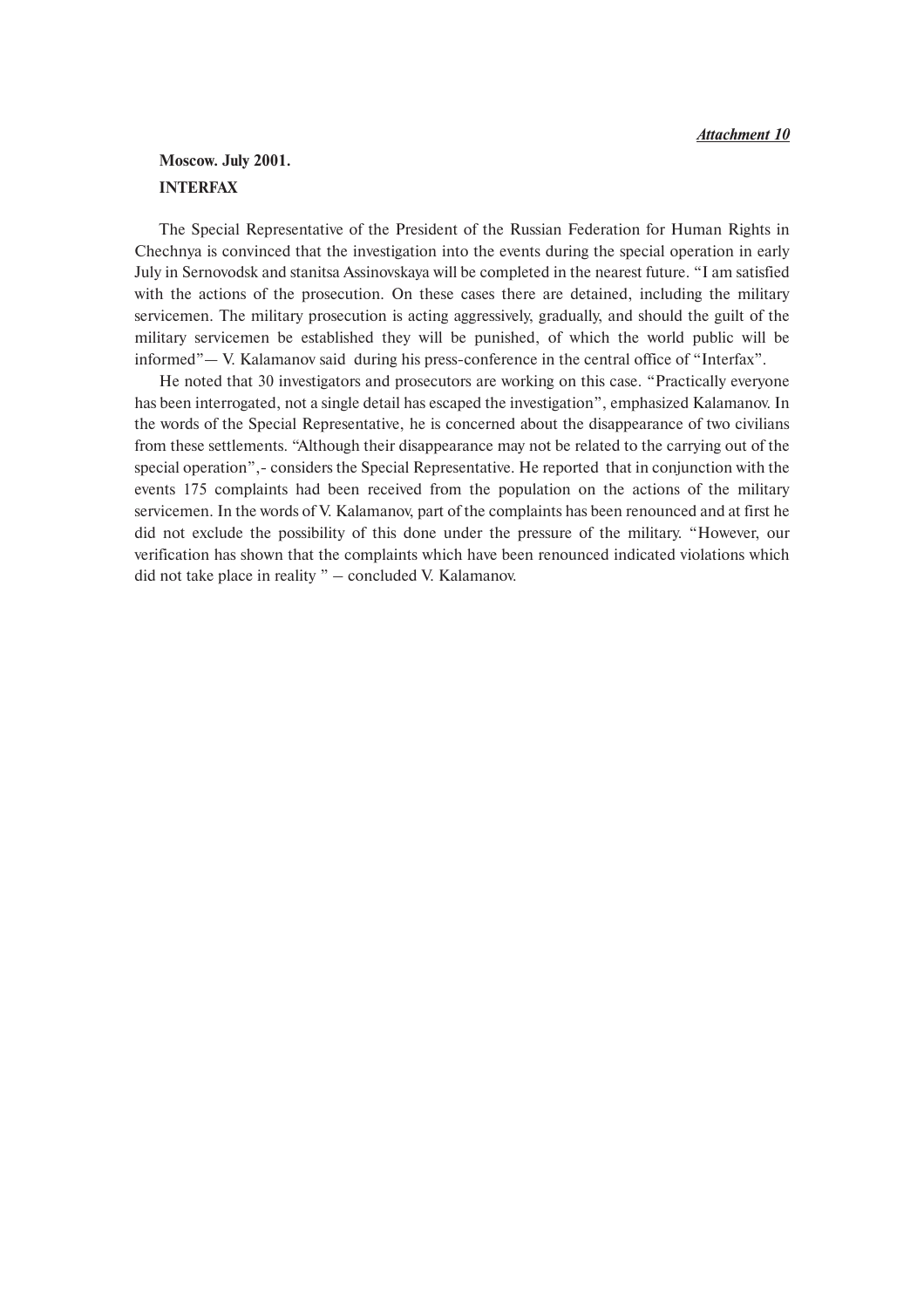*__Attachment 10__*

**Moscow. July 2001.**

**INTERFAX**

The Special Representative of the President of the Russian Federation for Human Rights in Chechnya is convinced that the investigation into the events during the special operation in early July in Sernovodsk and stanitsa Assinovskaya will be completed in the nearest future. “I am satisfied with the actions of the prosecution. On these cases there are detained, including the military servicemen. The military prosecution is acting aggressively, gradually, and should the guilt of the military servicemen be established they will be punished, of which the world public will be informed”— V. Kalamanov said during his press-conference in the central office of “Interfax”.

He noted that 30 investigators and prosecutors are working on this case. “Practically everyone has been interrogated, not a single detail has escaped the investigation”, emphasized Kalamanov. In the words of the Special Representative, he is concerned about the disappearance of two civilians from these settlements. “Although their disappearance may not be related to the carrying out of the special operation”,- considers the Special Representative. He reported that in conjunction with the events 175 complaints had been received from the population on the actions of the military servicemen. In the words of V. Kalamanov, part of the complaints has been renounced and at first he did not exclude the possibility of this done under the pressure of the military. “However, our verification has shown that the complaints which have been renounced indicated violations which did not take place in reality ” – concluded V. Kalamanov.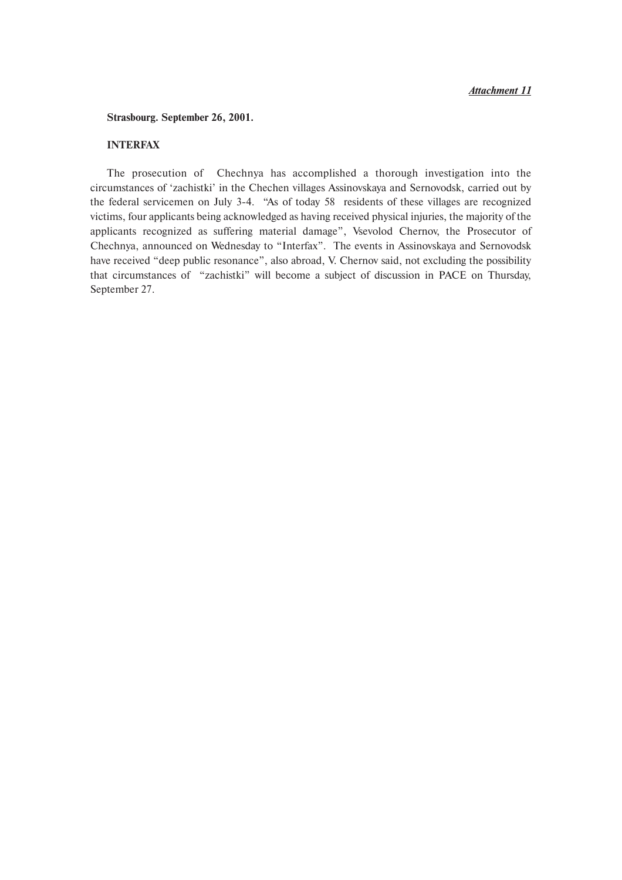*<u>Attachment 11</u>*

**Strasbourg. September 26, 2001.**

**INTERFAX**

The prosecution of Chechnya has accomplished a thorough investigation into the circumstances of 'zachistki' in the Chechen villages Assinovskaya and Sernovodsk, carried out by the federal servicemen on July 3-4. "As of today 58 residents of these villages are recognized victims, four applicants being acknowledged as having received physical injuries, the majority of the applicants recognized as suffering material damage", Vsevolod Chernov, the Prosecutor of Chechnya, announced on Wednesday to "Interfax". The events in Assinovskaya and Sernovodsk have received "deep public resonance", also abroad, V. Chernov said, not excluding the possibility that circumstances of "zachistki" will become a subject of discussion in PACE on Thursday, September 27.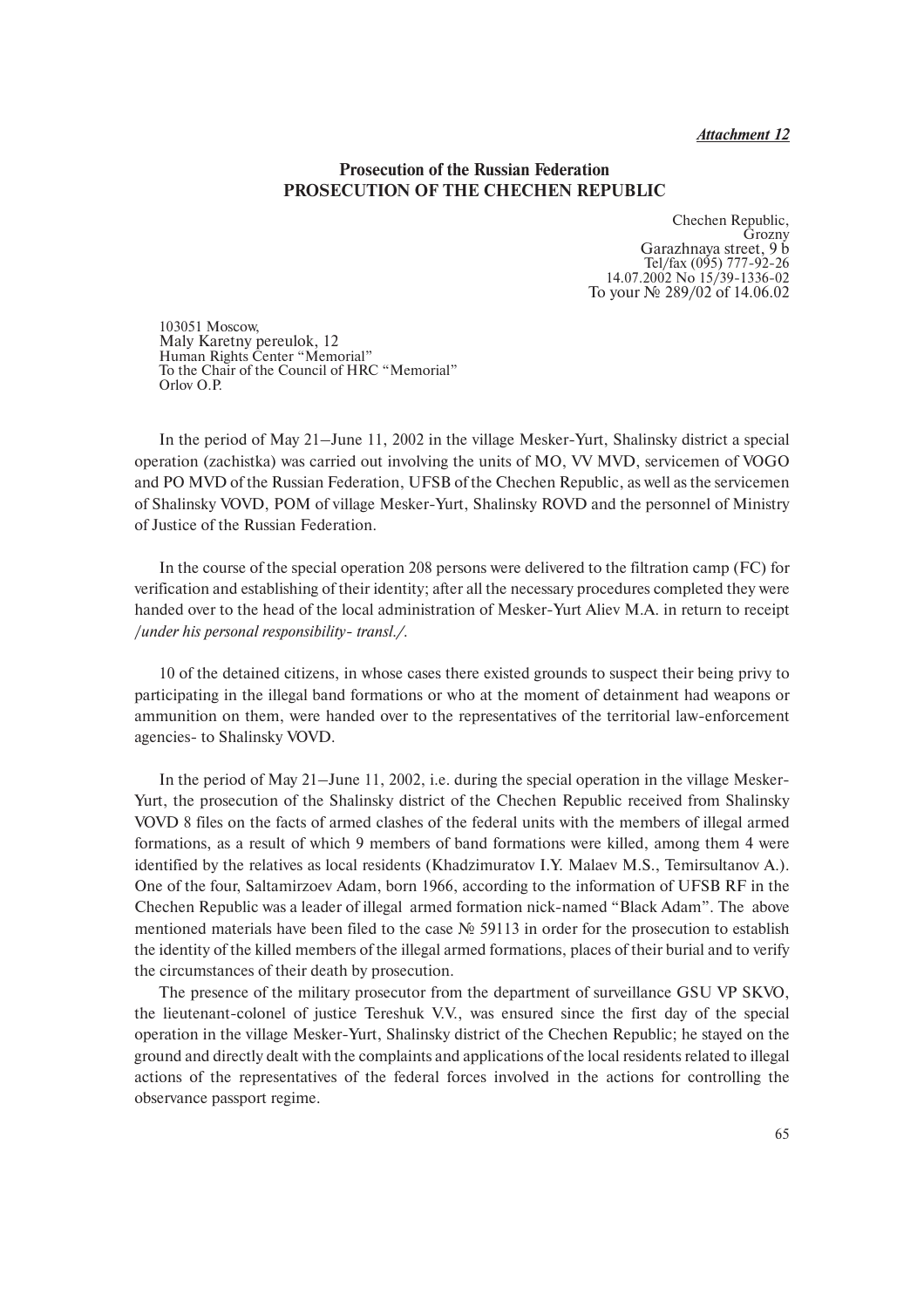***Attachment 12***

## Prosecution of the Russian Federation
## PROSECUTION OF THE CHECHEN REPUBLIC

Chechen Republic,
Grozny
Garazhnaya street, 9 b
Tel/fax (095) 777-92-26
14.07.2002 No 15/39-1336-02
To your № 289/02 of 14.06.02

103051 Moscow,
Maly Karetny pereulok, 12
Human Rights Center "Memorial"
To the Chair of the Council of HRC "Memorial"
Orlov O.P.

In the period of May 21—June 11, 2002 in the village Mesker-Yurt, Shalinsky district a special operation (zachistka) was carried out involving the units of MO, VV MVD, servicemen of VOGO and PO MVD of the Russian Federation, UFSB of the Chechen Republic, as well as the servicemen of Shalinsky VOVD, POM of village Mesker-Yurt, Shalinsky ROVD and the personnel of Ministry of Justice of the Russian Federation.

In the course of the special operation 208 persons were delivered to the filtration camp (FC) for verification and establishing of their identity; after all the necessary procedures completed they were handed over to the head of the local administration of Mesker-Yurt Aliev M.A. in return to receipt */under his personal responsibility- transl./*.

10 of the detained citizens, in whose cases there existed grounds to suspect their being privy to participating in the illegal band formations or who at the moment of detainment had weapons or ammunition on them, were handed over to the representatives of the territorial law-enforcement agencies- to Shalinsky VOVD.

In the period of May 21—June 11, 2002, i.e. during the special operation in the village Mesker-Yurt, the prosecution of the Shalinsky district of the Chechen Republic received from Shalinsky VOVD 8 files on the facts of armed clashes of the federal units with the members of illegal armed formations, as a result of which 9 members of band formations were killed, among them 4 were identified by the relatives as local residents (Khadzimuratov I.Y. Malaev M.S., Temirsultanov A.). One of the four, Saltamirzoev Adam, born 1966, according to the information of UFSB RF in the Chechen Republic was a leader of illegal armed formation nick-named "Black Adam". The above mentioned materials have been filed to the case № 59113 in order for the prosecution to establish the identity of the killed members of the illegal armed formations, places of their burial and to verify the circumstances of their death by prosecution.

The presence of the military prosecutor from the department of surveillance GSU VP SKVO, the lieutenant-colonel of justice Tereshuk V.V., was ensured since the first day of the special operation in the village Mesker-Yurt, Shalinsky district of the Chechen Republic; he stayed on the ground and directly dealt with the complaints and applications of the local residents related to illegal actions of the representatives of the federal forces involved in the actions for controlling the observance passport regime.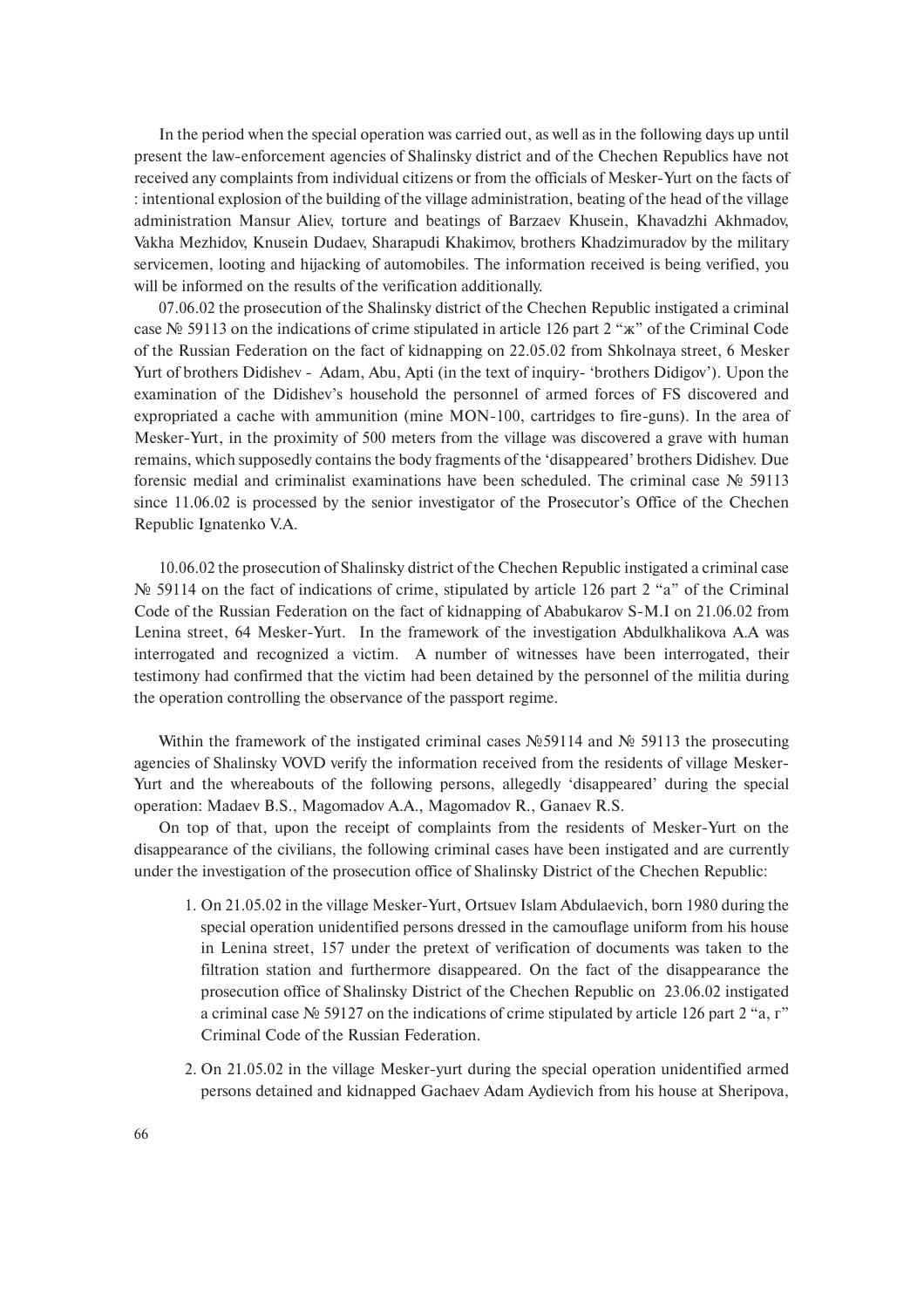In the period when the special operation was carried out, as well as in the following days up until present the law-enforcement agencies of Shalinsky district and of the Chechen Republics have not received any complaints from individual citizens or from the officials of Mesker-Yurt on the facts of : intentional explosion of the building of the village administration, beating of the head of the village administration Mansur Aliev, torture and beatings of Barzaev Khusein, Khavadzhi Akhmadov, Vakha Mezhidov, Knusein Dudaev, Sharapudi Khakimov, brothers Khadzimuradov by the military servicemen, looting and hijacking of automobiles. The information received is being verified, you will be informed on the results of the verification additionally.

07.06.02 the prosecution of the Shalinsky district of the Chechen Republic instigated a criminal case № 59113 on the indications of crime stipulated in article 126 part 2 "ж" of the Criminal Code of the Russian Federation on the fact of kidnapping on 22.05.02 from Shkolnaya street, 6 Mesker Yurt of brothers Didishev - Adam, Abu, Apti (in the text of inquiry- 'brothers Didigov'). Upon the examination of the Didishev's household the personnel of armed forces of FS discovered and expropriated a cache with ammunition (mine MON-100, cartridges to fire-guns). In the area of Mesker-Yurt, in the proximity of 500 meters from the village was discovered a grave with human remains, which supposedly contains the body fragments of the 'disappeared' brothers Didishev. Due forensic medial and criminalist examinations have been scheduled. The criminal case № 59113 since 11.06.02 is processed by the senior investigator of the Prosecutor's Office of the Chechen Republic Ignatenko V.A.

10.06.02 the prosecution of Shalinsky district of the Chechen Republic instigated a criminal case № 59114 on the fact of indications of crime, stipulated by article 126 part 2 "a" of the Criminal Code of the Russian Federation on the fact of kidnapping of Ababukarov S-M.I on 21.06.02 from Lenina street, 64 Mesker-Yurt. In the framework of the investigation Abdulkhalikova A.A was interrogated and recognized a victim. A number of witnesses have been interrogated, their testimony had confirmed that the victim had been detained by the personnel of the militia during the operation controlling the observance of the passport regime.

Within the framework of the instigated criminal cases №59114 and № 59113 the prosecuting agencies of Shalinsky VOVD verify the information received from the residents of village Mesker-Yurt and the whereabouts of the following persons, allegedly 'disappeared' during the special operation: Madaev B.S., Magomadov A.A., Magomadov R., Ganaev R.S.

On top of that, upon the receipt of complaints from the residents of Mesker-Yurt on the disappearance of the civilians, the following criminal cases have been instigated and are currently under the investigation of the prosecution office of Shalinsky District of the Chechen Republic:

1. On 21.05.02 in the village Mesker-Yurt, Ortsuev Islam Abdulaevich, born 1980 during the special operation unidentified persons dressed in the camouflage uniform from his house in Lenina street, 157 under the pretext of verification of documents was taken to the filtration station and furthermore disappeared. On the fact of the disappearance the prosecution office of Shalinsky District of the Chechen Republic on 23.06.02 instigated a criminal case № 59127 on the indications of crime stipulated by article 126 part 2 "а, г" Criminal Code of the Russian Federation.
2. On 21.05.02 in the village Mesker-yurt during the special operation unidentified armed persons detained and kidnapped Gachaev Adam Aydievich from his house at Sheripova,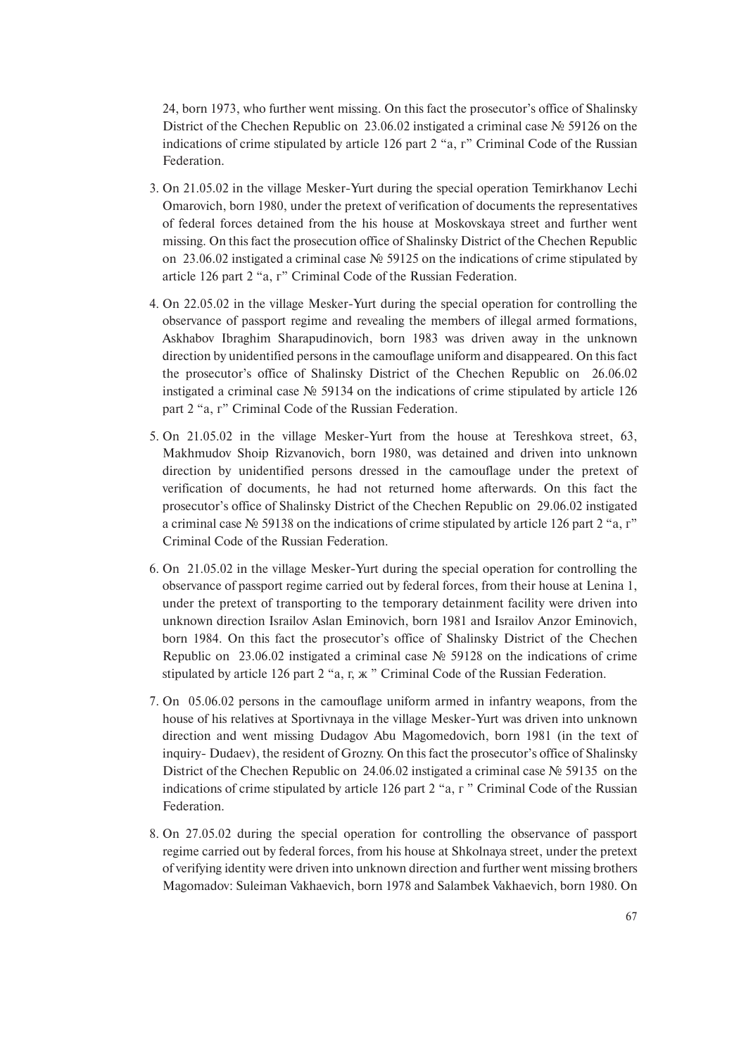24, born 1973, who further went missing. On this fact the prosecutor's office of Shalinsky District of the Chechen Republic on 23.06.02 instigated a criminal case № 59126 on the indications of crime stipulated by article 126 part 2 "а, г" Criminal Code of the Russian Federation.

3. On 21.05.02 in the village Mesker-Yurt during the special operation Temirkhanov Lechi Omarovich, born 1980, under the pretext of verification of documents the representatives of federal forces detained from the his house at Moskovskaya street and further went missing. On this fact the prosecution office of Shalinsky District of the Chechen Republic on 23.06.02 instigated a criminal case № 59125 on the indications of crime stipulated by article 126 part 2 "а, г" Criminal Code of the Russian Federation.

4. On 22.05.02 in the village Mesker-Yurt during the special operation for controlling the observance of passport regime and revealing the members of illegal armed formations, Askhabov Ibraghim Sharapudinovich, born 1983 was driven away in the unknown direction by unidentified persons in the camouflage uniform and disappeared. On this fact the prosecutor's office of Shalinsky District of the Chechen Republic on 26.06.02 instigated a criminal case № 59134 on the indications of crime stipulated by article 126 part 2 "а, г" Criminal Code of the Russian Federation.

5. On 21.05.02 in the village Mesker-Yurt from the house at Tereshkova street, 63, Makhmudov Shoip Rizvanovich, born 1980, was detained and driven into unknown direction by unidentified persons dressed in the camouflage under the pretext of verification of documents, he had not returned home afterwards. On this fact the prosecutor's office of Shalinsky District of the Chechen Republic on 29.06.02 instigated a criminal case № 59138 on the indications of crime stipulated by article 126 part 2 "а, г" Criminal Code of the Russian Federation.

6. On 21.05.02 in the village Mesker-Yurt during the special operation for controlling the observance of passport regime carried out by federal forces, from their house at Lenina 1, under the pretext of transporting to the temporary detainment facility were driven into unknown direction Israilov Aslan Eminovich, born 1981 and Israilov Anzor Eminovich, born 1984. On this fact the prosecutor's office of Shalinsky District of the Chechen Republic on 23.06.02 instigated a criminal case № 59128 on the indications of crime stipulated by article 126 part 2 "а, г, ж " Criminal Code of the Russian Federation.

7. On 05.06.02 persons in the camouflage uniform armed in infantry weapons, from the house of his relatives at Sportivnaya in the village Mesker-Yurt was driven into unknown direction and went missing Dudagov Abu Magomedovich, born 1981 (in the text of inquiry- Dudaev), the resident of Grozny. On this fact the prosecutor's office of Shalinsky District of the Chechen Republic on 24.06.02 instigated a criminal case № 59135 on the indications of crime stipulated by article 126 part 2 "а, г " Criminal Code of the Russian Federation.

8. On 27.05.02 during the special operation for controlling the observance of passport regime carried out by federal forces, from his house at Shkolnaya street, under the pretext of verifying identity were driven into unknown direction and further went missing brothers Magomadov: Suleiman Vakhaevich, born 1978 and Salambek Vakhaevich, born 1980. On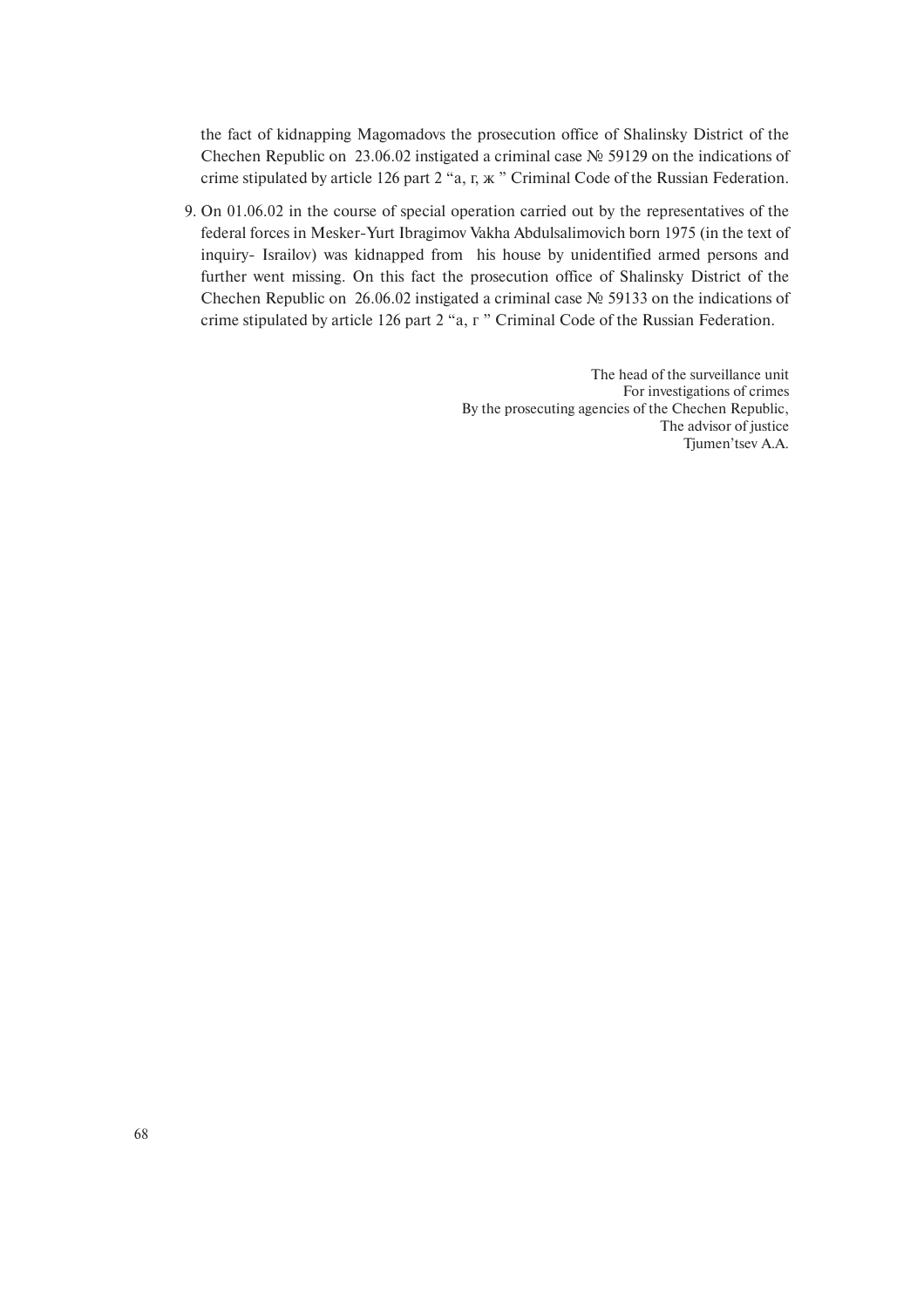the fact of kidnapping Magomadovs the prosecution office of Shalinsky District of the Chechen Republic on 23.06.02 instigated a criminal case № 59129 on the indications of crime stipulated by article 126 part 2 "а, г, ж " Criminal Code of the Russian Federation.

9. On 01.06.02 in the course of special operation carried out by the representatives of the federal forces in Mesker-Yurt Ibragimov Vakha Abdulsalimovich born 1975 (in the text of inquiry- Israilov) was kidnapped from his house by unidentified armed persons and further went missing. On this fact the prosecution office of Shalinsky District of the Chechen Republic on 26.06.02 instigated a criminal case № 59133 on the indications of crime stipulated by article 126 part 2 "а, г " Criminal Code of the Russian Federation.

The head of the surveillance unit
For investigations of crimes
By the prosecuting agencies of the Chechen Republic,
The advisor of justice
Tjumen'tsev A.A.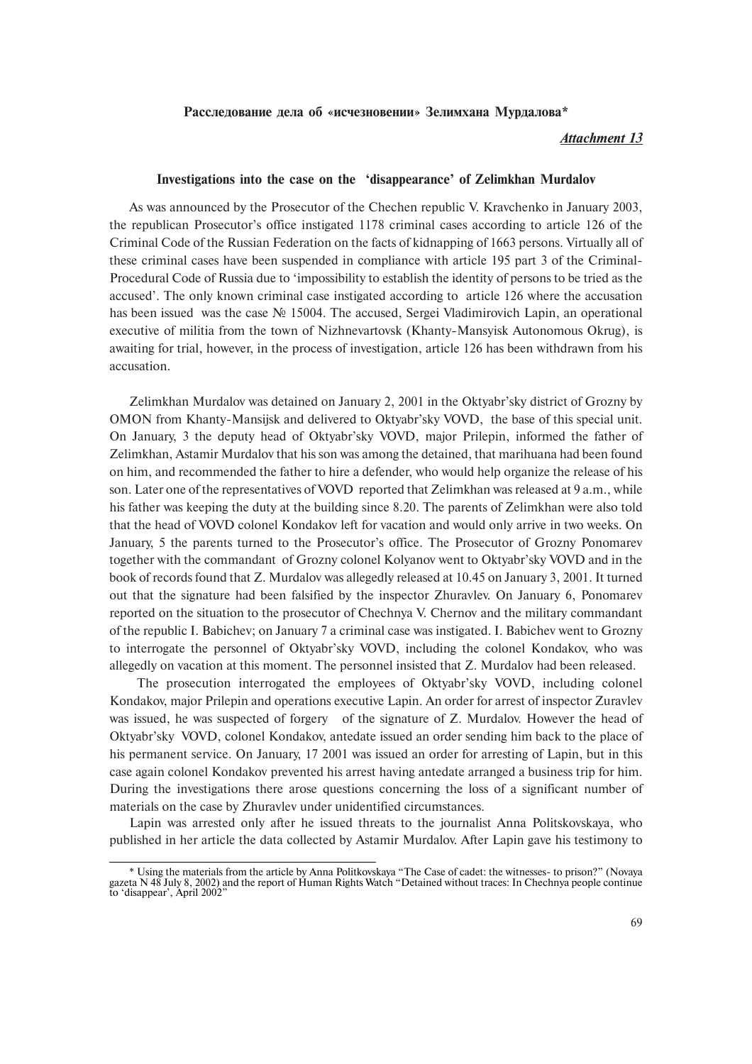**Расследование дела об «исчезновении» Зелимхана Мурдалова***

***Attachment 13***

## Investigations into the case on the 'disappearance' of Zelimkhan Murdalov

As was announced by the Prosecutor of the Chechen republic V. Kravchenko in January 2003, the republican Prosecutor's office instigated 1178 criminal cases according to article 126 of the Criminal Code of the Russian Federation on the facts of kidnapping of 1663 persons. Virtually all of these criminal cases have been suspended in compliance with article 195 part 3 of the Criminal-Procedural Code of Russia due to 'impossibility to establish the identity of persons to be tried as the accused'. The only known criminal case instigated according to article 126 where the accusation has been issued was the case № 15004. The accused, Sergei Vladimirovich Lapin, an operational executive of militia from the town of Nizhnevartovsk (Khanty-Mansyisk Autonomous Okrug), is awaiting for trial, however, in the process of investigation, article 126 has been withdrawn from his accusation.

Zelimkhan Murdalov was detained on January 2, 2001 in the Oktyabr'sky district of Grozny by OMON from Khanty-Mansijsk and delivered to Oktyabr'sky VOVD, the base of this special unit. On January, 3 the deputy head of Oktyabr'sky VOVD, major Prilepin, informed the father of Zelimkhan, Astamir Murdalov that his son was among the detained, that marihuana had been found on him, and recommended the father to hire a defender, who would help organize the release of his son. Later one of the representatives of VOVD reported that Zelimkhan was released at 9 a.m., while his father was keeping the duty at the building since 8.20. The parents of Zelimkhan were also told that the head of VOVD colonel Kondakov left for vacation and would only arrive in two weeks. On January, 5 the parents turned to the Prosecutor's office. The Prosecutor of Grozny Ponomarev together with the commandant of Grozny colonel Kolyanov went to Oktyabr'sky VOVD and in the book of records found that Z. Murdalov was allegedly released at 10.45 on January 3, 2001. It turned out that the signature had been falsified by the inspector Zhuravlev. On January 6, Ponomarev reported on the situation to the prosecutor of Chechnya V. Chernov and the military commandant of the republic I. Babichev; on January 7 a criminal case was instigated. I. Babichev went to Grozny to interrogate the personnel of Oktyabr'sky VOVD, including the colonel Kondakov, who was allegedly on vacation at this moment. The personnel insisted that Z. Murdalov had been released.

The prosecution interrogated the employees of Oktyabr'sky VOVD, including colonel Kondakov, major Prilepin and operations executive Lapin. An order for arrest of inspector Zuravlev was issued, he was suspected of forgery of the signature of Z. Murdalov. However the head of Oktyabr'sky VOVD, colonel Kondakov, antedate issued an order sending him back to the place of his permanent service. On January, 17 2001 was issued an order for arresting of Lapin, but in this case again colonel Kondakov prevented his arrest having antedate arranged a business trip for him. During the investigations there arose questions concerning the loss of a significant number of materials on the case by Zhuravlev under unidentified circumstances.

Lapin was arrested only after he issued threats to the journalist Anna Politskovskaya, who published in her article the data collected by Astamir Murdalov. After Lapin gave his testimony to

---

* Using the materials from the article by Anna Politkovskaya "The Case of cadet: the witnesses- to prison?" (Novaya gazeta N 48 July 8, 2002) and the report of Human Rights Watch "Detained without traces: In Chechnya people continue to 'disappear', April 2002"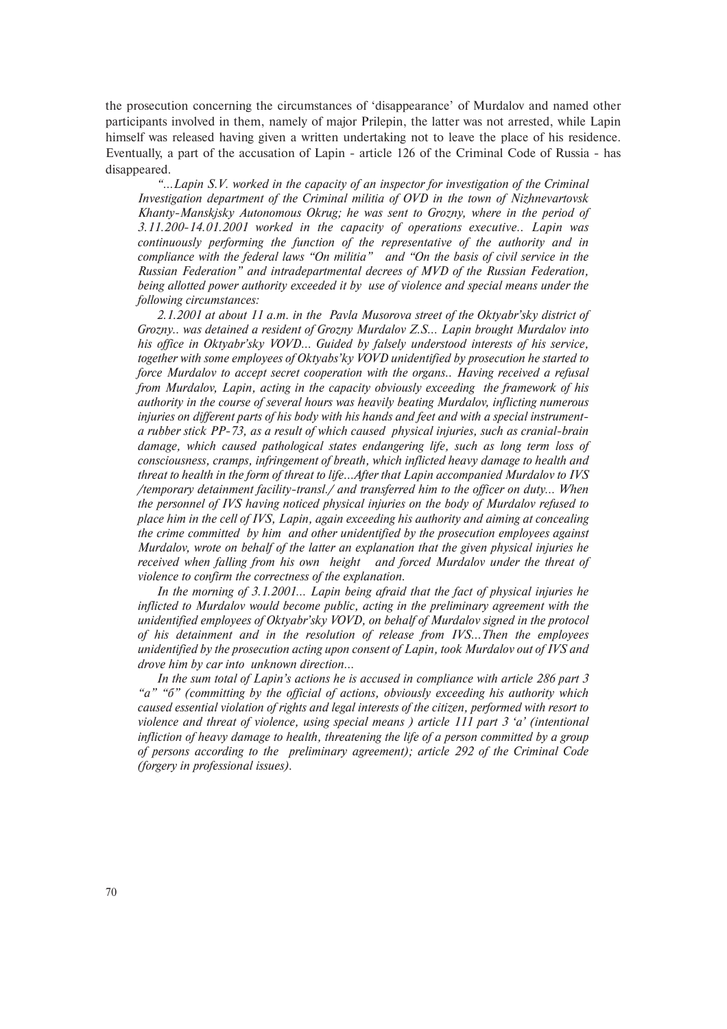the prosecution concerning the circumstances of 'disappearance' of Murdalov and named other participants involved in them, namely of major Prilepin, the latter was not arrested, while Lapin himself was released having given a written undertaking not to leave the place of his residence. Eventually, a part of the accusation of Lapin - article 126 of the Criminal Code of Russia - has disappeared.

*"...Lapin S.V. worked in the capacity of an inspector for investigation of the Criminal Investigation department of the Criminal militia of OVD in the town of Nizhnevartovsk Khanty-Manskjsky Autonomous Okrug; he was sent to Grozny, where in the period of 3.11.200-14.01.2001 worked in the capacity of operations executive.. Lapin was continuously performing the function of the representative of the authority and in compliance with the federal laws "On militia" and "On the basis of civil service in the Russian Federation" and intradepartmental decrees of MVD of the Russian Federation, being allotted power authority exceeded it by use of violence and special means under the following circumstances:*

*2.1.2001 at about 11 a.m. in the Pavla Musorova street of the Oktyabr'sky district of Grozny.. was detained a resident of Grozny Murdalov Z.S... Lapin brought Murdalov into his office in Oktyabr'sky VOVD... Guided by falsely understood interests of his service, together with some employees of Oktyabs'ky VOVD unidentified by prosecution he started to force Murdalov to accept secret cooperation with the organs.. Having received a refusal from Murdalov, Lapin, acting in the capacity obviously exceeding the framework of his authority in the course of several hours was heavily beating Murdalov, inflicting numerous injuries on different parts of his body with his hands and feet and with a special instrument- a rubber stick PP-73, as a result of which caused physical injuries, such as cranial-brain damage, which caused pathological states endangering life, such as long term loss of consciousness, cramps, infringement of breath, which inflicted heavy damage to health and threat to health in the form of threat to life...After that Lapin accompanied Murdalov to IVS /temporary detainment facility-transl./ and transferred him to the officer on duty... When the personnel of IVS having noticed physical injuries on the body of Murdalov refused to place him in the cell of IVS, Lapin, again exceeding his authority and aiming at concealing the crime committed by him and other unidentified by the prosecution employees against Murdalov, wrote on behalf of the latter an explanation that the given physical injuries he received when falling from his own height and forced Murdalov under the threat of violence to confirm the correctness of the explanation.*

*In the morning of 3.1.2001... Lapin being afraid that the fact of physical injuries he inflicted to Murdalov would become public, acting in the preliminary agreement with the unidentified employees of Oktyabr'sky VOVD, on behalf of Murdalov signed in the protocol of his detainment and in the resolution of release from IVS...Then the employees unidentified by the prosecution acting upon consent of Lapin, took Murdalov out of IVS and drove him by car into unknown direction...*

*In the sum total of Lapin's actions he is accused in compliance with article 286 part 3 "a" "б" (committing by the official of actions, obviously exceeding his authority which caused essential violation of rights and legal interests of the citizen, performed with resort to violence and threat of violence, using special means ) article 111 part 3 'a' (intentional infliction of heavy damage to health, threatening the life of a person committed by a group of persons according to the preliminary agreement); article 292 of the Criminal Code (forgery in professional issues).*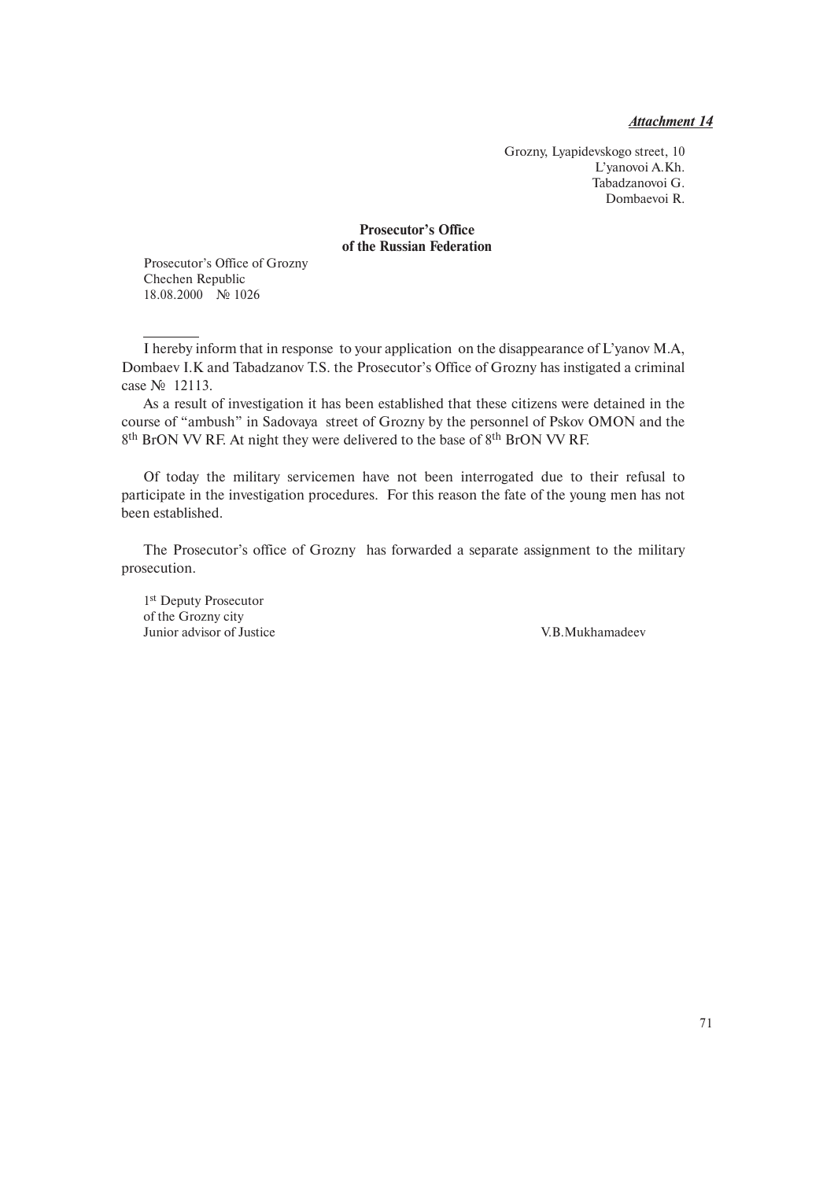***Attachment 14***

Grozny, Lyapidevskogo street, 10
L'yanovoi A.Kh.
Tabadzanovoi G.
Dombaevoi R.

**Prosecutor's Office**
**of the Russian Federation**

Prosecutor's Office of Grozny
Chechen Republic
18.08.2000 № 1026

I hereby inform that in response to your application on the disappearance of L'yanov M.A, Dombaev I.K and Tabadzanov T.S. the Prosecutor's Office of Grozny has instigated a criminal case № 12113.

As a result of investigation it has been established that these citizens were detained in the course of "ambush" in Sadovaya street of Grozny by the personnel of Pskov OMON and the 8$^{th}$ BrON VV RF. At night they were delivered to the base of 8$^{th}$ BrON VV RF.

Of today the military servicemen have not been interrogated due to their refusal to participate in the investigation procedures. For this reason the fate of the young men has not been established.

The Prosecutor's office of Grozny has forwarded a separate assignment to the military prosecution.

1$^{st}$ Deputy Prosecutor
of the Grozny city
Junior advisor of Justice V.B.Mukhamadeev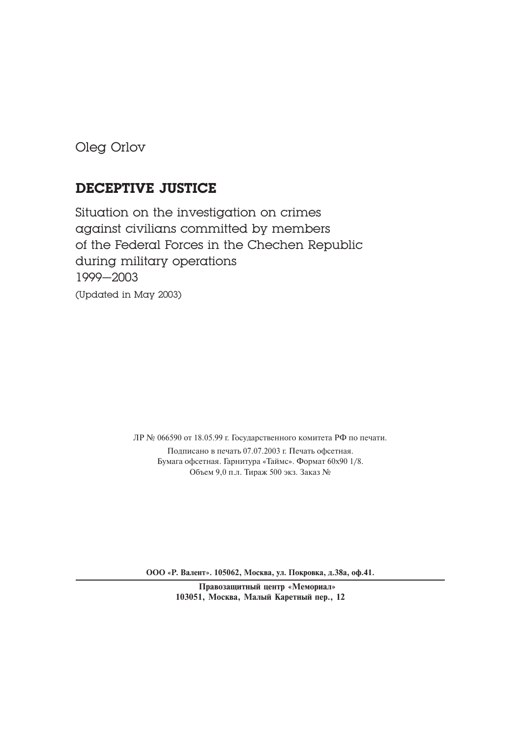Oleg Orlov

# DECEPTIVE JUSTICE

Situation on the investigation on crimes against civilians committed by members of the Federal Forces in the Chechen Republic during military operations 1999—2003

(Updated in May 2003)

ЛР № 066590 от 18.05.99 г. Государственного комитета РФ по печати.

Подписано в печать 07.07.2003 г. Печать офсетная.
Бумага офсетная. Гарнитура «Таймс». Формат 60x90 1/8.
Объем 9,0 п.л. Тираж 500 экз. Заказ №

**ООО «Р. Валент». 105062, Москва, ул. Покровка, д.38а, оф.41.**

---

**Правозащитный центр «Мемориал»**
**103051, Москва, Малый Каретный пер., 12**